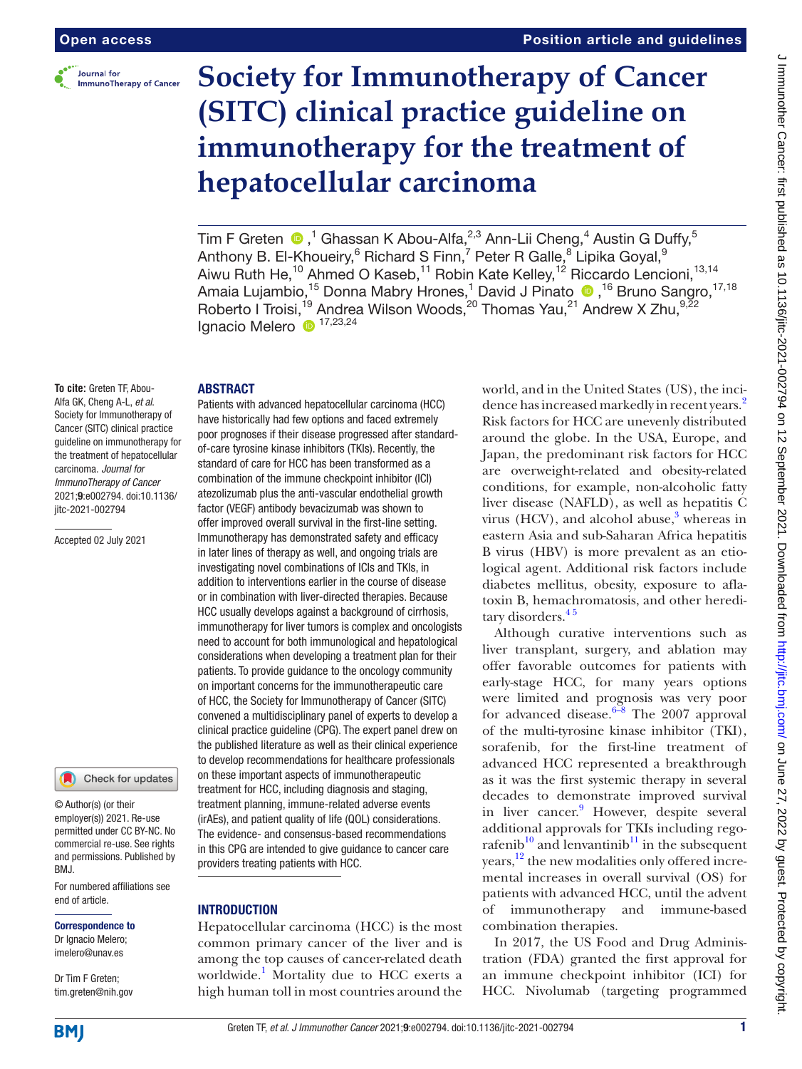# Society for Immunotherapy of Cancer (SITC) clinical practice guideline on immunotherapy for the treatment of hepatocellular carcinoma

Tim F Greten [1], Ghassan K Abou-Alfa [2,3], Ann-Lii Cheng [4], Austin G Duffy [5], Anthony B. El-Khoueiry [6], Richard S Finn [7], Peter R Galle [8], Lipika Goyal [9], Aiwu Ruth He [10], Ahmed O Kaseb [11], Robin Kate Kelley [12], Riccardo Lencioni [13,14], Amaia Lujambio [15], Donna Mabry Hrones [1], David J Pinato [16], Bruno Sangro [17,18], Roberto I Troisi [19], Andrea Wilson Woods [20], Thomas Yau [21], Andrew X Zhu [9,22], Ignacio Melero [17,23,24]

**To cite:** Greten TF, Abou-Alfa GK, Cheng A-L, *et al*. Society for Immunotherapy of Cancer (SITC) clinical practice guideline on immunotherapy for the treatment of hepatocellular carcinoma. *Journal for ImmunoTherapy of Cancer* 2021;**9**:e002794. doi:10.1136/jitc-2021-002794

Accepted 02 July 2021

© Author(s) (or their employer(s)) 2021. Re-use permitted under CC BY-NC. No commercial re-use. See rights and permissions. Published by BMJ.

For numbered affiliations see end of article.

**Correspondence to**
Dr Ignacio Melero; imelero@unav.es

Dr Tim F Greten; tim.greten@nih.gov

## ABSTRACT

Patients with advanced hepatocellular carcinoma (HCC) have historically had few options and faced extremely poor prognoses if their disease progressed after standard-of-care tyrosine kinase inhibitors (TKIs). Recently, the standard of care for HCC has been transformed as a combination of the immune checkpoint inhibitor (ICI) atezolizumab plus the anti-vascular endothelial growth factor (VEGF) antibody bevacizumab was shown to offer improved overall survival in the first-line setting. Immunotherapy has demonstrated safety and efficacy in later lines of therapy as well, and ongoing trials are investigating novel combinations of ICIs and TKIs, in addition to interventions earlier in the course of disease or in combination with liver-directed therapies. Because HCC usually develops against a background of cirrhosis, immunotherapy for liver tumors is complex and oncologists need to account for both immunological and hepatological considerations when developing a treatment plan for their patients. To provide guidance to the oncology community on important concerns for the immunotherapeutic care of HCC, the Society for Immunotherapy of Cancer (SITC) convened a multidisciplinary panel of experts to develop a clinical practice guideline (CPG). The expert panel drew on the published literature as well as their clinical experience to develop recommendations for healthcare professionals on these important aspects of immunotherapeutic treatment for HCC, including diagnosis and staging, treatment planning, immune-related adverse events (irAEs), and patient quality of life (QOL) considerations. The evidence- and consensus-based recommendations in this CPG are intended to give guidance to cancer care providers treating patients with HCC.

## INTRODUCTION

Hepatocellular carcinoma (HCC) is the most common primary cancer of the liver and is among the top causes of cancer-related death worldwide.[1] Mortality due to HCC exerts a high human toll in most countries around the world, and in the United States (US), the incidence has increased markedly in recent years.[2] Risk factors for HCC are unevenly distributed around the globe. In the USA, Europe, and Japan, the predominant risk factors for HCC are overweight-related and obesity-related conditions, for example, non-alcoholic fatty liver disease (NAFLD), as well as hepatitis C virus (HCV), and alcohol abuse,[3] whereas in eastern Asia and sub-Saharan Africa hepatitis B virus (HBV) is more prevalent as an etiological agent. Additional risk factors include diabetes mellitus, obesity, exposure to aflatoxin B, hemachromatosis, and other hereditary disorders.[4,5]

Although curative interventions such as liver transplant, surgery, and ablation may offer favorable outcomes for patients with early-stage HCC, for many years options were limited and prognosis was very poor for advanced disease.[6–8] The 2007 approval of the multi-tyrosine kinase inhibitor (TKI), sorafenib, for the first-line treatment of advanced HCC represented a breakthrough as it was the first systemic therapy in several decades to demonstrate improved survival in liver cancer.[9] However, despite several additional approvals for TKIs including regorafenib[10] and lenvantinib[11] in the subsequent years,[12] the new modalities only offered incremental increases in overall survival (OS) for patients with advanced HCC, until the advent of immunotherapy and immune-based combination therapies.

In 2017, the US Food and Drug Administration (FDA) granted the first approval for an immune checkpoint inhibitor (ICI) for HCC. Nivolumab (targeting programmed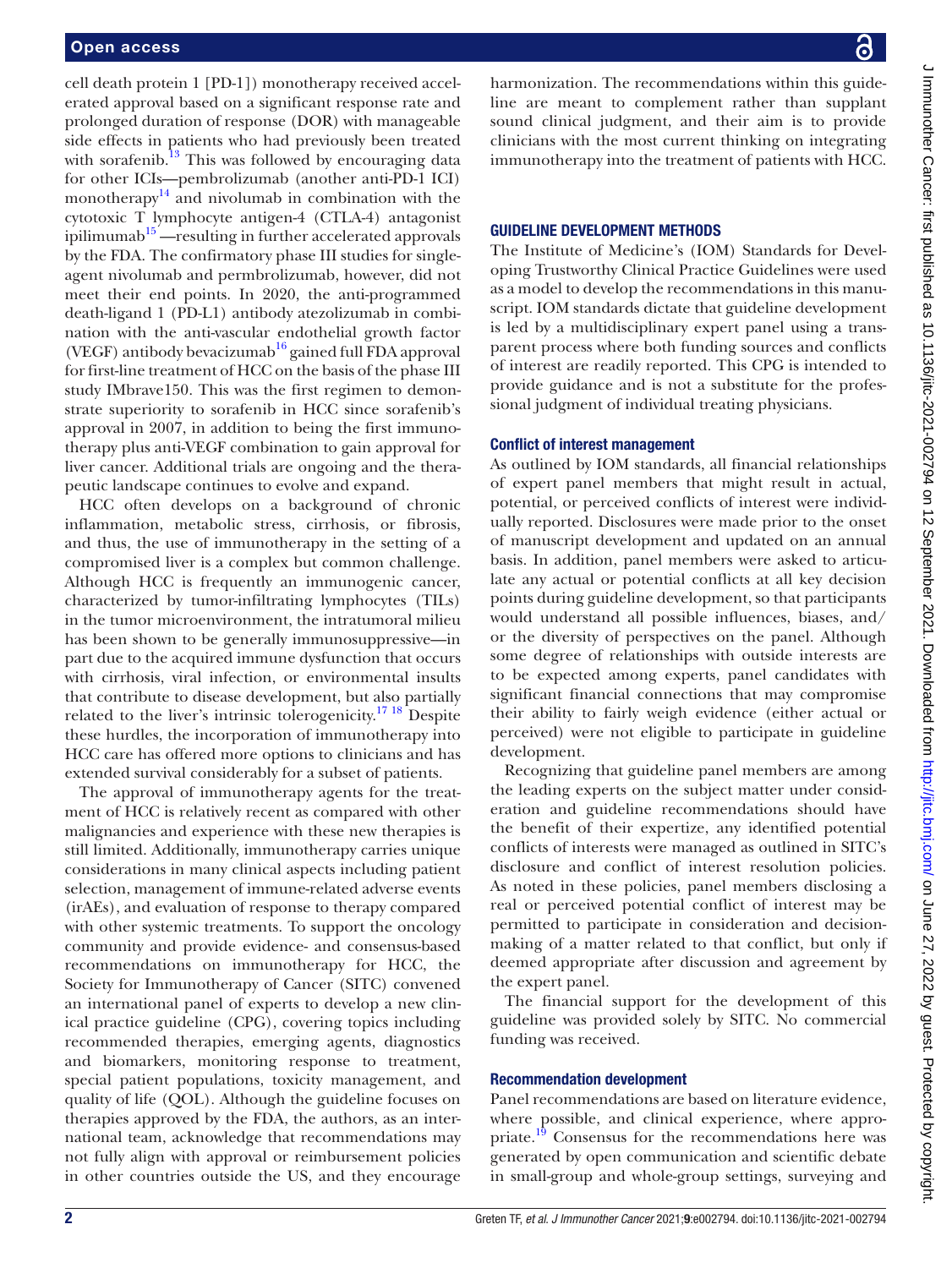cell death protein 1 [PD-1]) monotherapy received accelerated approval based on a significant response rate and prolonged duration of response (DOR) with manageable side effects in patients who had previously been treated with sorafenib.[13] This was followed by encouraging data for other ICIs—pembrolizumab (another anti-PD-1 ICI) monotherapy[14] and nivolumab in combination with the cytotoxic T lymphocyte antigen-4 (CTLA-4) antagonist ipilimumab[15]—resulting in further accelerated approvals by the FDA. The confirmatory phase III studies for single-agent nivolumab and permbrolizumab, however, did not meet their end points. In 2020, the anti-programmed death-ligand 1 (PD-L1) antibody atezolizumab in combination with the anti-vascular endothelial growth factor (VEGF) antibody bevacizumab[16] gained full FDA approval for first-line treatment of HCC on the basis of the phase III study IMbrave150. This was the first regimen to demonstrate superiority to sorafenib in HCC since sorafenib's approval in 2007, in addition to being the first immunotherapy plus anti-VEGF combination to gain approval for liver cancer. Additional trials are ongoing and the therapeutic landscape continues to evolve and expand.

HCC often develops on a background of chronic inflammation, metabolic stress, cirrhosis, or fibrosis, and thus, the use of immunotherapy in the setting of a compromised liver is a complex but common challenge. Although HCC is frequently an immunogenic cancer, characterized by tumor-infiltrating lymphocytes (TILs) in the tumor microenvironment, the intratumoral milieu has been shown to be generally immunosuppressive—in part due to the acquired immune dysfunction that occurs with cirrhosis, viral infection, or environmental insults that contribute to disease development, but also partially related to the liver's intrinsic tolerogenicity.[17,18] Despite these hurdles, the incorporation of immunotherapy into HCC care has offered more options to clinicians and has extended survival considerably for a subset of patients.

The approval of immunotherapy agents for the treatment of HCC is relatively recent as compared with other malignancies and experience with these new therapies is still limited. Additionally, immunotherapy carries unique considerations in many clinical aspects including patient selection, management of immune-related adverse events (irAEs), and evaluation of response to therapy compared with other systemic treatments. To support the oncology community and provide evidence- and consensus-based recommendations on immunotherapy for HCC, the Society for Immunotherapy of Cancer (SITC) convened an international panel of experts to develop a new clinical practice guideline (CPG), covering topics including recommended therapies, emerging agents, diagnostics and biomarkers, monitoring response to treatment, special patient populations, toxicity management, and quality of life (QOL). Although the guideline focuses on therapies approved by the FDA, the authors, as an international team, acknowledge that recommendations may not fully align with approval or reimbursement policies in other countries outside the US, and they encourage harmonization. The recommendations within this guideline are meant to complement rather than supplant sound clinical judgment, and their aim is to provide clinicians with the most current thinking on integrating immunotherapy into the treatment of patients with HCC.

## GUIDELINE DEVELOPMENT METHODS

The Institute of Medicine's (IOM) Standards for Developing Trustworthy Clinical Practice Guidelines were used as a model to develop the recommendations in this manuscript. IOM standards dictate that guideline development is led by a multidisciplinary expert panel using a transparent process where both funding sources and conflicts of interest are readily reported. This CPG is intended to provide guidance and is not a substitute for the professional judgment of individual treating physicians.

### Conflict of interest management

As outlined by IOM standards, all financial relationships of expert panel members that might result in actual, potential, or perceived conflicts of interest were individually reported. Disclosures were made prior to the onset of manuscript development and updated on an annual basis. In addition, panel members were asked to articulate any actual or potential conflicts at all key decision points during guideline development, so that participants would understand all possible influences, biases, and/or the diversity of perspectives on the panel. Although some degree of relationships with outside interests are to be expected among experts, panel candidates with significant financial connections that may compromise their ability to fairly weigh evidence (either actual or perceived) were not eligible to participate in guideline development.

Recognizing that guideline panel members are among the leading experts on the subject matter under consideration and guideline recommendations should have the benefit of their expertize, any identified potential conflicts of interests were managed as outlined in SITC's disclosure and conflict of interest resolution policies. As noted in these policies, panel members disclosing a real or perceived potential conflict of interest may be permitted to participate in consideration and decision-making of a matter related to that conflict, but only if deemed appropriate after discussion and agreement by the expert panel.

The financial support for the development of this guideline was provided solely by SITC. No commercial funding was received.

### Recommendation development

Panel recommendations are based on literature evidence, where possible, and clinical experience, where appropriate.[19] Consensus for the recommendations here was generated by open communication and scientific debate in small-group and whole-group settings, surveying and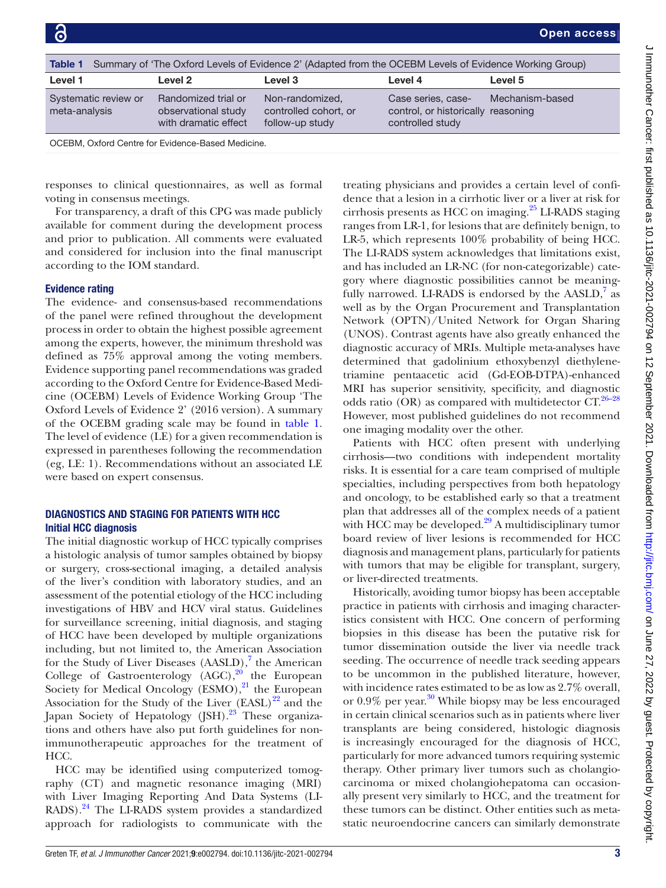Table 1 Summary of 'The Oxford Levels of Evidence 2' (Adapted from the OCEBM Levels of Evidence Working Group)

| Level 1 | Level 2 | Level 3 | Level 4 | Level 5 |
|---|---|---|---|---|
| Systematic review or meta-analysis | Randomized trial or observational study with dramatic effect | Non-randomized, controlled cohort, or follow-up study | Case series, case-control, or historically controlled study | Mechanism-based reasoning |

OCEBM, Oxford Centre for Evidence-Based Medicine.

responses to clinical questionnaires, as well as formal voting in consensus meetings.

For transparency, a draft of this CPG was made publicly available for comment during the development process and prior to publication. All comments were evaluated and considered for inclusion into the final manuscript according to the IOM standard.

### Evidence rating

The evidence- and consensus-based recommendations of the panel were refined throughout the development process in order to obtain the highest possible agreement among the experts, however, the minimum threshold was defined as 75% approval among the voting members. Evidence supporting panel recommendations was graded according to the Oxford Centre for Evidence-Based Medicine (OCEBM) Levels of Evidence Working Group 'The Oxford Levels of Evidence 2' (2016 version). A summary of the OCEBM grading scale may be found in table 1. The level of evidence (LE) for a given recommendation is expressed in parentheses following the recommendation (eg, LE: 1). Recommendations without an associated LE were based on expert consensus.

## DIAGNOSTICS AND STAGING FOR PATIENTS WITH HCC

### Initial HCC diagnosis

The initial diagnostic workup of HCC typically comprises a histologic analysis of tumor samples obtained by biopsy or surgery, cross-sectional imaging, a detailed analysis of the liver's condition with laboratory studies, and an assessment of the potential etiology of the HCC including investigations of HBV and HCV viral status. Guidelines for surveillance screening, initial diagnosis, and staging of HCC have been developed by multiple organizations including, but not limited to, the American Association for the Study of Liver Diseases (AASLD),[7] the American College of Gastroenterology (AGC),[20] the European Society for Medical Oncology (ESMO),[21] the European Association for the Study of the Liver (EASL)[22] and the Japan Society of Hepatology (JSH).[23] These organizations and others have also put forth guidelines for non-immunotherapeutic approaches for the treatment of HCC.

HCC may be identified using computerized tomography (CT) and magnetic resonance imaging (MRI) with Liver Imaging Reporting And Data Systems (LI-RADS).[24] The LI-RADS system provides a standardized approach for radiologists to communicate with the treating physicians and provides a certain level of confidence that a lesion in a cirrhotic liver or a liver at risk for cirrhosis presents as HCC on imaging.[25] LI-RADS staging ranges from LR-1, for lesions that are definitely benign, to LR-5, which represents 100% probability of being HCC. The LI-RADS system acknowledges that limitations exist, and has included an LR-NC (for non-categorizable) category where diagnostic possibilities cannot be meaningfully narrowed. LI-RADS is endorsed by the AASLD,[7] as well as by the Organ Procurement and Transplantation Network (OPTN)/United Network for Organ Sharing (UNOS). Contrast agents have also greatly enhanced the diagnostic accuracy of MRIs. Multiple meta-analyses have determined that gadolinium ethoxybenzyl diethylenetriamine pentaacetic acid (Gd-EOB-DTPA)-enhanced MRI has superior sensitivity, specificity, and diagnostic odds ratio (OR) as compared with multidetector CT.[26–28] However, most published guidelines do not recommend one imaging modality over the other.

Patients with HCC often present with underlying cirrhosis—two conditions with independent mortality risks. It is essential for a care team comprised of multiple specialties, including perspectives from both hepatology and oncology, to be established early so that a treatment plan that addresses all of the complex needs of a patient with HCC may be developed.[29] A multidisciplinary tumor board review of liver lesions is recommended for HCC diagnosis and management plans, particularly for patients with tumors that may be eligible for transplant, surgery, or liver-directed treatments.

Historically, avoiding tumor biopsy has been acceptable practice in patients with cirrhosis and imaging characteristics consistent with HCC. One concern of performing biopsies in this disease has been the putative risk for tumor dissemination outside the liver via needle track seeding. The occurrence of needle track seeding appears to be uncommon in the published literature, however, with incidence rates estimated to be as low as 2.7% overall, or 0.9% per year.[30] While biopsy may be less encouraged in certain clinical scenarios such as in patients where liver transplants are being considered, histologic diagnosis is increasingly encouraged for the diagnosis of HCC, particularly for more advanced tumors requiring systemic therapy. Other primary liver tumors such as cholangiocarcinoma or mixed cholangiohepatoma can occasionally present very similarly to HCC, and the treatment for these tumors can be distinct. Other entities such as metastatic neuroendocrine cancers can similarly demonstrate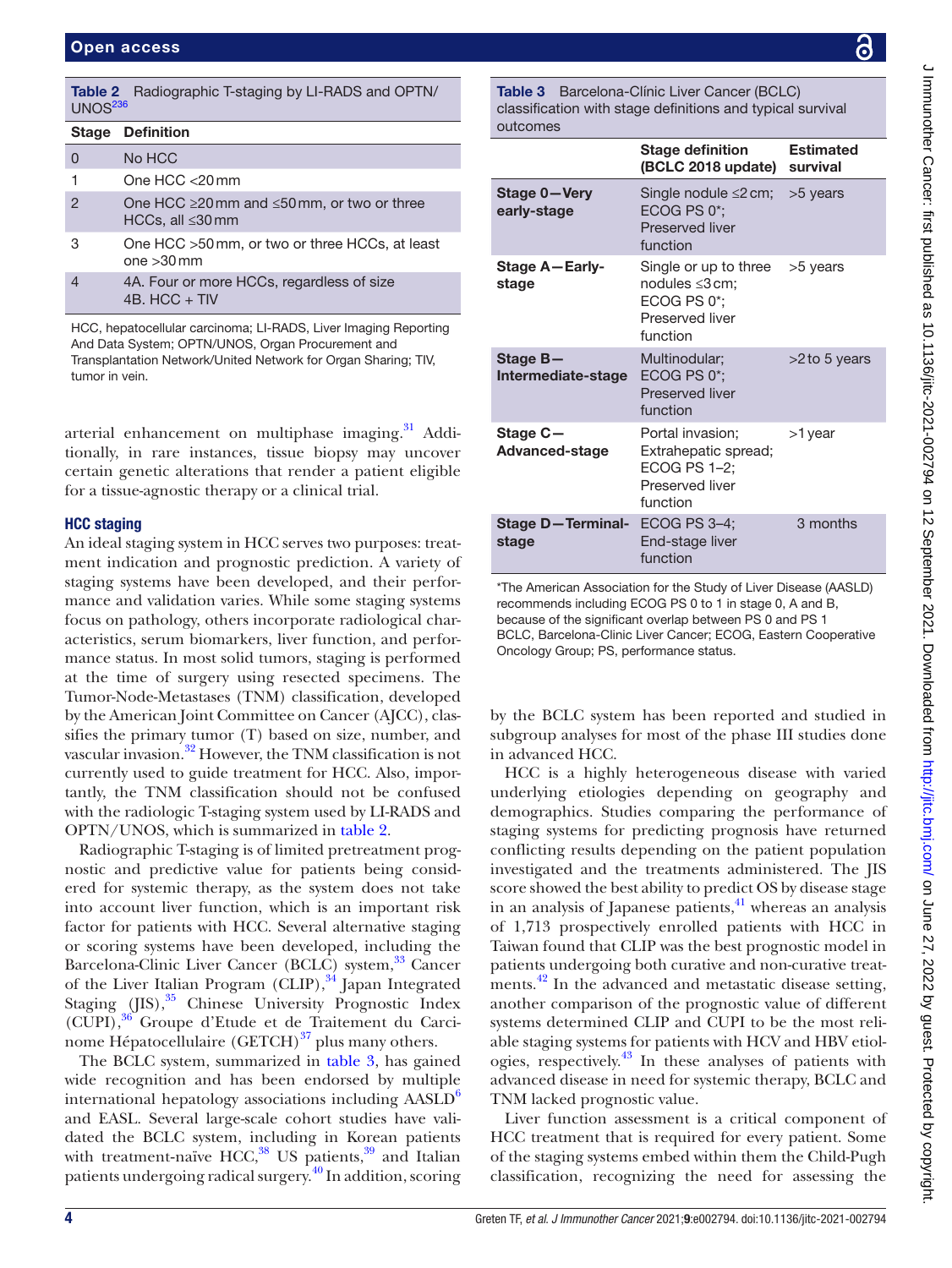**Table 2** Radiographic T-staging by LI-RADS and OPTN/UNOS[236]

| Stage | Definition |
|---|---|
| 0 | No HCC |
| 1 | One HCC <20 mm |
| 2 | One HCC ≥20 mm and ≤50 mm, or two or three HCCs, all ≤30 mm |
| 3 | One HCC >50 mm, or two or three HCCs, at least one >30 mm |
| 4 | 4A. Four or more HCCs, regardless of size<br>4B. HCC + TIV |

HCC, hepatocellular carcinoma; LI-RADS, Liver Imaging Reporting And Data System; OPTN/UNOS, Organ Procurement and Transplantation Network/United Network for Organ Sharing; TIV, tumor in vein.

arterial enhancement on multiphase imaging.[31] Additionally, in rare instances, tissue biopsy may uncover certain genetic alterations that render a patient eligible for a tissue-agnostic therapy or a clinical trial.

## HCC staging

An ideal staging system in HCC serves two purposes: treatment indication and prognostic prediction. A variety of staging systems have been developed, and their performance and validation varies. While some staging systems focus on pathology, others incorporate radiological characteristics, serum biomarkers, liver function, and performance status. In most solid tumors, staging is performed at the time of surgery using resected specimens. The Tumor-Node-Metastases (TNM) classification, developed by the American Joint Committee on Cancer (AJCC), classifies the primary tumor (T) based on size, number, and vascular invasion.[32] However, the TNM classification is not currently used to guide treatment for HCC. Also, importantly, the TNM classification should not be confused with the radiologic T-staging system used by LI-RADS and OPTN/UNOS, which is summarized in table 2.

Radiographic T-staging is of limited pretreatment prognostic and predictive value for patients being considered for systemic therapy, as the system does not take into account liver function, which is an important risk factor for patients with HCC. Several alternative staging or scoring systems have been developed, including the Barcelona-Clinic Liver Cancer (BCLC) system,[33] Cancer of the Liver Italian Program (CLIP),[34] Japan Integrated Staging (JIS),[35] Chinese University Prognostic Index (CUPI),[36] Groupe d'Etude et de Traitement du Carcinome Hépatocellulaire (GETCH)[37] plus many others.

The BCLC system, summarized in table 3, has gained wide recognition and has been endorsed by multiple international hepatology associations including AASLD[6] and EASL. Several large-scale cohort studies have validated the BCLC system, including in Korean patients with treatment-naïve HCC,[38] US patients,[39] and Italian patients undergoing radical surgery.[40] In addition, scoring by the BCLC system has been reported and studied in subgroup analyses for most of the phase III studies done in advanced HCC.

**Table 3** Barcelona-Clínic Liver Cancer (BCLC) classification with stage definitions and typical survival outcomes

| | Stage definition (BCLC 2018 update) | Estimated survival |
|---|---|---|
| **Stage 0—Very early-stage** | Single nodule ≤2 cm; ECOG PS 0*; Preserved liver function | >5 years |
| **Stage A—Early-stage** | Single or up to three nodules ≤3 cm; ECOG PS 0*; Preserved liver function | >5 years |
| **Stage B—Intermediate-stage** | Multinodular; ECOG PS 0*; Preserved liver function | >2 to 5 years |
| **Stage C—Advanced-stage** | Portal invasion; Extrahepatic spread; ECOG PS 1–2; Preserved liver function | >1 year |
| **Stage D—Terminal-stage** | ECOG PS 3–4; End-stage liver function | 3 months |

*The American Association for the Study of Liver Disease (AASLD) recommends including ECOG PS 0 to 1 in stage 0, A and B, because of the significant overlap between PS 0 and PS 1
BCLC, Barcelona-Clinic Liver Cancer; ECOG, Eastern Cooperative Oncology Group; PS, performance status.

HCC is a highly heterogeneous disease with varied underlying etiologies depending on geography and demographics. Studies comparing the performance of staging systems for predicting prognosis have returned conflicting results depending on the patient population investigated and the treatments administered. The JIS score showed the best ability to predict OS by disease stage in an analysis of Japanese patients,[41] whereas an analysis of 1,713 prospectively enrolled patients with HCC in Taiwan found that CLIP was the best prognostic model in patients undergoing both curative and non-curative treatments.[42] In the advanced and metastatic disease setting, another comparison of the prognostic value of different systems determined CLIP and CUPI to be the most reliable staging systems for patients with HCV and HBV etiologies, respectively.[43] In these analyses of patients with advanced disease in need for systemic therapy, BCLC and TNM lacked prognostic value.

Liver function assessment is a critical component of HCC treatment that is required for every patient. Some of the staging systems embed within them the Child-Pugh classification, recognizing the need for assessing the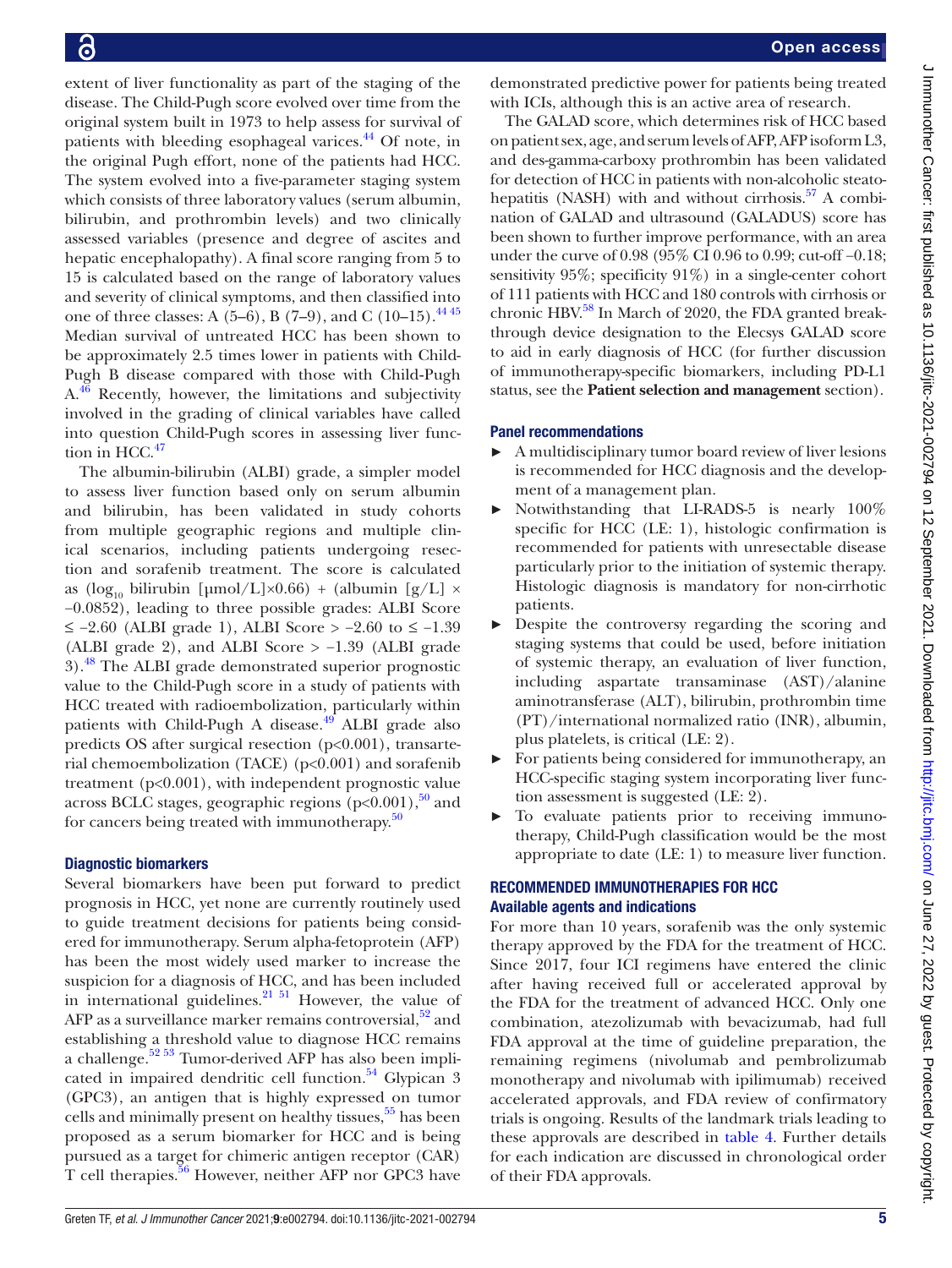extent of liver functionality as part of the staging of the disease. The Child-Pugh score evolved over time from the original system built in 1973 to help assess for survival of patients with bleeding esophageal varices.[44] Of note, in the original Pugh effort, none of the patients had HCC. The system evolved into a five-parameter staging system which consists of three laboratory values (serum albumin, bilirubin, and prothrombin levels) and two clinically assessed variables (presence and degree of ascites and hepatic encephalopathy). A final score ranging from 5 to 15 is calculated based on the range of laboratory values and severity of clinical symptoms, and then classified into one of three classes: A (5–6), B (7–9), and C (10–15).[44,45] Median survival of untreated HCC has been shown to be approximately 2.5 times lower in patients with Child-Pugh B disease compared with those with Child-Pugh A.[46] Recently, however, the limitations and subjectivity involved in the grading of clinical variables have called into question Child-Pugh scores in assessing liver function in HCC.[47]

The albumin-bilirubin (ALBI) grade, a simpler model to assess liver function based only on serum albumin and bilirubin, has been validated in study cohorts from multiple geographic regions and multiple clinical scenarios, including patients undergoing resection and sorafenib treatment. The score is calculated as ($\log_{10}$ bilirubin [µmol/L]×0.66) + (albumin [g/L] × −0.0852), leading to three possible grades: ALBI Score ≤ −2.60 (ALBI grade 1), ALBI Score > −2.60 to ≤ −1.39 (ALBI grade 2), and ALBI Score > −1.39 (ALBI grade 3).[48] The ALBI grade demonstrated superior prognostic value to the Child-Pugh score in a study of patients with HCC treated with radioembolization, particularly within patients with Child-Pugh A disease.[49] ALBI grade also predicts OS after surgical resection ($p<0.001$), transarterial chemoembolization (TACE) ($p<0.001$) and sorafenib treatment ($p<0.001$), with independent prognostic value across BCLC stages, geographic regions ($p<0.001$),[50] and for cancers being treated with immunotherapy.[50]

### Diagnostic biomarkers

Several biomarkers have been put forward to predict prognosis in HCC, yet none are currently routinely used to guide treatment decisions for patients being considered for immunotherapy. Serum alpha-fetoprotein (AFP) has been the most widely used marker to increase the suspicion for a diagnosis of HCC, and has been included in international guidelines.[21,51] However, the value of AFP as a surveillance marker remains controversial,[52] and establishing a threshold value to diagnose HCC remains a challenge.[52,53] Tumor-derived AFP has also been implicated in impaired dendritic cell function.[54] Glypican 3 (GPC3), an antigen that is highly expressed on tumor cells and minimally present on healthy tissues,[55] has been proposed as a serum biomarker for HCC and is being pursued as a target for chimeric antigen receptor (CAR) T cell therapies.[56] However, neither AFP nor GPC3 have demonstrated predictive power for patients being treated with ICIs, although this is an active area of research.

The GALAD score, which determines risk of HCC based on patient sex, age, and serum levels of AFP, AFP isoform L3, and des-gamma-carboxy prothrombin has been validated for detection of HCC in patients with non-alcoholic steatohepatitis (NASH) with and without cirrhosis.[57] A combination of GALAD and ultrasound (GALADUS) score has been shown to further improve performance, with an area under the curve of 0.98 (95% CI 0.96 to 0.99; cut-off −0.18; sensitivity 95%; specificity 91%) in a single-center cohort of 111 patients with HCC and 180 controls with cirrhosis or chronic HBV.[58] In March of 2020, the FDA granted breakthrough device designation to the Elecsys GALAD score to aid in early diagnosis of HCC (for further discussion of immunotherapy-specific biomarkers, including PD-L1 status, see the **Patient selection and management** section).

### Panel recommendations

- A multidisciplinary tumor board review of liver lesions is recommended for HCC diagnosis and the development of a management plan.
- Notwithstanding that LI-RADS-5 is nearly 100% specific for HCC (LE: 1), histologic confirmation is recommended for patients with unresectable disease particularly prior to the initiation of systemic therapy. Histologic diagnosis is mandatory for non-cirrhotic patients.
- Despite the controversy regarding the scoring and staging systems that could be used, before initiation of systemic therapy, an evaluation of liver function, including aspartate transaminase (AST)/alanine aminotransferase (ALT), bilirubin, prothrombin time (PT)/international normalized ratio (INR), albumin, plus platelets, is critical (LE: 2).
- For patients being considered for immunotherapy, an HCC-specific staging system incorporating liver function assessment is suggested (LE: 2).
- To evaluate patients prior to receiving immunotherapy, Child-Pugh classification would be the most appropriate to date (LE: 1) to measure liver function.

## RECOMMENDED IMMUNOTHERAPIES FOR HCC

### Available agents and indications

For more than 10 years, sorafenib was the only systemic therapy approved by the FDA for the treatment of HCC. Since 2017, four ICI regimens have entered the clinic after having received full or accelerated approval by the FDA for the treatment of advanced HCC. Only one combination, atezolizumab with bevacizumab, had full FDA approval at the time of guideline preparation, the remaining regimens (nivolumab and pembrolizumab monotherapy and nivolumab with ipilimumab) received accelerated approvals, and FDA review of confirmatory trials is ongoing. Results of the landmark trials leading to these approvals are described in table 4. Further details for each indication are discussed in chronological order of their FDA approvals.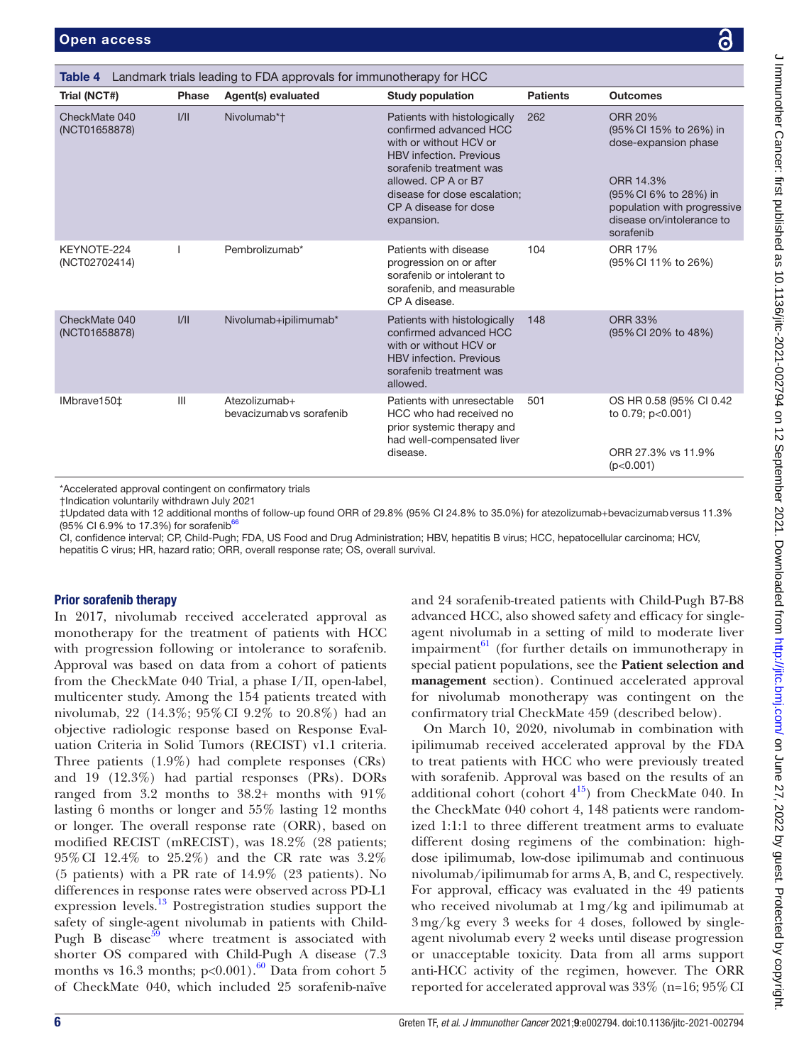**Table 4** Landmark trials leading to FDA approvals for immunotherapy for HCC

| Trial (NCT#) | Phase | Agent(s) evaluated | Study population | Patients | Outcomes |
|---|---|---|---|---|---|
| CheckMate 040 (NCT01658878) | I/II | Nivolumab*† | Patients with histologically confirmed advanced HCC with or without HCV or HBV infection. Previous sorafenib treatment was allowed. CP A or B7 disease for dose escalation; CP A disease for dose expansion. | 262 | ORR 20% (95% CI 15% to 26%) in dose-expansion phase<br><br>ORR 14.3% (95% CI 6% to 28%) in population with progressive disease on/intolerance to sorafenib |
| KEYNOTE-224 (NCT02702414) | I | Pembrolizumab* | Patients with disease progression on or after sorafenib or intolerant to sorafenib, and measurable CP A disease. | 104 | ORR 17% (95% CI 11% to 26%) |
| CheckMate 040 (NCT01658878) | I/II | Nivolumab+ipilimumab* | Patients with histologically confirmed advanced HCC with or without HCV or HBV infection. Previous sorafenib treatment was allowed. | 148 | ORR 33% (95% CI 20% to 48%) |
| IMbrave150‡ | III | Atezolizumab+ bevacizumab vs sorafenib | Patients with unresectable HCC who had received no prior systemic therapy and had well-compensated liver disease. | 501 | OS HR 0.58 (95% CI 0.42 to 0.79; p<0.001)<br><br>ORR 27.3% vs 11.9% (p<0.001) |

*Accelerated approval contingent on confirmatory trials
†Indication voluntarily withdrawn July 2021
‡Updated data with 12 additional months of follow-up found ORR of 29.8% (95% CI 24.8% to 35.0%) for atezolizumab+bevacizumab versus 11.3% (95% CI 6.9% to 17.3%) for sorafenib[66]
CI, confidence interval; CP, Child-Pugh; FDA, US Food and Drug Administration; HBV, hepatitis B virus; HCC, hepatocellular carcinoma; HCV, hepatitis C virus; HR, hazard ratio; ORR, overall response rate; OS, overall survival.

### Prior sorafenib therapy

In 2017, nivolumab received accelerated approval as monotherapy for the treatment of patients with HCC with progression following or intolerance to sorafenib. Approval was based on data from a cohort of patients from the CheckMate 040 Trial, a phase I/II, open-label, multicenter study. Among the 154 patients treated with nivolumab, 22 (14.3%; 95% CI 9.2% to 20.8%) had an objective radiologic response based on Response Evaluation Criteria in Solid Tumors (RECIST) v1.1 criteria. Three patients (1.9%) had complete responses (CRs) and 19 (12.3%) had partial responses (PRs). DORs ranged from 3.2 months to 38.2+ months with 91% lasting 6 months or longer and 55% lasting 12 months or longer. The overall response rate (ORR), based on modified RECIST (mRECIST), was 18.2% (28 patients; 95% CI 12.4% to 25.2%) and the CR rate was 3.2% (5 patients) with a PR rate of 14.9% (23 patients). No differences in response rates were observed across PD-L1 expression levels.[13] Postregistration studies support the safety of single-agent nivolumab in patients with Child-Pugh B disease[59] where treatment is associated with shorter OS compared with Child-Pugh A disease (7.3 months vs 16.3 months; p<0.001).[60] Data from cohort 5 of CheckMate 040, which included 25 sorafenib-naïve and 24 sorafenib-treated patients with Child-Pugh B7-B8 advanced HCC, also showed safety and efficacy for single-agent nivolumab in a setting of mild to moderate liver impairment[61] (for further details on immunotherapy in special patient populations, see the **Patient selection and management** section). Continued accelerated approval for nivolumab monotherapy was contingent on the confirmatory trial CheckMate 459 (described below).

On March 10, 2020, nivolumab in combination with ipilimumab received accelerated approval by the FDA to treat patients with HCC who were previously treated with sorafenib. Approval was based on the results of an additional cohort (cohort 4[15]) from CheckMate 040. In the CheckMate 040 cohort 4, 148 patients were randomized 1:1:1 to three different treatment arms to evaluate different dosing regimens of the combination: high-dose ipilimumab, low-dose ipilimumab and continuous nivolumab/ipilimumab for arms A, B, and C, respectively. For approval, efficacy was evaluated in the 49 patients who received nivolumab at 1 mg/kg and ipilimumab at 3 mg/kg every 3 weeks for 4 doses, followed by single-agent nivolumab every 2 weeks until disease progression or unacceptable toxicity. Data from all arms support anti-HCC activity of the regimen, however. The ORR reported for accelerated approval was 33% (n=16; 95% CI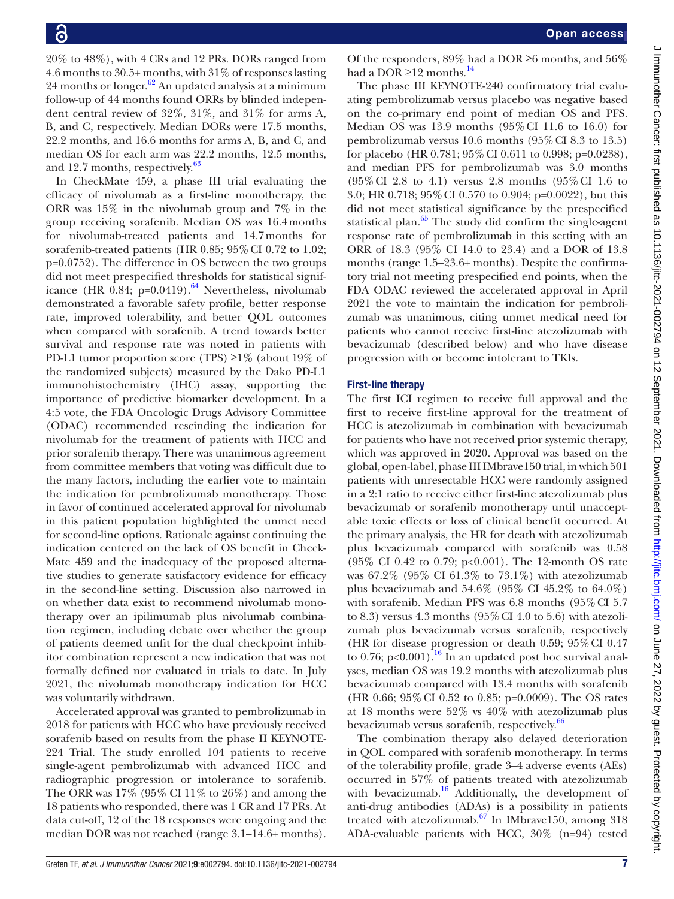20% to 48%), with 4 CRs and 12 PRs. DORs ranged from 4.6 months to 30.5+ months, with 31% of responses lasting 24 months or longer.[62] An updated analysis at a minimum follow-up of 44 months found ORRs by blinded independent central review of 32%, 31%, and 31% for arms A, B, and C, respectively. Median DORs were 17.5 months, 22.2 months, and 16.6 months for arms A, B, and C, and median OS for each arm was 22.2 months, 12.5 months, and 12.7 months, respectively.[63]

In CheckMate 459, a phase III trial evaluating the efficacy of nivolumab as a first-line monotherapy, the ORR was 15% in the nivolumab group and 7% in the group receiving sorafenib. Median OS was 16.4 months for nivolumab-treated patients and 14.7 months for sorafenib-treated patients (HR 0.85; 95% CI 0.72 to 1.02; p=0.0752). The difference in OS between the two groups did not meet prespecified thresholds for statistical significance (HR 0.84; p=0.0419).[64] Nevertheless, nivolumab demonstrated a favorable safety profile, better response rate, improved tolerability, and better QOL outcomes when compared with sorafenib. A trend towards better survival and response rate was noted in patients with PD-L1 tumor proportion score (TPS) ≥1% (about 19% of the randomized subjects) measured by the Dako PD-L1 immunohistochemistry (IHC) assay, supporting the importance of predictive biomarker development. In a 4:5 vote, the FDA Oncologic Drugs Advisory Committee (ODAC) recommended rescinding the indication for nivolumab for the treatment of patients with HCC and prior sorafenib therapy. There was unanimous agreement from committee members that voting was difficult due to the many factors, including the earlier vote to maintain the indication for pembrolizumab monotherapy. Those in favor of continued accelerated approval for nivolumab in this patient population highlighted the unmet need for second-line options. Rationale against continuing the indication centered on the lack of OS benefit in CheckMate 459 and the inadequacy of the proposed alternative studies to generate satisfactory evidence for efficacy in the second-line setting. Discussion also narrowed in on whether data exist to recommend nivolumab monotherapy over an ipilimumab plus nivolumab combination regimen, including debate over whether the group of patients deemed unfit for the dual checkpoint inhibitor combination represent a new indication that was not formally defined nor evaluated in trials to date. In July 2021, the nivolumab monotherapy indication for HCC was voluntarily withdrawn.

Accelerated approval was granted to pembrolizumab in 2018 for patients with HCC who have previously received sorafenib based on results from the phase II KEYNOTE-224 Trial. The study enrolled 104 patients to receive single-agent pembrolizumab with advanced HCC and radiographic progression or intolerance to sorafenib. The ORR was 17% (95% CI 11% to 26%) and among the 18 patients who responded, there was 1 CR and 17 PRs. At data cut-off, 12 of the 18 responses were ongoing and the median DOR was not reached (range 3.1–14.6+ months). Of the responders, 89% had a DOR ≥6 months, and 56% had a DOR ≥12 months.[14]

The phase III KEYNOTE-240 confirmatory trial evaluating pembrolizumab versus placebo was negative based on the co-primary end point of median OS and PFS. Median OS was 13.9 months (95% CI 11.6 to 16.0) for pembrolizumab versus 10.6 months (95% CI 8.3 to 13.5) for placebo (HR 0.781; 95% CI 0.611 to 0.998; p=0.0238), and median PFS for pembrolizumab was 3.0 months (95% CI 2.8 to 4.1) versus 2.8 months (95% CI 1.6 to 3.0; HR 0.718; 95% CI 0.570 to 0.904; p=0.0022), but this did not meet statistical significance by the prespecified statistical plan.[65] The study did confirm the single-agent response rate of pembrolizumab in this setting with an ORR of 18.3 (95% CI 14.0 to 23.4) and a DOR of 13.8 months (range 1.5–23.6+ months). Despite the confirmatory trial not meeting prespecified end points, when the FDA ODAC reviewed the accelerated approval in April 2021 the vote to maintain the indication for pembrolizumab was unanimous, citing unmet medical need for patients who cannot receive first-line atezolizumab with bevacizumab (described below) and who have disease progression with or become intolerant to TKIs.

### First-line therapy

The first ICI regimen to receive full approval and the first to receive first-line approval for the treatment of HCC is atezolizumab in combination with bevacizumab for patients who have not received prior systemic therapy, which was approved in 2020. Approval was based on the global, open-label, phase III IMbrave150 trial, in which 501 patients with unresectable HCC were randomly assigned in a 2:1 ratio to receive either first-line atezolizumab plus bevacizumab or sorafenib monotherapy until unacceptable toxic effects or loss of clinical benefit occurred. At the primary analysis, the HR for death with atezolizumab plus bevacizumab compared with sorafenib was 0.58 (95% CI 0.42 to 0.79; p<0.001). The 12-month OS rate was 67.2% (95% CI 61.3% to 73.1%) with atezolizumab plus bevacizumab and 54.6% (95% CI 45.2% to 64.0%) with sorafenib. Median PFS was 6.8 months (95% CI 5.7 to 8.3) versus 4.3 months (95% CI 4.0 to 5.6) with atezolizumab plus bevacizumab versus sorafenib, respectively (HR for disease progression or death 0.59; 95% CI 0.47 to 0.76; p<0.001).[16] In an updated post hoc survival analyses, median OS was 19.2 months with atezolizumab plus bevacizumab compared with 13.4 months with sorafenib (HR 0.66; 95% CI 0.52 to 0.85; p=0.0009). The OS rates at 18 months were 52% vs 40% with atezolizumab plus bevacizumab versus sorafenib, respectively.[66]

The combination therapy also delayed deterioration in QOL compared with sorafenib monotherapy. In terms of the tolerability profile, grade 3–4 adverse events (AEs) occurred in 57% of patients treated with atezolizumab with bevacizumab.[16] Additionally, the development of anti-drug antibodies (ADAs) is a possibility in patients treated with atezolizumab.[67] In IMbrave150, among 318 ADA-evaluable patients with HCC, 30% (n=94) tested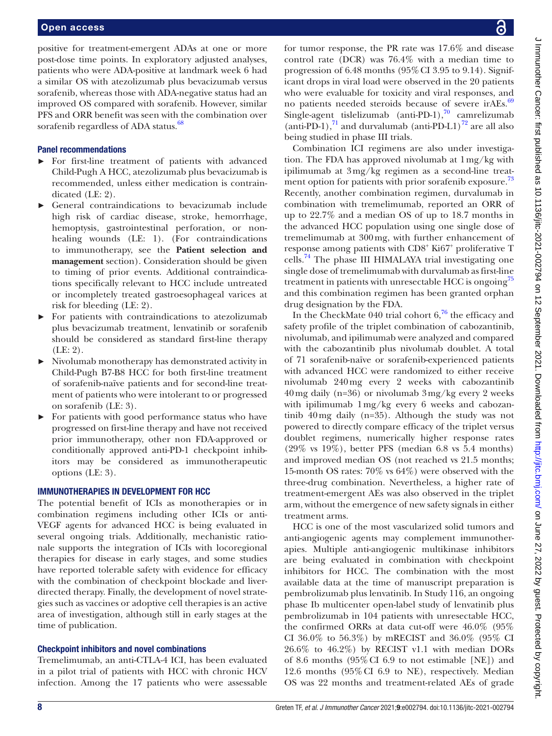positive for treatment-emergent ADAs at one or more post-dose time points. In exploratory adjusted analyses, patients who were ADA-positive at landmark week 6 had a similar OS with atezolizumab plus bevacizumab versus sorafenib, whereas those with ADA-negative status had an improved OS compared with sorafenib. However, similar PFS and ORR benefit was seen with the combination over sorafenib regardless of ADA status.[68]

### Panel recommendations

- For first-line treatment of patients with advanced Child-Pugh A HCC, atezolizumab plus bevacizumab is recommended, unless either medication is contraindicated (LE: 2).
- General contraindications to bevacizumab include high risk of cardiac disease, stroke, hemorrhage, hemoptysis, gastrointestinal perforation, or non-healing wounds (LE: 1). (For contraindications to immunotherapy, see the **Patient selection and management** section). Consideration should be given to timing of prior events. Additional contraindications specifically relevant to HCC include untreated or incompletely treated gastroesophageal varices at risk for bleeding (LE: 2).
- For patients with contraindications to atezolizumab plus bevacizumab treatment, lenvatinib or sorafenib should be considered as standard first-line therapy (LE: 2).
- Nivolumab monotherapy has demonstrated activity in Child-Pugh B7-B8 HCC for both first-line treatment of sorafenib-naïve patients and for second-line treatment of patients who were intolerant to or progressed on sorafenib (LE: 3).
- For patients with good performance status who have progressed on first-line therapy and have not received prior immunotherapy, other non FDA-approved or conditionally approved anti-PD-1 checkpoint inhibitors may be considered as immunotherapeutic options (LE: 3).

## IMMUNOTHERAPIES IN DEVELOPMENT FOR HCC

The potential benefit of ICIs as monotherapies or in combination regimens including other ICIs or anti-VEGF agents for advanced HCC is being evaluated in several ongoing trials. Additionally, mechanistic rationale supports the integration of ICIs with locoregional therapies for disease in early stages, and some studies have reported tolerable safety with evidence for efficacy with the combination of checkpoint blockade and liver-directed therapy. Finally, the development of novel strategies such as vaccines or adoptive cell therapies is an active area of investigation, although still in early stages at the time of publication.

### Checkpoint inhibitors and novel combinations

Tremelimumab, an anti-CTLA-4 ICI, has been evaluated in a pilot trial of patients with HCC with chronic HCV infection. Among the 17 patients who were assessable for tumor response, the PR rate was 17.6% and disease control rate (DCR) was 76.4% with a median time to progression of 6.48 months (95% CI 3.95 to 9.14). Significant drops in viral load were observed in the 20 patients who were evaluable for toxicity and viral responses, and no patients needed steroids because of severe irAEs.[69] Single-agent tislelizumab (anti-PD-1),[70] camrelizumab (anti-PD-1),[71] and durvalumab (anti-PD-L1)[72] are all also being studied in phase III trials.

Combination ICI regimens are also under investigation. The FDA has approved nivolumab at 1 mg/kg with ipilimumab at 3 mg/kg regimen as a second-line treatment option for patients with prior sorafenib exposure.[73] Recently, another combination regimen, durvalumab in combination with tremelimumab, reported an ORR of up to 22.7% and a median OS of up to 18.7 months in the advanced HCC population using one single dose of tremelimumab at 300 mg, with further enhancement of response among patients with $CD8^{+}$ $Ki67^{+}$ proliferative T cells.[74] The phase III HIMALAYA trial investigating one single dose of tremelimumab with durvalumab as first-line treatment in patients with unresectable HCC is ongoing[75] and this combination regimen has been granted orphan drug designation by the FDA.

In the CheckMate 040 trial cohort 6,[76] the efficacy and safety profile of the triplet combination of cabozantinib, nivolumab, and ipilimumab were analyzed and compared with the cabozantinib plus nivolumab doublet. A total of 71 sorafenib-naïve or sorafenib-experienced patients with advanced HCC were randomized to either receive nivolumab 240 mg every 2 weeks with cabozantinib 40 mg daily (n=36) or nivolumab 3 mg/kg every 2 weeks with ipilimumab 1 mg/kg every 6 weeks and cabozantinib 40 mg daily (n=35). Although the study was not powered to directly compare efficacy of the triplet versus doublet regimens, numerically higher response rates (29% vs 19%), better PFS (median 6.8 vs 5.4 months) and improved median OS (not reached vs 21.5 months; 15-month OS rates: 70% vs 64%) were observed with the three-drug combination. Nevertheless, a higher rate of treatment-emergent AEs was also observed in the triplet arm, without the emergence of new safety signals in either treatment arms.

HCC is one of the most vascularized solid tumors and anti-angiogenic agents may complement immunotherapies. Multiple anti-angiogenic multikinase inhibitors are being evaluated in combination with checkpoint inhibitors for HCC. The combination with the most available data at the time of manuscript preparation is pembrolizumab plus lenvatinib. In Study 116, an ongoing phase Ib multicenter open-label study of lenvatinib plus pembrolizumab in 104 patients with unresectable HCC, the confirmed ORRs at data cut-off were 46.0% (95% CI 36.0% to 56.3%) by mRECIST and 36.0% (95% CI 26.6% to 46.2%) by RECIST v1.1 with median DORs of 8.6 months (95% CI 6.9 to not estimable [NE]) and 12.6 months (95% CI 6.9 to NE), respectively. Median OS was 22 months and treatment-related AEs of grade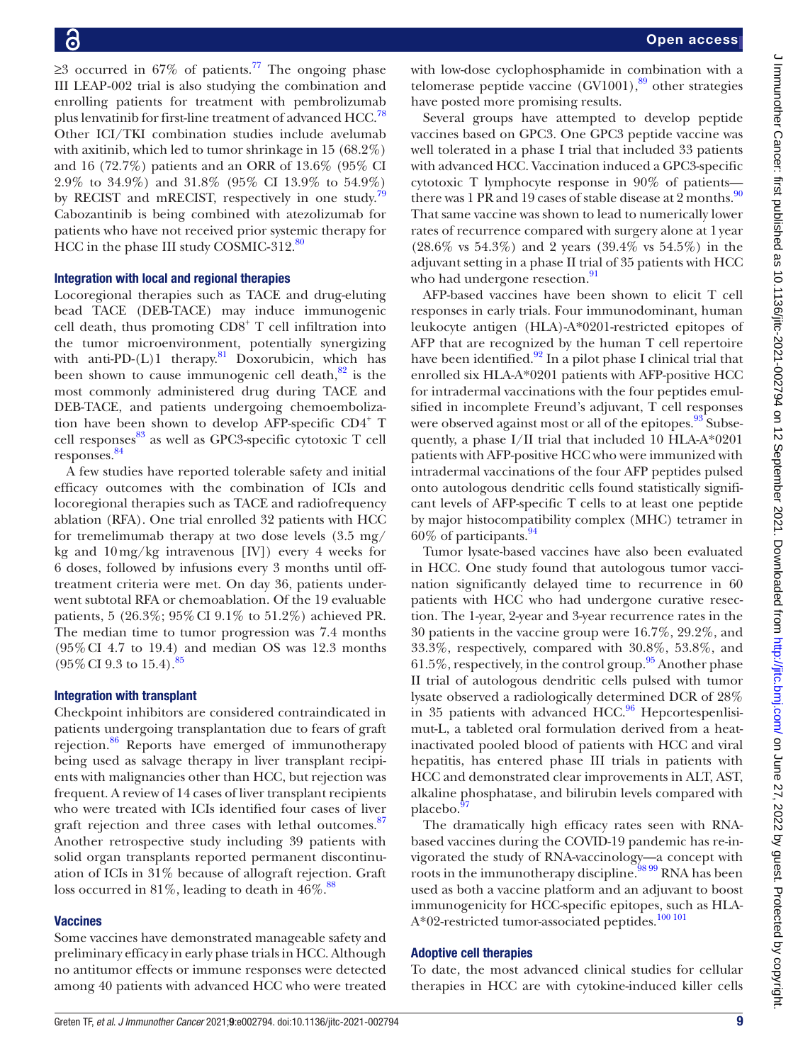≥3 occurred in 67% of patients.[77] The ongoing phase III LEAP-002 trial is also studying the combination and enrolling patients for treatment with pembrolizumab plus lenvatinib for first-line treatment of advanced HCC.[78] Other ICI/TKI combination studies include avelumab with axitinib, which led to tumor shrinkage in 15 (68.2%) and 16 (72.7%) patients and an ORR of 13.6% (95% CI 2.9% to 34.9%) and 31.8% (95% CI 13.9% to 54.9%) by RECIST and mRECIST, respectively in one study.[79] Cabozantinib is being combined with atezolizumab for patients who have not received prior systemic therapy for HCC in the phase III study COSMIC-312.[80]

### Integration with local and regional therapies

Locoregional therapies such as TACE and drug-eluting bead TACE (DEB-TACE) may induce immunogenic cell death, thus promoting $CD8^+$ T cell infiltration into the tumor microenvironment, potentially synergizing with anti-PD-(L)1 therapy.[81] Doxorubicin, which has been shown to cause immunogenic cell death,[82] is the most commonly administered drug during TACE and DEB-TACE, and patients undergoing chemoembolization have been shown to develop AFP-specific $CD4^+$ T cell responses[83] as well as GPC3-specific cytotoxic T cell responses.[84]

A few studies have reported tolerable safety and initial efficacy outcomes with the combination of ICIs and locoregional therapies such as TACE and radiofrequency ablation (RFA). One trial enrolled 32 patients with HCC for tremelimumab therapy at two dose levels (3.5 mg/kg and 10 mg/kg intravenous [IV]) every 4 weeks for 6 doses, followed by infusions every 3 months until off-treatment criteria were met. On day 36, patients underwent subtotal RFA or chemoablation. Of the 19 evaluable patients, 5 (26.3%; 95% CI 9.1% to 51.2%) achieved PR. The median time to tumor progression was 7.4 months (95% CI 4.7 to 19.4) and median OS was 12.3 months (95% CI 9.3 to 15.4).[85]

### Integration with transplant

Checkpoint inhibitors are considered contraindicated in patients undergoing transplantation due to fears of graft rejection.[86] Reports have emerged of immunotherapy being used as salvage therapy in liver transplant recipients with malignancies other than HCC, but rejection was frequent. A review of 14 cases of liver transplant recipients who were treated with ICIs identified four cases of liver graft rejection and three cases with lethal outcomes.[87] Another retrospective study including 39 patients with solid organ transplants reported permanent discontinuation of ICIs in 31% because of allograft rejection. Graft loss occurred in 81%, leading to death in 46%.[88]

### Vaccines

Some vaccines have demonstrated manageable safety and preliminary efficacy in early phase trials in HCC. Although no antitumor effects or immune responses were detected among 40 patients with advanced HCC who were treated with low-dose cyclophosphamide in combination with a telomerase peptide vaccine (GV1001),[89] other strategies have posted more promising results.

Several groups have attempted to develop peptide vaccines based on GPC3. One GPC3 peptide vaccine was well tolerated in a phase I trial that included 33 patients with advanced HCC. Vaccination induced a GPC3-specific cytotoxic T lymphocyte response in 90% of patients—there was 1 PR and 19 cases of stable disease at 2 months.[90] That same vaccine was shown to lead to numerically lower rates of recurrence compared with surgery alone at 1 year (28.6% vs 54.3%) and 2 years (39.4% vs 54.5%) in the adjuvant setting in a phase II trial of 35 patients with HCC who had undergone resection.[91]

AFP-based vaccines have been shown to elicit T cell responses in early trials. Four immunodominant, human leukocyte antigen (HLA)-A*0201-restricted epitopes of AFP that are recognized by the human T cell repertoire have been identified.[92] In a pilot phase I clinical trial that enrolled six HLA-A*0201 patients with AFP-positive HCC for intradermal vaccinations with the four peptides emulsified in incomplete Freund's adjuvant, T cell responses were observed against most or all of the epitopes.[93] Subsequently, a phase I/II trial that included 10 HLA-A*0201 patients with AFP-positive HCC who were immunized with intradermal vaccinations of the four AFP peptides pulsed onto autologous dendritic cells found statistically significant levels of AFP-specific T cells to at least one peptide by major histocompatibility complex (MHC) tetramer in 60% of participants.[94]

Tumor lysate-based vaccines have also been evaluated in HCC. One study found that autologous tumor vaccination significantly delayed time to recurrence in 60 patients with HCC who had undergone curative resection. The 1-year, 2-year and 3-year recurrence rates in the 30 patients in the vaccine group were 16.7%, 29.2%, and 33.3%, respectively, compared with 30.8%, 53.8%, and 61.5%, respectively, in the control group.[95] Another phase II trial of autologous dendritic cells pulsed with tumor lysate observed a radiologically determined DCR of 28% in 35 patients with advanced HCC.[96] Hepcortespenlisimut-L, a tableted oral formulation derived from a heat-inactivated pooled blood of patients with HCC and viral hepatitis, has entered phase III trials in patients with HCC and demonstrated clear improvements in ALT, AST, alkaline phosphatase, and bilirubin levels compared with placebo.[97]

The dramatically high efficacy rates seen with RNA-based vaccines during the COVID-19 pandemic has re-invigorated the study of RNA-vaccinology—a concept with roots in the immunotherapy discipline.[98,99] RNA has been used as both a vaccine platform and an adjuvant to boost immunogenicity for HCC-specific epitopes, such as HLA-A*02-restricted tumor-associated peptides.[100,101]

### Adoptive cell therapies

To date, the most advanced clinical studies for cellular therapies in HCC are with cytokine-induced killer cells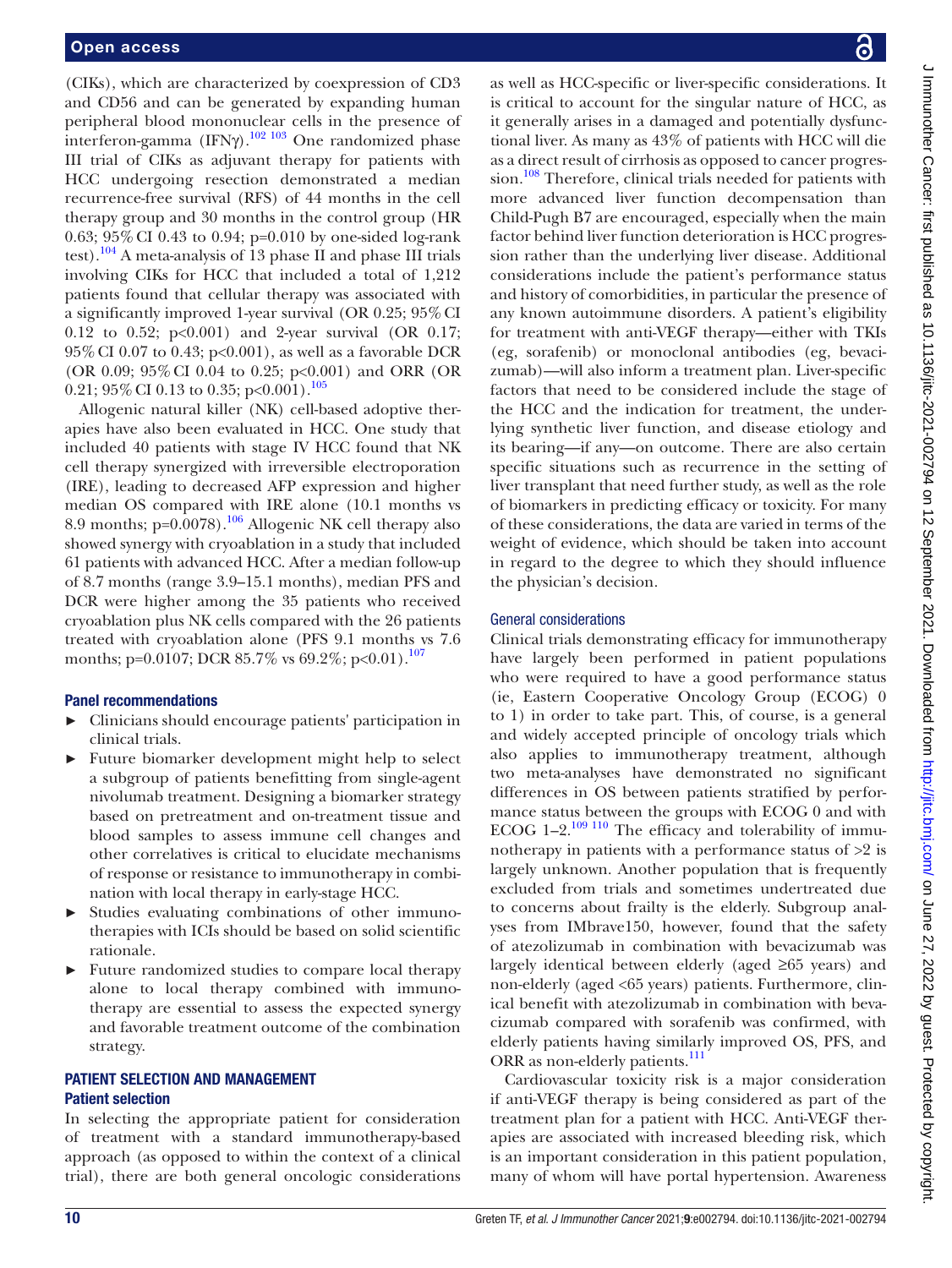(CIKs), which are characterized by coexpression of CD3 and CD56 and can be generated by expanding human peripheral blood mononuclear cells in the presence of interferon-gamma (IFNγ).[102 103] One randomized phase III trial of CIKs as adjuvant therapy for patients with HCC undergoing resection demonstrated a median recurrence-free survival (RFS) of 44 months in the cell therapy group and 30 months in the control group (HR 0.63; 95% CI 0.43 to 0.94; p=0.010 by one-sided log-rank test).[104] A meta-analysis of 13 phase II and phase III trials involving CIKs for HCC that included a total of 1,212 patients found that cellular therapy was associated with a significantly improved 1-year survival (OR 0.25; 95% CI 0.12 to 0.52; p<0.001) and 2-year survival (OR 0.17; 95% CI 0.07 to 0.43; p<0.001), as well as a favorable DCR (OR 0.09; 95% CI 0.04 to 0.25; p<0.001) and ORR (OR 0.21; 95% CI 0.13 to 0.35; p<0.001).[105]

Allogenic natural killer (NK) cell-based adoptive therapies have also been evaluated in HCC. One study that included 40 patients with stage IV HCC found that NK cell therapy synergized with irreversible electroporation (IRE), leading to decreased AFP expression and higher median OS compared with IRE alone (10.1 months vs 8.9 months; p=0.0078).[106] Allogenic NK cell therapy also showed synergy with cryoablation in a study that included 61 patients with advanced HCC. After a median follow-up of 8.7 months (range 3.9–15.1 months), median PFS and DCR were higher among the 35 patients who received cryoablation plus NK cells compared with the 26 patients treated with cryoablation alone (PFS 9.1 months vs 7.6 months; p=0.0107; DCR 85.7% vs 69.2%; p<0.01).[107]

### Panel recommendations

- Clinicians should encourage patients' participation in clinical trials.
- Future biomarker development might help to select a subgroup of patients benefitting from single-agent nivolumab treatment. Designing a biomarker strategy based on pretreatment and on-treatment tissue and blood samples to assess immune cell changes and other correlatives is critical to elucidate mechanisms of response or resistance to immunotherapy in combination with local therapy in early-stage HCC.
- Studies evaluating combinations of other immunotherapies with ICIs should be based on solid scientific rationale.
- Future randomized studies to compare local therapy alone to local therapy combined with immunotherapy are essential to assess the expected synergy and favorable treatment outcome of the combination strategy.

## PATIENT SELECTION AND MANAGEMENT

### Patient selection

In selecting the appropriate patient for consideration of treatment with a standard immunotherapy-based approach (as opposed to within the context of a clinical trial), there are both general oncologic considerations as well as HCC-specific or liver-specific considerations. It is critical to account for the singular nature of HCC, as it generally arises in a damaged and potentially dysfunctional liver. As many as 43% of patients with HCC will die as a direct result of cirrhosis as opposed to cancer progression.[108] Therefore, clinical trials needed for patients with more advanced liver function decompensation than Child-Pugh B7 are encouraged, especially when the main factor behind liver function deterioration is HCC progression rather than the underlying liver disease. Additional considerations include the patient's performance status and history of comorbidities, in particular the presence of any known autoimmune disorders. A patient's eligibility for treatment with anti-VEGF therapy—either with TKIs (eg, sorafenib) or monoclonal antibodies (eg, bevacizumab)—will also inform a treatment plan. Liver-specific factors that need to be considered include the stage of the HCC and the indication for treatment, the underlying synthetic liver function, and disease etiology and its bearing—if any—on outcome. There are also certain specific situations such as recurrence in the setting of liver transplant that need further study, as well as the role of biomarkers in predicting efficacy or toxicity. For many of these considerations, the data are varied in terms of the weight of evidence, which should be taken into account in regard to the degree to which they should influence the physician's decision.

#### General considerations

Clinical trials demonstrating efficacy for immunotherapy have largely been performed in patient populations who were required to have a good performance status (ie, Eastern Cooperative Oncology Group (ECOG) 0 to 1) in order to take part. This, of course, is a general and widely accepted principle of oncology trials which also applies to immunotherapy treatment, although two meta-analyses have demonstrated no significant differences in OS between patients stratified by performance status between the groups with ECOG 0 and with ECOG 1–2.[109 110] The efficacy and tolerability of immunotherapy in patients with a performance status of >2 is largely unknown. Another population that is frequently excluded from trials and sometimes undertreated due to concerns about frailty is the elderly. Subgroup analyses from IMbrave150, however, found that the safety of atezolizumab in combination with bevacizumab was largely identical between elderly (aged ≥65 years) and non-elderly (aged <65 years) patients. Furthermore, clinical benefit with atezolizumab in combination with bevacizumab compared with sorafenib was confirmed, with elderly patients having similarly improved OS, PFS, and ORR as non-elderly patients.[111]

Cardiovascular toxicity risk is a major consideration if anti-VEGF therapy is being considered as part of the treatment plan for a patient with HCC. Anti-VEGF therapies are associated with increased bleeding risk, which is an important consideration in this patient population, many of whom will have portal hypertension. Awareness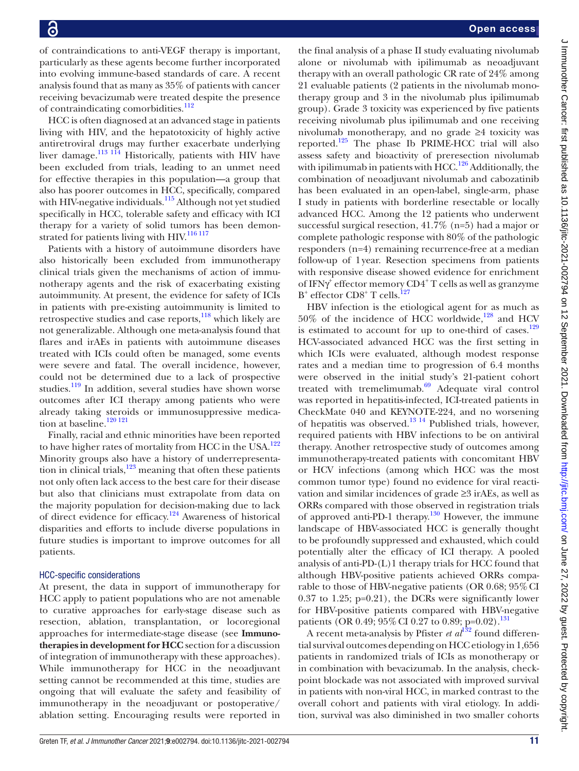of contraindications to anti-VEGF therapy is important, particularly as these agents become further incorporated into evolving immune-based standards of care. A recent analysis found that as many as 35% of patients with cancer receiving bevacizumab were treated despite the presence of contraindicating comorbidities.[112]

HCC is often diagnosed at an advanced stage in patients living with HIV, and the hepatotoxicity of highly active antiretroviral drugs may further exacerbate underlying liver damage.[113 114] Historically, patients with HIV have been excluded from trials, leading to an unmet need for effective therapies in this population—a group that also has poorer outcomes in HCC, specifically, compared with HIV-negative individuals.[115] Although not yet studied specifically in HCC, tolerable safety and efficacy with ICI therapy for a variety of solid tumors has been demonstrated for patients living with HIV.[116 117]

Patients with a history of autoimmune disorders have also historically been excluded from immunotherapy clinical trials given the mechanisms of action of immunotherapy agents and the risk of exacerbating existing autoimmunity. At present, the evidence for safety of ICIs in patients with pre-existing autoimmunity is limited to retrospective studies and case reports,[118] which likely are not generalizable. Although one meta-analysis found that flares and irAEs in patients with autoimmune diseases treated with ICIs could often be managed, some events were severe and fatal. The overall incidence, however, could not be determined due to a lack of prospective studies.[119] In addition, several studies have shown worse outcomes after ICI therapy among patients who were already taking steroids or immunosuppressive medication at baseline.[120 121]

Finally, racial and ethnic minorities have been reported to have higher rates of mortality from HCC in the USA.[122] Minority groups also have a history of underrepresentation in clinical trials,[123] meaning that often these patients not only often lack access to the best care for their disease but also that clinicians must extrapolate from data on the majority population for decision-making due to lack of direct evidence for efficacy.[124] Awareness of historical disparities and efforts to include diverse populations in future studies is important to improve outcomes for all patients.

### HCC-specific considerations

At present, the data in support of immunotherapy for HCC apply to patient populations who are not amenable to curative approaches for early-stage disease such as resection, ablation, transplantation, or locoregional approaches for intermediate-stage disease (see **Immunotherapies in development for HCC** section for a discussion of integration of immunotherapy with these approaches). While immunotherapy for HCC in the neoadjuvant setting cannot be recommended at this time, studies are ongoing that will evaluate the safety and feasibility of immunotherapy in the neoadjuvant or postoperative/ablation setting. Encouraging results were reported in the final analysis of a phase II study evaluating nivolumab alone or nivolumab with ipilimumab as neoadjuvant therapy with an overall pathologic CR rate of 24% among 21 evaluable patients (2 patients in the nivolumab monotherapy group and 3 in the nivolumab plus ipilimumab group). Grade 3 toxicity was experienced by five patients receiving nivolumab plus ipilimumab and one receiving nivolumab monotherapy, and no grade ≥4 toxicity was reported.[125] The phase Ib PRIME-HCC trial will also assess safety and bioactivity of preresection nivolumab with ipilimumab in patients with HCC.[126] Additionally, the combination of neoadjuvant nivolumab and cabozatinib has been evaluated in an open-label, single-arm, phase I study in patients with borderline resectable or locally advanced HCC. Among the 12 patients who underwent successful surgical resection, 41.7% (n=5) had a major or complete pathologic response with 80% of the pathologic responders (n=4) remaining recurrence-free at a median follow-up of 1 year. Resection specimens from patients with responsive disease showed evidence for enrichment of IFN$\gamma^+$ effector memory CD4$^+$ T cells as well as granzyme B$^+$ effector CD8$^+$ T cells.[127]

HBV infection is the etiological agent for as much as 50% of the incidence of HCC worldwide,[128] and HCV is estimated to account for up to one-third of cases.[129] HCV-associated advanced HCC was the first setting in which ICIs were evaluated, although modest response rates and a median time to progression of 6.4 months were observed in the initial study's 21-patient cohort treated with tremelimumab.[69] Adequate viral control was reported in hepatitis-infected, ICI-treated patients in CheckMate 040 and KEYNOTE-224, and no worsening of hepatitis was observed.[13 14] Published trials, however, required patients with HBV infections to be on antiviral therapy. Another retrospective study of outcomes among immunotherapy-treated patients with concomitant HBV or HCV infections (among which HCC was the most common tumor type) found no evidence for viral reactivation and similar incidences of grade ≥3 irAEs, as well as ORRs compared with those observed in registration trials of approved anti-PD-1 therapy.[130] However, the immune landscape of HBV-associated HCC is generally thought to be profoundly suppressed and exhausted, which could potentially alter the efficacy of ICI therapy. A pooled analysis of anti-PD-(L)1 therapy trials for HCC found that although HBV-positive patients achieved ORRs comparable to those of HBV-negative patients (OR 0.68; 95% CI 0.37 to 1.25; p=0.21), the DCRs were significantly lower for HBV-positive patients compared with HBV-negative patients (OR 0.49; 95% CI 0.27 to 0.89; p=0.02).[131]

A recent meta-analysis by Pfister *et al*[132] found differential survival outcomes depending on HCC etiology in 1,656 patients in randomized trials of ICIs as monotherapy or in combination with bevacizumab. In the analysis, checkpoint blockade was not associated with improved survival in patients with non-viral HCC, in marked contrast to the overall cohort and patients with viral etiology. In addition, survival was also diminished in two smaller cohorts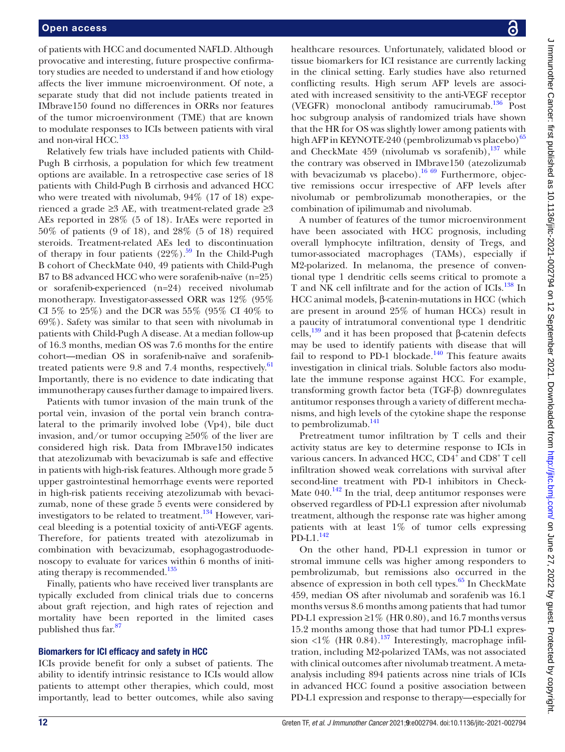of patients with HCC and documented NAFLD. Although provocative and interesting, future prospective confirmatory studies are needed to understand if and how etiology affects the liver immune microenvironment. Of note, a separate study that did not include patients treated in IMbrave150 found no differences in ORRs nor features of the tumor microenvironment (TME) that are known to modulate responses to ICIs between patients with viral and non-viral HCC.[133]

Relatively few trials have included patients with Child-Pugh B cirrhosis, a population for which few treatment options are available. In a retrospective case series of 18 patients with Child-Pugh B cirrhosis and advanced HCC who were treated with nivolumab, 94% (17 of 18) experienced a grade ≥3 AE, with treatment-related grade ≥3 AEs reported in 28% (5 of 18). IrAEs were reported in 50% of patients (9 of 18), and 28% (5 of 18) required steroids. Treatment-related AEs led to discontinuation of therapy in four patients (22%).[59] In the Child-Pugh B cohort of CheckMate 040, 49 patients with Child-Pugh B7 to B8 advanced HCC who were sorafenib-naïve (n=25) or sorafenib-experienced (n=24) received nivolumab monotherapy. Investigator-assessed ORR was 12% (95% CI 5% to 25%) and the DCR was 55% (95% CI 40% to 69%). Safety was similar to that seen with nivolumab in patients with Child-Pugh A disease. At a median follow-up of 16.3 months, median OS was 7.6 months for the entire cohort—median OS in sorafenib-naïve and sorafenib-treated patients were 9.8 and 7.4 months, respectively.[61] Importantly, there is no evidence to date indicating that immunotherapy causes further damage to impaired livers.

Patients with tumor invasion of the main trunk of the portal vein, invasion of the portal vein branch contralateral to the primarily involved lobe (Vp4), bile duct invasion, and/or tumor occupying ≥50% of the liver are considered high risk. Data from IMbrave150 indicates that atezolizumab with bevacizumab is safe and effective in patients with high-risk features. Although more grade 5 upper gastrointestinal hemorrhage events were reported in high-risk patients receiving atezolizumab with bevacizumab, none of these grade 5 events were considered by investigators to be related to treatment.[134] However, variceal bleeding is a potential toxicity of anti-VEGF agents. Therefore, for patients treated with atezolizumab in combination with bevacizumab, esophagogastroduodenoscopy to evaluate for varices within 6 months of initiating therapy is recommended.[135]

Finally, patients who have received liver transplants are typically excluded from clinical trials due to concerns about graft rejection, and high rates of rejection and mortality have been reported in the limited cases published thus far.[87]

### Biomarkers for ICI efficacy and safety in HCC

ICIs provide benefit for only a subset of patients. The ability to identify intrinsic resistance to ICIs would allow patients to attempt other therapies, which could, most importantly, lead to better outcomes, while also saving healthcare resources. Unfortunately, validated blood or tissue biomarkers for ICI resistance are currently lacking in the clinical setting. Early studies have also returned conflicting results. High serum AFP levels are associated with increased sensitivity to the anti-VEGF receptor (VEGFR) monoclonal antibody ramucirumab.[136] Post hoc subgroup analysis of randomized trials have shown that the HR for OS was slightly lower among patients with high AFP in KEYNOTE-240 (pembrolizumab vs placebo)[65] and CheckMate 459 (nivolumab vs sorafenib),[137] while the contrary was observed in IMbrave150 (atezolizumab with bevacizumab vs placebo).[16,69] Furthermore, objective remissions occur irrespective of AFP levels after nivolumab or pembrolizumab monotherapies, or the combination of ipilimumab and nivolumab.

A number of features of the tumor microenvironment have been associated with HCC prognosis, including overall lymphocyte infiltration, density of Tregs, and tumor-associated macrophages (TAMs), especially if M2-polarized. In melanoma, the presence of conventional type 1 dendritic cells seems critical to promote a T and NK cell infiltrate and for the action of ICIs.[138] In HCC animal models, β-catenin-mutations in HCC (which are present in around 25% of human HCCs) result in a paucity of intratumoral conventional type 1 dendritic cells,[139] and it has been proposed that β-catenin defects may be used to identify patients with disease that will fail to respond to PD-1 blockade.[140] This feature awaits investigation in clinical trials. Soluble factors also modulate the immune response against HCC. For example, transforming growth factor beta (TGF-β) downregulates antitumor responses through a variety of different mechanisms, and high levels of the cytokine shape the response to pembrolizumab.[141]

Pretreatment tumor infiltration by T cells and their activity status are key to determine response to ICIs in various cancers. In advanced HCC, $CD4^+$ and $CD8^+$ T cell infiltration showed weak correlations with survival after second-line treatment with PD-1 inhibitors in CheckMate 040.[142] In the trial, deep antitumor responses were observed regardless of PD-L1 expression after nivolumab treatment, although the response rate was higher among patients with at least 1% of tumor cells expressing PD-L1.[142]

On the other hand, PD-L1 expression in tumor or stromal immune cells was higher among responders to pembrolizumab, but remissions also occurred in the absence of expression in both cell types.[65] In CheckMate 459, median OS after nivolumab and sorafenib was 16.1 months versus 8.6 months among patients that had tumor PD-L1 expression ≥1% (HR 0.80), and 16.7 months versus 15.2 months among those that had tumor PD-L1 expression <1% (HR 0.84).[137] Interestingly, macrophage infiltration, including M2-polarized TAMs, was not associated with clinical outcomes after nivolumab treatment. A meta-analysis including 894 patients across nine trials of ICIs in advanced HCC found a positive association between PD-L1 expression and response to therapy—especially for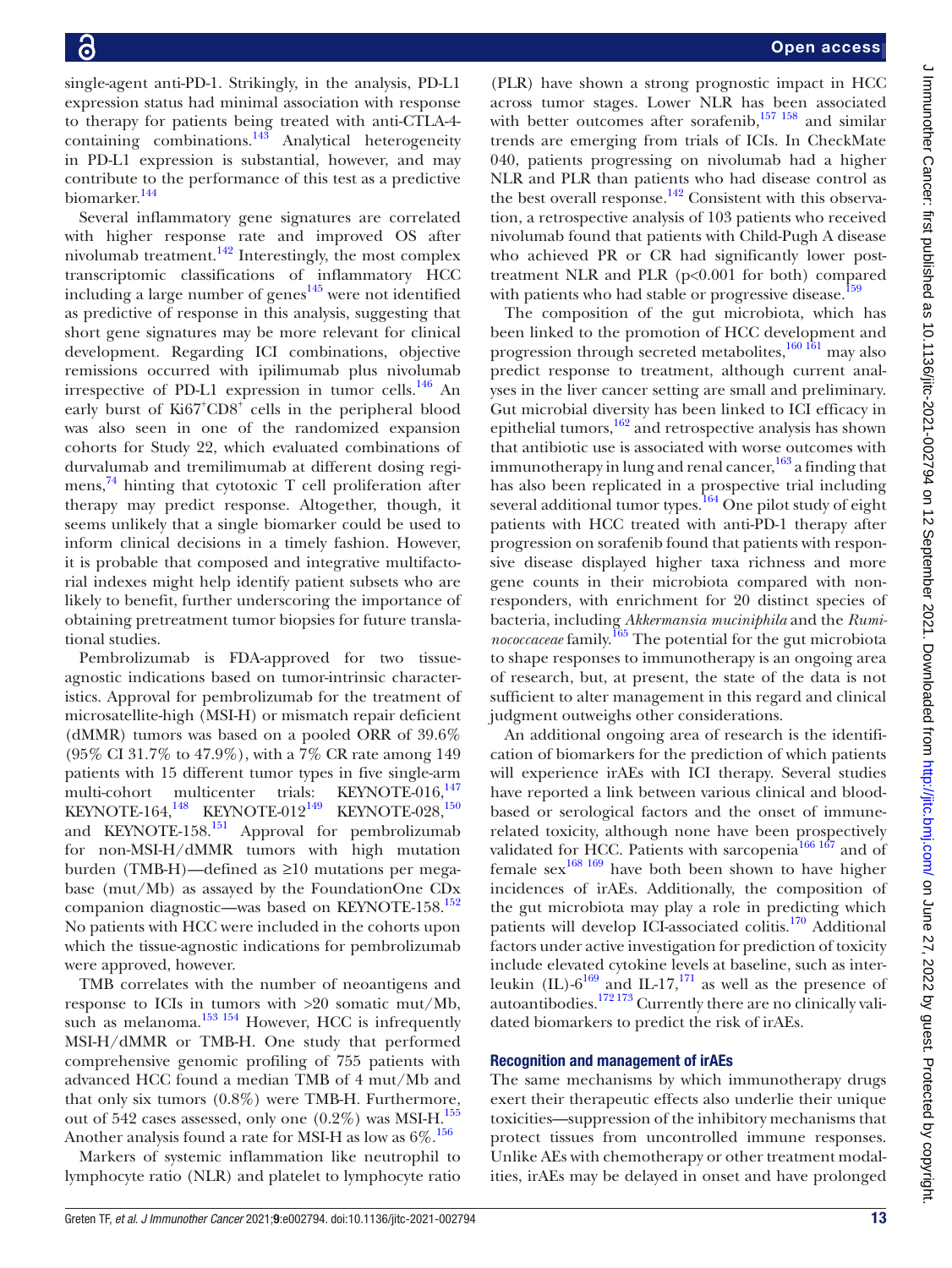single-agent anti-PD-1. Strikingly, in the analysis, PD-L1 expression status had minimal association with response to therapy for patients being treated with anti-CTLA-4-containing combinations.[143] Analytical heterogeneity in PD-L1 expression is substantial, however, and may contribute to the performance of this test as a predictive biomarker.[144]

Several inflammatory gene signatures are correlated with higher response rate and improved OS after nivolumab treatment.[142] Interestingly, the most complex transcriptomic classifications of inflammatory HCC including a large number of genes[145] were not identified as predictive of response in this analysis, suggesting that short gene signatures may be more relevant for clinical development. Regarding ICI combinations, objective remissions occurred with ipilimumab plus nivolumab irrespective of PD-L1 expression in tumor cells.[146] An early burst of Ki67$^{+}$CD8$^{+}$ cells in the peripheral blood was also seen in one of the randomized expansion cohorts for Study 22, which evaluated combinations of durvalumab and tremilimumab at different dosing regimens,[74] hinting that cytotoxic T cell proliferation after therapy may predict response. Altogether, though, it seems unlikely that a single biomarker could be used to inform clinical decisions in a timely fashion. However, it is probable that composed and integrative multifactorial indexes might help identify patient subsets who are likely to benefit, further underscoring the importance of obtaining pretreatment tumor biopsies for future translational studies.

Pembrolizumab is FDA-approved for two tissue-agnostic indications based on tumor-intrinsic characteristics. Approval for pembrolizumab for the treatment of microsatellite-high (MSI-H) or mismatch repair deficient (dMMR) tumors was based on a pooled ORR of 39.6% (95% CI 31.7% to 47.9%), with a 7% CR rate among 149 patients with 15 different tumor types in five single-arm multi-cohort multicenter trials: KEYNOTE-016,[147] KEYNOTE-164,[148] KEYNOTE-012[149] KEYNOTE-028,[150] and KEYNOTE-158.[151] Approval for pembrolizumab for non-MSI-H/dMMR tumors with high mutation burden (TMB-H)—defined as ≥10 mutations per megabase (mut/Mb) as assayed by the FoundationOne CDx companion diagnostic—was based on KEYNOTE-158.[152] No patients with HCC were included in the cohorts upon which the tissue-agnostic indications for pembrolizumab were approved, however.

TMB correlates with the number of neoantigens and response to ICIs in tumors with >20 somatic mut/Mb, such as melanoma.[153,154] However, HCC is infrequently MSI-H/dMMR or TMB-H. One study that performed comprehensive genomic profiling of 755 patients with advanced HCC found a median TMB of 4 mut/Mb and that only six tumors (0.8%) were TMB-H. Furthermore, out of 542 cases assessed, only one (0.2%) was MSI-H.[155] Another analysis found a rate for MSI-H as low as 6%.[156]

Markers of systemic inflammation like neutrophil to lymphocyte ratio (NLR) and platelet to lymphocyte ratio (PLR) have shown a strong prognostic impact in HCC across tumor stages. Lower NLR has been associated with better outcomes after sorafenib,[157,158] and similar trends are emerging from trials of ICIs. In CheckMate 040, patients progressing on nivolumab had a higher NLR and PLR than patients who had disease control as the best overall response.[142] Consistent with this observation, a retrospective analysis of 103 patients who received nivolumab found that patients with Child-Pugh A disease who achieved PR or CR had significantly lower post-treatment NLR and PLR (p<0.001 for both) compared with patients who had stable or progressive disease.[159]

The composition of the gut microbiota, which has been linked to the promotion of HCC development and progression through secreted metabolites,[160,161] may also predict response to treatment, although current analyses in the liver cancer setting are small and preliminary. Gut microbial diversity has been linked to ICI efficacy in epithelial tumors,[162] and retrospective analysis has shown that antibiotic use is associated with worse outcomes with immunotherapy in lung and renal cancer,[163] a finding that has also been replicated in a prospective trial including several additional tumor types.[164] One pilot study of eight patients with HCC treated with anti-PD-1 therapy after progression on sorafenib found that patients with responsive disease displayed higher taxa richness and more gene counts in their microbiota compared with non-responders, with enrichment for 20 distinct species of bacteria, including *Akkermansia muciniphila* and the *Ruminococcaceae* family.[165] The potential for the gut microbiota to shape responses to immunotherapy is an ongoing area of research, but, at present, the state of the data is not sufficient to alter management in this regard and clinical judgment outweighs other considerations.

An additional ongoing area of research is the identification of biomarkers for the prediction of which patients will experience irAEs with ICI therapy. Several studies have reported a link between various clinical and blood-based or serological factors and the onset of immune-related toxicity, although none have been prospectively validated for HCC. Patients with sarcopenia[166,167] and of female sex[168,169] have both been shown to have higher incidences of irAEs. Additionally, the composition of the gut microbiota may play a role in predicting which patients will develop ICI-associated colitis.[170] Additional factors under active investigation for prediction of toxicity include elevated cytokine levels at baseline, such as interleukin (IL)-6[169] and IL-17,[171] as well as the presence of autoantibodies.[172,173] Currently there are no clinically validated biomarkers to predict the risk of irAEs.

## Recognition and management of irAEs

The same mechanisms by which immunotherapy drugs exert their therapeutic effects also underlie their unique toxicities—suppression of the inhibitory mechanisms that protect tissues from uncontrolled immune responses. Unlike AEs with chemotherapy or other treatment modalities, irAEs may be delayed in onset and have prolonged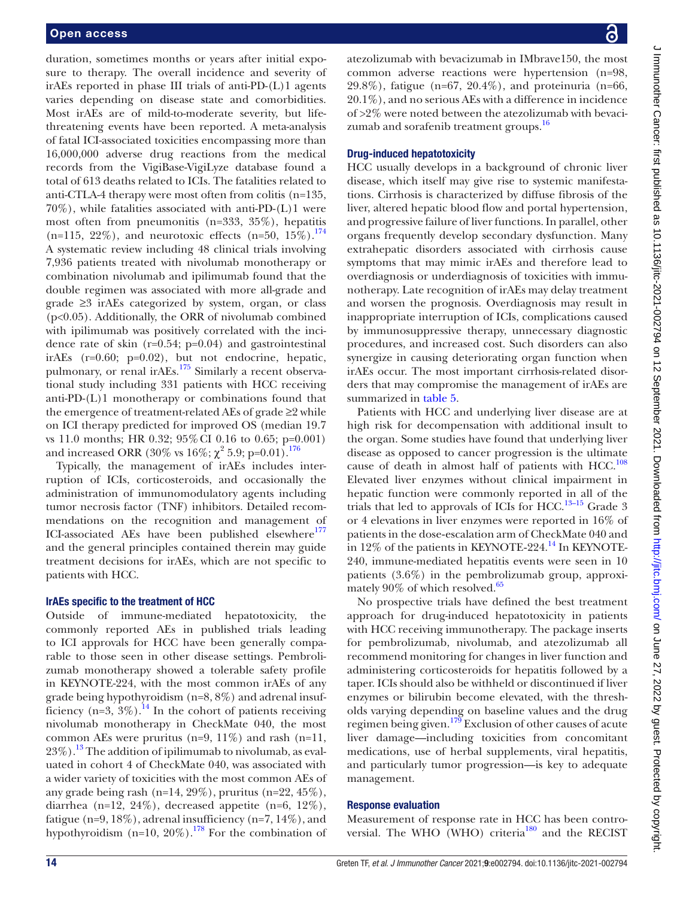duration, sometimes months or years after initial exposure to therapy. The overall incidence and severity of irAEs reported in phase III trials of anti-PD-(L)1 agents varies depending on disease state and comorbidities. Most irAEs are of mild-to-moderate severity, but life-threatening events have been reported. A meta-analysis of fatal ICI-associated toxicities encompassing more than 16,000,000 adverse drug reactions from the medical records from the VigiBase-VigiLyze database found a total of 613 deaths related to ICIs. The fatalities related to anti-CTLA-4 therapy were most often from colitis (n=135, 70%), while fatalities associated with anti-PD-(L)1 were most often from pneumonitis (n=333, 35%), hepatitis (n=115, 22%), and neurotoxic effects (n=50, 15%).[174] A systematic review including 48 clinical trials involving 7,936 patients treated with nivolumab monotherapy or combination nivolumab and ipilimumab found that the double regimen was associated with more all-grade and grade ≥3 irAEs categorized by system, organ, or class (p<0.05). Additionally, the ORR of nivolumab combined with ipilimumab was positively correlated with the incidence rate of skin (r=0.54; p=0.04) and gastrointestinal irAEs (r=0.60; p=0.02), but not endocrine, hepatic, pulmonary, or renal irAEs.[175] Similarly a recent observational study including 331 patients with HCC receiving anti-PD-(L)1 monotherapy or combinations found that the emergence of treatment-related AEs of grade ≥2 while on ICI therapy predicted for improved OS (median 19.7 vs 11.0 months; HR 0.32; 95% CI 0.16 to 0.65; p=0.001) and increased ORR (30% vs 16%; $\chi^2$ 5.9; p=0.01).[176]

Typically, the management of irAEs includes interruption of ICIs, corticosteroids, and occasionally the administration of immunomodulatory agents including tumor necrosis factor (TNF) inhibitors. Detailed recommendations on the recognition and management of ICI-associated AEs have been published elsewhere[177] and the general principles contained therein may guide treatment decisions for irAEs, which are not specific to patients with HCC.

### IrAEs specific to the treatment of HCC

Outside of immune-mediated hepatotoxicity, the commonly reported AEs in published trials leading to ICI approvals for HCC have been generally comparable to those seen in other disease settings. Pembrolizumab monotherapy showed a tolerable safety profile in KEYNOTE-224, with the most common irAEs of any grade being hypothyroidism (n=8, 8%) and adrenal insufficiency (n=3, 3%).[14] In the cohort of patients receiving nivolumab monotherapy in CheckMate 040, the most common AEs were pruritus (n=9, 11%) and rash (n=11, 23%).[13] The addition of ipilimumab to nivolumab, as evaluated in cohort 4 of CheckMate 040, was associated with a wider variety of toxicities with the most common AEs of any grade being rash (n=14, 29%), pruritus (n=22, 45%), diarrhea (n=12, 24%), decreased appetite (n=6, 12%), fatigue (n=9, 18%), adrenal insufficiency (n=7, 14%), and hypothyroidism (n=10, 20%).[178] For the combination of atezolizumab with bevacizumab in IMbrave150, the most common adverse reactions were hypertension (n=98, 29.8%), fatigue (n=67, 20.4%), and proteinuria (n=66, 20.1%), and no serious AEs with a difference in incidence of >2% were noted between the atezolizumab with bevacizumab and sorafenib treatment groups.[16]

### Drug-induced hepatotoxicity

HCC usually develops in a background of chronic liver disease, which itself may give rise to systemic manifestations. Cirrhosis is characterized by diffuse fibrosis of the liver, altered hepatic blood flow and portal hypertension, and progressive failure of liver functions. In parallel, other organs frequently develop secondary dysfunction. Many extrahepatic disorders associated with cirrhosis cause symptoms that may mimic irAEs and therefore lead to overdiagnosis or underdiagnosis of toxicities with immunotherapy. Late recognition of irAEs may delay treatment and worsen the prognosis. Overdiagnosis may result in inappropriate interruption of ICIs, complications caused by immunosuppressive therapy, unnecessary diagnostic procedures, and increased cost. Such disorders can also synergize in causing deteriorating organ function when irAEs occur. The most important cirrhosis-related disorders that may compromise the management of irAEs are summarized in table 5.

Patients with HCC and underlying liver disease are at high risk for decompensation with additional insult to the organ. Some studies have found that underlying liver disease as opposed to cancer progression is the ultimate cause of death in almost half of patients with HCC.[108] Elevated liver enzymes without clinical impairment in hepatic function were commonly reported in all of the trials that led to approvals of ICIs for HCC.[13–15] Grade 3 or 4 elevations in liver enzymes were reported in 16% of patients in the dose-escalation arm of CheckMate 040 and in 12% of the patients in KEYNOTE-224.[14] In KEYNOTE-240, immune-mediated hepatitis events were seen in 10 patients (3.6%) in the pembrolizumab group, approximately 90% of which resolved.[65]

No prospective trials have defined the best treatment approach for drug-induced hepatotoxicity in patients with HCC receiving immunotherapy. The package inserts for pembrolizumab, nivolumab, and atezolizumab all recommend monitoring for changes in liver function and administering corticosteroids for hepatitis followed by a taper. ICIs should also be withheld or discontinued if liver enzymes or bilirubin become elevated, with the thresholds varying depending on baseline values and the drug regimen being given.[179] Exclusion of other causes of acute liver damage—including toxicities from concomitant medications, use of herbal supplements, viral hepatitis, and particularly tumor progression—is key to adequate management.

### Response evaluation

Measurement of response rate in HCC has been controversial. The WHO (WHO) criteria[180] and the RECIST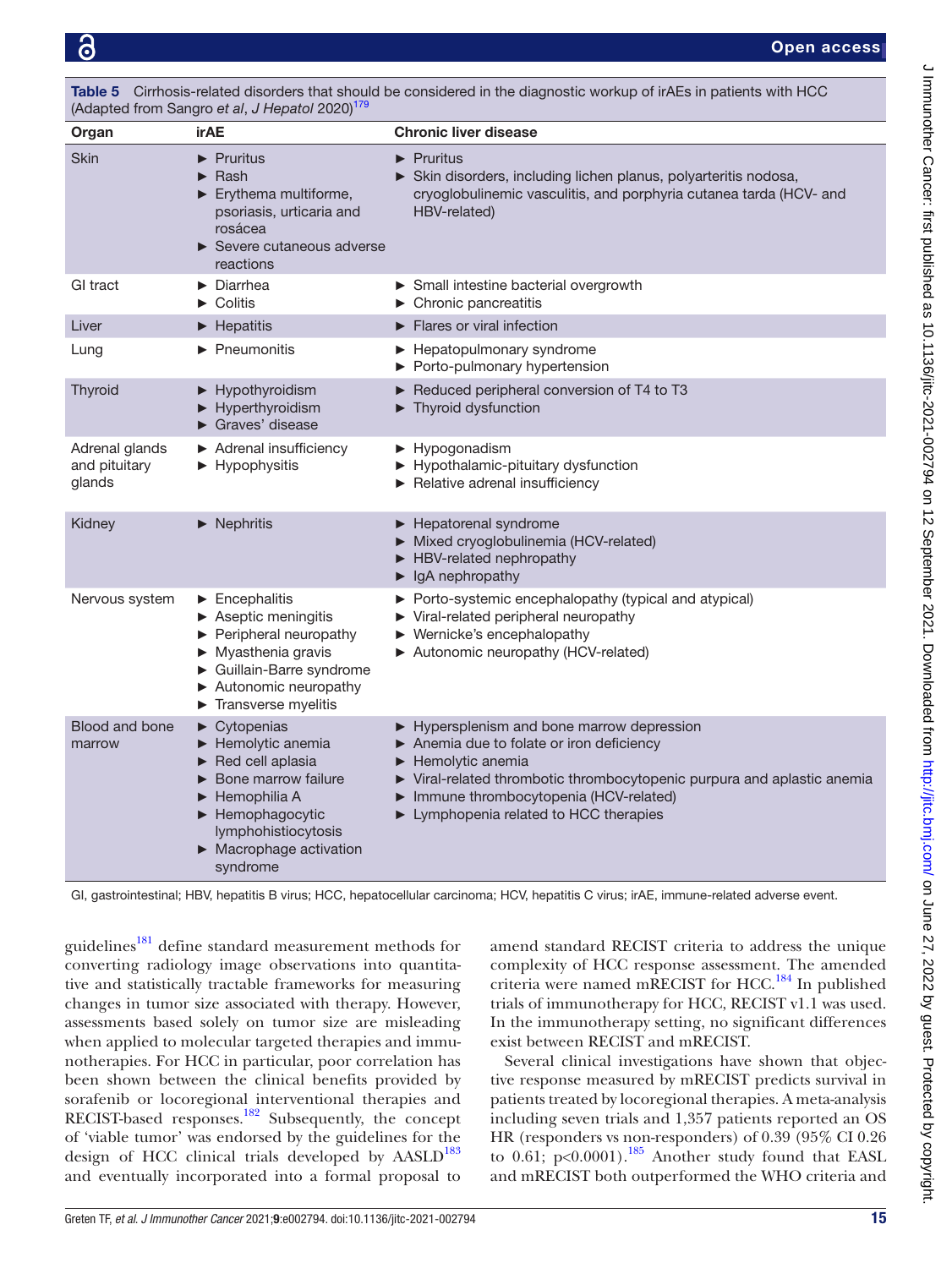**Table 5** Cirrhosis-related disorders that should be considered in the diagnostic workup of irAEs in patients with HCC (Adapted from Sangro *et al*, *J Hepatol* 2020)[179]

| Organ | irAE | Chronic liver disease |
|---|---|---|
| Skin | ► Pruritus<br>► Rash<br>► Erythema multiforme, psoriasis, urticaria and rosácea<br>► Severe cutaneous adverse reactions | ► Pruritus<br>► Skin disorders, including lichen planus, polyarteritis nodosa, cryoglobulinemic vasculitis, and porphyria cutanea tarda (HCV- and HBV-related) |
| GI tract | ► Diarrhea<br>► Colitis | ► Small intestine bacterial overgrowth<br>► Chronic pancreatitis |
| Liver | ► Hepatitis | ► Flares or viral infection |
| Lung | ► Pneumonitis | ► Hepatopulmonary syndrome<br>► Porto-pulmonary hypertension |
| Thyroid | ► Hypothyroidism<br>► Hyperthyroidism<br>► Graves' disease | ► Reduced peripheral conversion of T4 to T3<br>► Thyroid dysfunction |
| Adrenal glands and pituitary glands | ► Adrenal insufficiency<br>► Hypophysitis | ► Hypogonadism<br>► Hypothalamic-pituitary dysfunction<br>► Relative adrenal insufficiency |
| Kidney | ► Nephritis | ► Hepatorenal syndrome<br>► Mixed cryoglobulinemia (HCV-related)<br>► HBV-related nephropathy<br>► IgA nephropathy |
| Nervous system | ► Encephalitis<br>► Aseptic meningitis<br>► Peripheral neuropathy<br>► Myasthenia gravis<br>► Guillain-Barre syndrome<br>► Autonomic neuropathy<br>► Transverse myelitis | ► Porto-systemic encephalopathy (typical and atypical)<br>► Viral-related peripheral neuropathy<br>► Wernicke's encephalopathy<br>► Autonomic neuropathy (HCV-related) |
| Blood and bone marrow | ► Cytopenias<br>► Hemolytic anemia<br>► Red cell aplasia<br>► Bone marrow failure<br>► Hemophilia A<br>► Hemophagocytic lymphohistiocytosis<br>► Macrophage activation syndrome | ► Hypersplenism and bone marrow depression<br>► Anemia due to folate or iron deficiency<br>► Hemolytic anemia<br>► Viral-related thrombotic thrombocytopenic purpura and aplastic anemia<br>► Immune thrombocytopenia (HCV-related)<br>► Lymphopenia related to HCC therapies |

GI, gastrointestinal; HBV, hepatitis B virus; HCC, hepatocellular carcinoma; HCV, hepatitis C virus; irAE, immune-related adverse event.

guidelines[181] define standard measurement methods for converting radiology image observations into quantitative and statistically tractable frameworks for measuring changes in tumor size associated with therapy. However, assessments based solely on tumor size are misleading when applied to molecular targeted therapies and immunotherapies. For HCC in particular, poor correlation has been shown between the clinical benefits provided by sorafenib or locoregional interventional therapies and RECIST-based responses.[182] Subsequently, the concept of 'viable tumor' was endorsed by the guidelines for the design of HCC clinical trials developed by AASLD[183] and eventually incorporated into a formal proposal to amend standard RECIST criteria to address the unique complexity of HCC response assessment. The amended criteria were named mRECIST for HCC.[184] In published trials of immunotherapy for HCC, RECIST v1.1 was used. In the immunotherapy setting, no significant differences exist between RECIST and mRECIST.

Several clinical investigations have shown that objective response measured by mRECIST predicts survival in patients treated by locoregional therapies. A meta-analysis including seven trials and 1,357 patients reported an OS HR (responders vs non-responders) of 0.39 (95% CI 0.26 to 0.61; $p<0.0001$).[185] Another study found that EASL and mRECIST both outperformed the WHO criteria and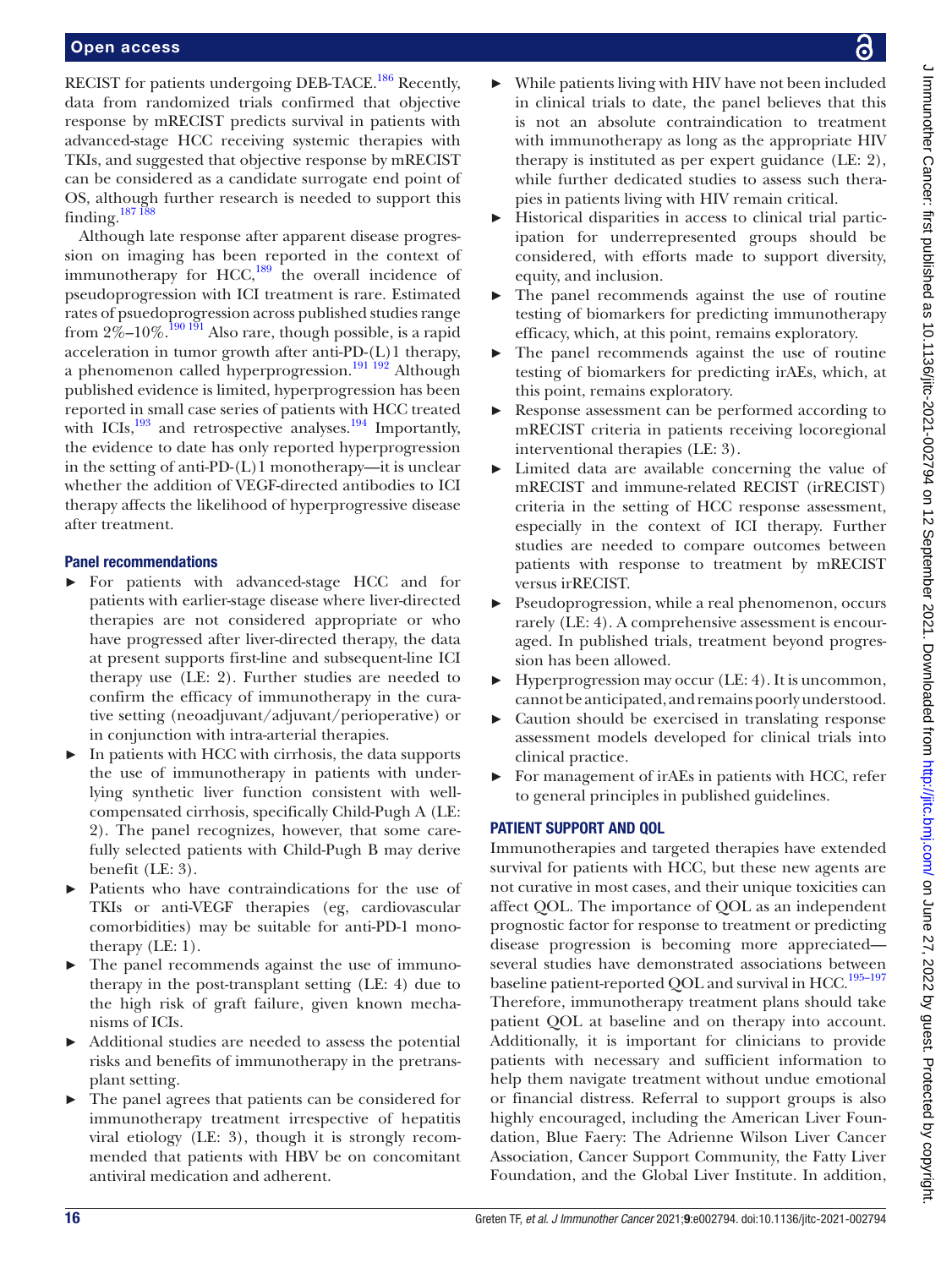RECIST for patients undergoing DEB-TACE.[186] Recently, data from randomized trials confirmed that objective response by mRECIST predicts survival in patients with advanced-stage HCC receiving systemic therapies with TKIs, and suggested that objective response by mRECIST can be considered as a candidate surrogate end point of OS, although further research is needed to support this finding.[187 188]

Although late response after apparent disease progression on imaging has been reported in the context of immunotherapy for HCC,[189] the overall incidence of pseudoprogression with ICI treatment is rare. Estimated rates of psuedoprogression across published studies range from 2%–10%.[190 191] Also rare, though possible, is a rapid acceleration in tumor growth after anti-PD-(L)1 therapy, a phenomenon called hyperprogression.[191 192] Although published evidence is limited, hyperprogression has been reported in small case series of patients with HCC treated with ICIs,[193] and retrospective analyses.[194] Importantly, the evidence to date has only reported hyperprogression in the setting of anti-PD-(L)1 monotherapy—it is unclear whether the addition of VEGF-directed antibodies to ICI therapy affects the likelihood of hyperprogressive disease after treatment.

### Panel recommendations

- For patients with advanced-stage HCC and for patients with earlier-stage disease where liver-directed therapies are not considered appropriate or who have progressed after liver-directed therapy, the data at present supports first-line and subsequent-line ICI therapy use (LE: 2). Further studies are needed to confirm the efficacy of immunotherapy in the curative setting (neoadjuvant/adjuvant/perioperative) or in conjunction with intra-arterial therapies.
- In patients with HCC with cirrhosis, the data supports the use of immunotherapy in patients with underlying synthetic liver function consistent with well-compensated cirrhosis, specifically Child-Pugh A (LE: 2). The panel recognizes, however, that some carefully selected patients with Child-Pugh B may derive benefit (LE: 3).
- Patients who have contraindications for the use of TKIs or anti-VEGF therapies (eg, cardiovascular comorbidities) may be suitable for anti-PD-1 monotherapy (LE: 1).
- The panel recommends against the use of immunotherapy in the post-transplant setting (LE: 4) due to the high risk of graft failure, given known mechanisms of ICIs.
- Additional studies are needed to assess the potential risks and benefits of immunotherapy in the pretransplant setting.
- The panel agrees that patients can be considered for immunotherapy treatment irrespective of hepatitis viral etiology (LE: 3), though it is strongly recommended that patients with HBV be on concomitant antiviral medication and adherent.
- While patients living with HIV have not been included in clinical trials to date, the panel believes that this is not an absolute contraindication to treatment with immunotherapy as long as the appropriate HIV therapy is instituted as per expert guidance (LE: 2), while further dedicated studies to assess such therapies in patients living with HIV remain critical.
- Historical disparities in access to clinical trial participation for underrepresented groups should be considered, with efforts made to support diversity, equity, and inclusion.
- The panel recommends against the use of routine testing of biomarkers for predicting immunotherapy efficacy, which, at this point, remains exploratory.
- The panel recommends against the use of routine testing of biomarkers for predicting irAEs, which, at this point, remains exploratory.
- Response assessment can be performed according to mRECIST criteria in patients receiving locoregional interventional therapies (LE: 3).
- Limited data are available concerning the value of mRECIST and immune-related RECIST (irRECIST) criteria in the setting of HCC response assessment, especially in the context of ICI therapy. Further studies are needed to compare outcomes between patients with response to treatment by mRECIST versus irRECIST.
- Pseudoprogression, while a real phenomenon, occurs rarely (LE: 4). A comprehensive assessment is encouraged. In published trials, treatment beyond progression has been allowed.
- Hyperprogression may occur (LE: 4). It is uncommon, cannot be anticipated, and remains poorly understood.
- Caution should be exercised in translating response assessment models developed for clinical trials into clinical practice.
- For management of irAEs in patients with HCC, refer to general principles in published guidelines.

## PATIENT SUPPORT AND QOL

Immunotherapies and targeted therapies have extended survival for patients with HCC, but these new agents are not curative in most cases, and their unique toxicities can affect QOL. The importance of QOL as an independent prognostic factor for response to treatment or predicting disease progression is becoming more appreciated—several studies have demonstrated associations between baseline patient-reported QOL and survival in HCC.[195–197] Therefore, immunotherapy treatment plans should take patient QOL at baseline and on therapy into account. Additionally, it is important for clinicians to provide patients with necessary and sufficient information to help them navigate treatment without undue emotional or financial distress. Referral to support groups is also highly encouraged, including the American Liver Foundation, Blue Faery: The Adrienne Wilson Liver Cancer Association, Cancer Support Community, the Fatty Liver Foundation, and the Global Liver Institute. In addition,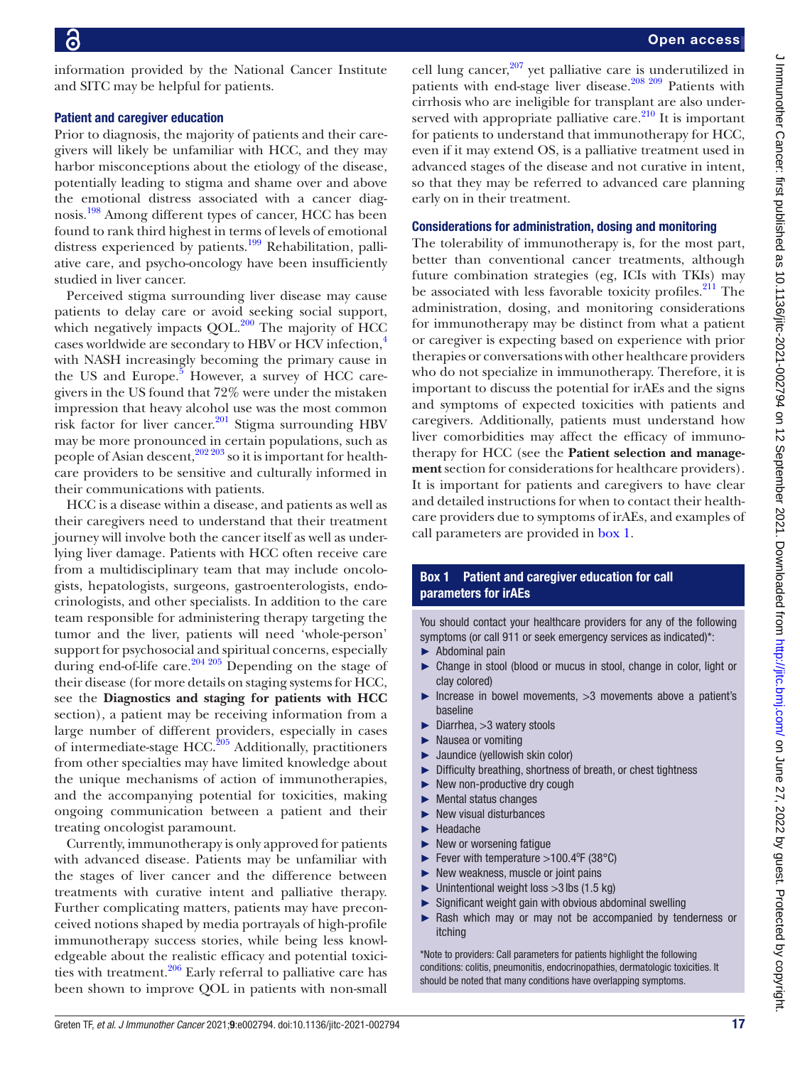information provided by the National Cancer Institute and SITC may be helpful for patients.

### Patient and caregiver education

Prior to diagnosis, the majority of patients and their caregivers will likely be unfamiliar with HCC, and they may harbor misconceptions about the etiology of the disease, potentially leading to stigma and shame over and above the emotional distress associated with a cancer diagnosis.[198] Among different types of cancer, HCC has been found to rank third highest in terms of levels of emotional distress experienced by patients.[199] Rehabilitation, palliative care, and psycho-oncology have been insufficiently studied in liver cancer.

Perceived stigma surrounding liver disease may cause patients to delay care or avoid seeking social support, which negatively impacts QOL.[200] The majority of HCC cases worldwide are secondary to HBV or HCV infection,[4] with NASH increasingly becoming the primary cause in the US and Europe.[5] However, a survey of HCC caregivers in the US found that 72% were under the mistaken impression that heavy alcohol use was the most common risk factor for liver cancer.[201] Stigma surrounding HBV may be more pronounced in certain populations, such as people of Asian descent,[202 203] so it is important for healthcare providers to be sensitive and culturally informed in their communications with patients.

HCC is a disease within a disease, and patients as well as their caregivers need to understand that their treatment journey will involve both the cancer itself as well as underlying liver damage. Patients with HCC often receive care from a multidisciplinary team that may include oncologists, hepatologists, surgeons, gastroenterologists, endocrinologists, and other specialists. In addition to the care team responsible for administering therapy targeting the tumor and the liver, patients will need 'whole-person' support for psychosocial and spiritual concerns, especially during end-of-life care.[204 205] Depending on the stage of their disease (for more details on staging systems for HCC, see the **Diagnostics and staging for patients with HCC** section), a patient may be receiving information from a large number of different providers, especially in cases of intermediate-stage HCC.[205] Additionally, practitioners from other specialties may have limited knowledge about the unique mechanisms of action of immunotherapies, and the accompanying potential for toxicities, making ongoing communication between a patient and their treating oncologist paramount.

Currently, immunotherapy is only approved for patients with advanced disease. Patients may be unfamiliar with the stages of liver cancer and the difference between treatments with curative intent and palliative therapy. Further complicating matters, patients may have preconceived notions shaped by media portrayals of high-profile immunotherapy success stories, while being less knowledgeable about the realistic efficacy and potential toxicities with treatment.[206] Early referral to palliative care has been shown to improve QOL in patients with non-small cell lung cancer,[207] yet palliative care is underutilized in patients with end-stage liver disease.[208 209] Patients with cirrhosis who are ineligible for transplant are also underserved with appropriate palliative care.[210] It is important for patients to understand that immunotherapy for HCC, even if it may extend OS, is a palliative treatment used in advanced stages of the disease and not curative in intent, so that they may be referred to advanced care planning early on in their treatment.

### Considerations for administration, dosing and monitoring

The tolerability of immunotherapy is, for the most part, better than conventional cancer treatments, although future combination strategies (eg, ICIs with TKIs) may be associated with less favorable toxicity profiles.[211] The administration, dosing, and monitoring considerations for immunotherapy may be distinct from what a patient or caregiver is expecting based on experience with prior therapies or conversations with other healthcare providers who do not specialize in immunotherapy. Therefore, it is important to discuss the potential for irAEs and the signs and symptoms of expected toxicities with patients and caregivers. Additionally, patients must understand how liver comorbidities may affect the efficacy of immunotherapy for HCC (see the **Patient selection and management** section for considerations for healthcare providers). It is important for patients and caregivers to have clear and detailed instructions for when to contact their healthcare providers due to symptoms of irAEs, and examples of call parameters are provided in box 1.

**Box 1 Patient and caregiver education for call parameters for irAEs**

You should contact your healthcare providers for any of the following symptoms (or call 911 or seek emergency services as indicated)*:

- Abdominal pain
- Change in stool (blood or mucus in stool, change in color, light or clay colored)
- Increase in bowel movements, >3 movements above a patient's baseline
- Diarrhea, >3 watery stools
- Nausea or vomiting
- Jaundice (yellowish skin color)
- Difficulty breathing, shortness of breath, or chest tightness
- New non-productive dry cough
- Mental status changes
- New visual disturbances
- Headache
- New or worsening fatigue
- Fever with temperature >100.4ºF (38°C)
- New weakness, muscle or joint pains
- Unintentional weight loss >3 lbs (1.5 kg)
- Significant weight gain with obvious abdominal swelling
- Rash which may or may not be accompanied by tenderness or itching

*Note to providers: Call parameters for patients highlight the following conditions: colitis, pneumonitis, endocrinopathies, dermatologic toxicities. It should be noted that many conditions have overlapping symptoms.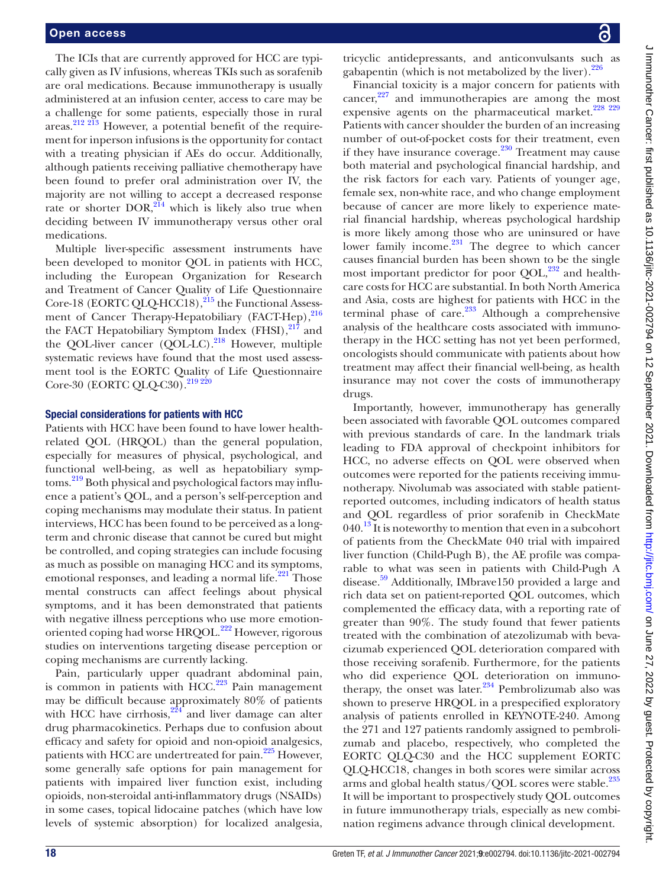The ICIs that are currently approved for HCC are typically given as IV infusions, whereas TKIs such as sorafenib are oral medications. Because immunotherapy is usually administered at an infusion center, access to care may be a challenge for some patients, especially those in rural areas.[212 213] However, a potential benefit of the requirement for inperson infusions is the opportunity for contact with a treating physician if AEs do occur. Additionally, although patients receiving palliative chemotherapy have been found to prefer oral administration over IV, the majority are not willing to accept a decreased response rate or shorter DOR,[214] which is likely also true when deciding between IV immunotherapy versus other oral medications.

Multiple liver-specific assessment instruments have been developed to monitor QOL in patients with HCC, including the European Organization for Research and Treatment of Cancer Quality of Life Questionnaire Core-18 (EORTC QLQ-HCC18),[215] the Functional Assessment of Cancer Therapy-Hepatobiliary (FACT-Hep),[216] the FACT Hepatobiliary Symptom Index (FHSI),[217] and the QOL-liver cancer (QOL-LC).[218] However, multiple systematic reviews have found that the most used assessment tool is the EORTC Quality of Life Questionnaire Core-30 (EORTC QLQ-C30).[219 220]

### Special considerations for patients with HCC

Patients with HCC have been found to have lower health-related QOL (HRQOL) than the general population, especially for measures of physical, psychological, and functional well-being, as well as hepatobiliary symptoms.[219] Both physical and psychological factors may influence a patient's QOL, and a person's self-perception and coping mechanisms may modulate their status. In patient interviews, HCC has been found to be perceived as a long-term and chronic disease that cannot be cured but might be controlled, and coping strategies can include focusing as much as possible on managing HCC and its symptoms, emotional responses, and leading a normal life.[221] Those mental constructs can affect feelings about physical symptoms, and it has been demonstrated that patients with negative illness perceptions who use more emotion-oriented coping had worse HRQOL.[222] However, rigorous studies on interventions targeting disease perception or coping mechanisms are currently lacking.

Pain, particularly upper quadrant abdominal pain, is common in patients with HCC.[223] Pain management may be difficult because approximately 80% of patients with HCC have cirrhosis,[224] and liver damage can alter drug pharmacokinetics. Perhaps due to confusion about efficacy and safety for opioid and non-opioid analgesics, patients with HCC are undertreated for pain.[225] However, some generally safe options for pain management for patients with impaired liver function exist, including opioids, non-steroidal anti-inflammatory drugs (NSAIDs) in some cases, topical lidocaine patches (which have low levels of systemic absorption) for localized analgesia, tricyclic antidepressants, and anticonvulsants such as gabapentin (which is not metabolized by the liver).[226]

Financial toxicity is a major concern for patients with cancer,[227] and immunotherapies are among the most expensive agents on the pharmaceutical market.[228 229] Patients with cancer shoulder the burden of an increasing number of out-of-pocket costs for their treatment, even if they have insurance coverage.[230] Treatment may cause both material and psychological financial hardship, and the risk factors for each vary. Patients of younger age, female sex, non-white race, and who change employment because of cancer are more likely to experience material financial hardship, whereas psychological hardship is more likely among those who are uninsured or have lower family income.[231] The degree to which cancer causes financial burden has been shown to be the single most important predictor for poor QOL,[232] and healthcare costs for HCC are substantial. In both North America and Asia, costs are highest for patients with HCC in the terminal phase of care.[233] Although a comprehensive analysis of the healthcare costs associated with immunotherapy in the HCC setting has not yet been performed, oncologists should communicate with patients about how treatment may affect their financial well-being, as health insurance may not cover the costs of immunotherapy drugs.

Importantly, however, immunotherapy has generally been associated with favorable QOL outcomes compared with previous standards of care. In the landmark trials leading to FDA approval of checkpoint inhibitors for HCC, no adverse effects on QOL were observed when outcomes were reported for the patients receiving immunotherapy. Nivolumab was associated with stable patient-reported outcomes, including indicators of health status and QOL regardless of prior sorafenib in CheckMate 040.[13] It is noteworthy to mention that even in a subcohort of patients from the CheckMate 040 trial with impaired liver function (Child-Pugh B), the AE profile was comparable to what was seen in patients with Child-Pugh A disease.[59] Additionally, IMbrave150 provided a large and rich data set on patient-reported QOL outcomes, which complemented the efficacy data, with a reporting rate of greater than 90%. The study found that fewer patients treated with the combination of atezolizumab with bevacizumab experienced QOL deterioration compared with those receiving sorafenib. Furthermore, for the patients who did experience QOL deterioration on immunotherapy, the onset was later.[234] Pembrolizumab also was shown to preserve HRQOL in a prespecified exploratory analysis of patients enrolled in KEYNOTE-240. Among the 271 and 127 patients randomly assigned to pembrolizumab and placebo, respectively, who completed the EORTC QLQ-C30 and the HCC supplement EORTC QLQ-HCC18, changes in both scores were similar across arms and global health status/QOL scores were stable.[235] It will be important to prospectively study QOL outcomes in future immunotherapy trials, especially as new combination regimens advance through clinical development.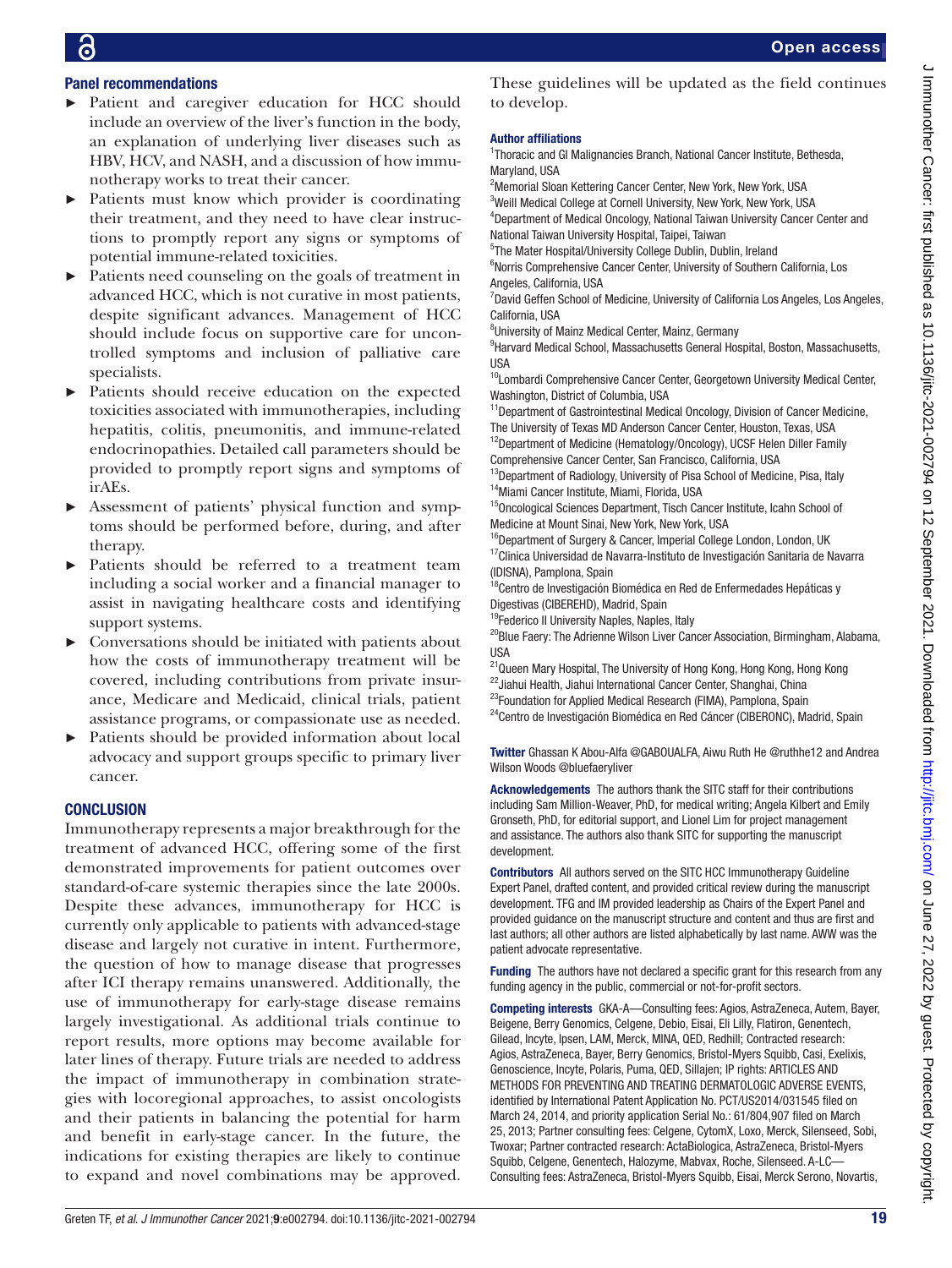### Panel recommendations

- Patient and caregiver education for HCC should include an overview of the liver's function in the body, an explanation of underlying liver diseases such as HBV, HCV, and NASH, and a discussion of how immunotherapy works to treat their cancer.
- Patients must know which provider is coordinating their treatment, and they need to have clear instructions to promptly report any signs or symptoms of potential immune-related toxicities.
- Patients need counseling on the goals of treatment in advanced HCC, which is not curative in most patients, despite significant advances. Management of HCC should include focus on supportive care for uncontrolled symptoms and inclusion of palliative care specialists.
- Patients should receive education on the expected toxicities associated with immunotherapies, including hepatitis, colitis, pneumonitis, and immune-related endocrinopathies. Detailed call parameters should be provided to promptly report signs and symptoms of irAEs.
- Assessment of patients' physical function and symptoms should be performed before, during, and after therapy.
- Patients should be referred to a treatment team including a social worker and a financial manager to assist in navigating healthcare costs and identifying support systems.
- Conversations should be initiated with patients about how the costs of immunotherapy treatment will be covered, including contributions from private insurance, Medicare and Medicaid, clinical trials, patient assistance programs, or compassionate use as needed.
- Patients should be provided information about local advocacy and support groups specific to primary liver cancer.

## CONCLUSION

Immunotherapy represents a major breakthrough for the treatment of advanced HCC, offering some of the first demonstrated improvements for patient outcomes over standard-of-care systemic therapies since the late 2000s. Despite these advances, immunotherapy for HCC is currently only applicable to patients with advanced-stage disease and largely not curative in intent. Furthermore, the question of how to manage disease that progresses after ICI therapy remains unanswered. Additionally, the use of immunotherapy for early-stage disease remains largely investigational. As additional trials continue to report results, more options may become available for later lines of therapy. Future trials are needed to address the impact of immunotherapy in combination strategies with locoregional approaches, to assist oncologists and their patients in balancing the potential for harm and benefit in early-stage cancer. In the future, the indications for existing therapies are likely to continue to expand and novel combinations may be approved. These guidelines will be updated as the field continues to develop.

**Author affiliations**

[1]Thoracic and GI Malignancies Branch, National Cancer Institute, Bethesda, Maryland, USA
[2]Memorial Sloan Kettering Cancer Center, New York, New York, USA
[3]Weill Medical College at Cornell University, New York, New York, USA
[4]Department of Medical Oncology, National Taiwan University Cancer Center and National Taiwan University Hospital, Taipei, Taiwan
[5]The Mater Hospital/University College Dublin, Dublin, Ireland
[6]Norris Comprehensive Cancer Center, University of Southern California, Los Angeles, California, USA
[7]David Geffen School of Medicine, University of California Los Angeles, Los Angeles, California, USA
[8]University of Mainz Medical Center, Mainz, Germany
[9]Harvard Medical School, Massachusetts General Hospital, Boston, Massachusetts, USA
[10]Lombardi Comprehensive Cancer Center, Georgetown University Medical Center, Washington, District of Columbia, USA
[11]Department of Gastrointestinal Medical Oncology, Division of Cancer Medicine, The University of Texas MD Anderson Cancer Center, Houston, Texas, USA
[12]Department of Medicine (Hematology/Oncology), UCSF Helen Diller Family Comprehensive Cancer Center, San Francisco, California, USA
[13]Department of Radiology, University of Pisa School of Medicine, Pisa, Italy
[14]Miami Cancer Institute, Miami, Florida, USA
[15]Oncological Sciences Department, Tisch Cancer Institute, Icahn School of Medicine at Mount Sinai, New York, New York, USA
[16]Department of Surgery & Cancer, Imperial College London, London, UK
[17]Clinica Universidad de Navarra-Instituto de Investigación Sanitaria de Navarra (IDISNA), Pamplona, Spain
[18]Centro de Investigación Biomédica en Red de Enfermedades Hepáticas y Digestivas (CIBEREHD), Madrid, Spain
[19]Federico II University Naples, Naples, Italy
[20]Blue Faery: The Adrienne Wilson Liver Cancer Association, Birmingham, Alabama, USA
[21]Queen Mary Hospital, The University of Hong Kong, Hong Kong, Hong Kong
[22]Jiahui Health, Jiahui International Cancer Center, Shanghai, China
[23]Foundation for Applied Medical Research (FIMA), Pamplona, Spain
[24]Centro de Investigación Biomédica en Red Cáncer (CIBERONC), Madrid, Spain

**Twitter** Ghassan K Abou-Alfa @GABOUALFA, Aiwu Ruth He @ruthhe12 and Andrea Wilson Woods @bluefaeryliver

**Acknowledgements** The authors thank the SITC staff for their contributions including Sam Million-Weaver, PhD, for medical writing; Angela Kilbert and Emily Gronseth, PhD, for editorial support, and Lionel Lim for project management and assistance. The authors also thank SITC for supporting the manuscript development.

**Contributors** All authors served on the SITC HCC Immunotherapy Guideline Expert Panel, drafted content, and provided critical review during the manuscript development. TFG and IM provided leadership as Chairs of the Expert Panel and provided guidance on the manuscript structure and content and thus are first and last authors; all other authors are listed alphabetically by last name. AWW was the patient advocate representative.

**Funding** The authors have not declared a specific grant for this research from any funding agency in the public, commercial or not-for-profit sectors.

**Competing interests** GKA-A—Consulting fees: Agios, AstraZeneca, Autem, Bayer, Beigene, Berry Genomics, Celgene, Debio, Eisai, Eli Lilly, Flatiron, Genentech, Gilead, Incyte, Ipsen, LAM, Merck, MINA, QED, Redhill; Contracted research: Agios, AstraZeneca, Bayer, Berry Genomics, Bristol-Myers Squibb, Casi, Exelixis, Genoscience, Incyte, Polaris, Puma, QED, Sillajen; IP rights: ARTICLES AND METHODS FOR PREVENTING AND TREATING DERMATOLOGIC ADVERSE EVENTS, identified by International Patent Application No. PCT/US2014/031545 filed on March 24, 2014, and priority application Serial No.: 61/804,907 filed on March 25, 2013; Partner consulting fees: Celgene, CytomX, Loxo, Merck, Silenseed, Sobi, Twoxar; Partner contracted research: ActaBiologica, AstraZeneca, Bristol-Myers Squibb, Celgene, Genentech, Halozyme, Mabvax, Roche, Silenseed. A-LC—Consulting fees: AstraZeneca, Bristol-Myers Squibb, Eisai, Merck Serono, Novartis,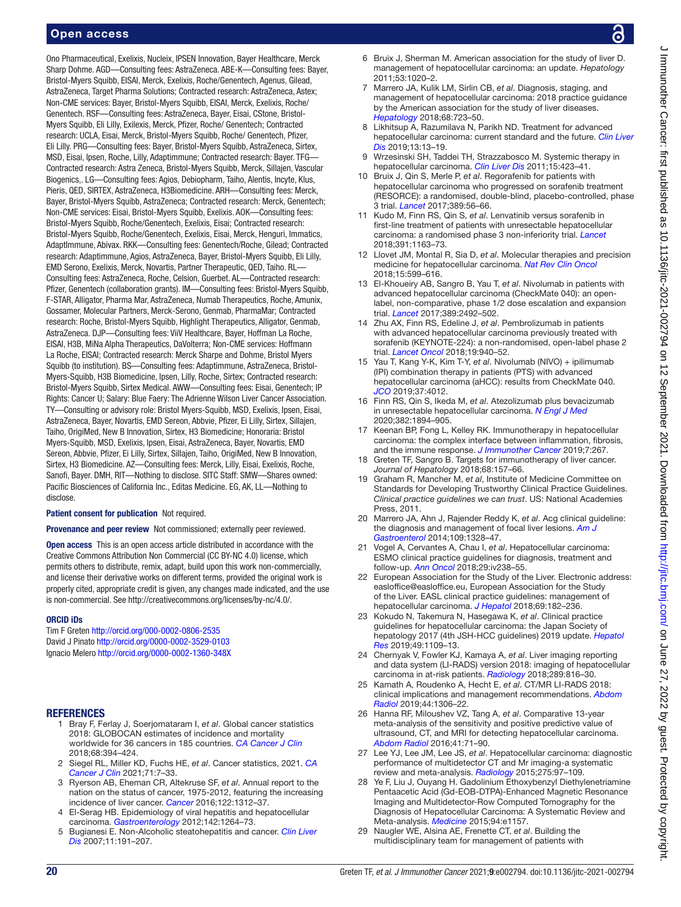Ono Pharmaceutical, Exelixis, Nucleix, IPSEN Innovation, Bayer Healthcare, Merck Sharp Dohme. AGD—Consulting fees: AstraZeneca. ABE-K—Consulting fees: Bayer, Bristol-Myers Squibb, EISAI, Merck, Exelixis, Roche/Genentech, Agenus, Gilead, AstraZeneca, Target Pharma Solutions; Contracted research: AstraZeneca, Astex; Non-CME services: Bayer, Bristol-Myers Squibb, EISAI, Merck, Exelixis, Roche/Genentech. RSF—Consulting fees: AstraZeneca, Bayer, Eisai, CStone, Bristol-Myers Squibb, Eli Lilly, Exilexis, Merck, Pfizer, Roche/ Genentech; Contracted research: UCLA, Eisai, Merck, Bristol-Myers Squibb, Roche/ Genentech, Pfizer, Eli Lilly. PRG—Consulting fees: Bayer, Bristol-Myers Squibb, AstraZeneca, Sirtex, MSD, Eisai, Ipsen, Roche, Lilly, Adaptimmune; Contracted research: Bayer. TFG—Contracted research: Astra Zeneca, Bristol-Myers Squibb, Merck, Sillajen, Vascular Biogenics,. LG—Consulting fees: Agios, Debiopharm, Taiho, Alentis, Incyte, Klus, Pieris, QED, SIRTEX, AstraZeneca, H3Biomedicine. ARH—Consulting fees: Merck, Bayer, Bristol-Myers Squibb, AstraZeneca; Contracted research: Merck, Genentech; Non-CME services: Eisai, Bristol-Myers Squibb, Exelixis. AOK—Consulting fees: Bristol-Myers Squibb, Roche/Genentech, Exelixis, Eisai; Contracted research: Bristol-Myers Squibb, Roche/Genentech, Exelixis, Eisai, Merck, Henguri, Immatics, AdaptImmune, Abivax. RKK—Consulting fees: Genentech/Roche, Gilead; Contracted research: Adaptimmune, Agios, AstraZeneca, Bayer, Bristol-Myers Squibb, Eli Lilly, EMD Serono, Exelixis, Merck, Novartis, Partner Therapeutic, QED, Taiho. RL—Consulting fees: AstraZeneca, Roche, Celsion, Guerbet. AL—Contracted research: Pfizer, Genentech (collaboration grants). IM—Consulting fees: Bristol-Myers Squibb, F-STAR, Alligator, Pharma Mar, AstraZeneca, Numab Therapeutics, Roche, Amunix, Gossamer, Molecular Partners, Merck-Serono, Genmab, PharmaMar; Contracted research: Roche, Bristol-Myers Squibb, Highlight Therapeutics, Alligator, Genmab, AstraZeneca. DJP—Consulting fees: ViiV Healthcare, Bayer, Hoffman La Roche, EISAI, H3B, MiNa Alpha Therapeutics, DaVolterra; Non-CME services: Hoffmann La Roche, EISAI; Contracted research: Merck Sharpe and Dohme, Bristol Myers Squibb (to institution). BS—Consulting fees: Adaptimmune, AstraZeneca, Bristol-Myers-Squibb, H3B Biomedicine, Ipsen, Lilly, Roche, Sirtex; Contracted research: Bristol-Myers Squibb, Sirtex Medical. AWW—Consulting fees: Eisai, Genentech; IP Rights: Cancer U; Salary: Blue Faery: The Adrienne Wilson Liver Cancer Association. TY—Consulting or advisory role: Bristol Myers-Squibb, MSD, Exelixis, Ipsen, Eisai, AstraZeneca, Bayer, Novartis, EMD Sereon, Abbvie, Pfizer, Ei Lilly, Sirtex, Sillajen, Taiho, OrigiMed, New B Innovation, Sirtex, H3 Biomedicine; Honoraria: Bristol Myers-Squibb, MSD, Exelixis, Ipsen, Eisai, AstraZeneca, Bayer, Novartis, EMD Sereon, Abbvie, Pfizer, Ei Lilly, Sirtex, Sillajen, Taiho, OrigiMed, New B Innovation, Sirtex, H3 Biomedicine. AZ—Consulting fees: Merck, Lilly, Eisai, Exelixis, Roche, Sanofi, Bayer. DMH, RIT—Nothing to disclose. SITC Staff: SMW—Shares owned: Pacific Biosciences of California Inc., Editas Medicine. EG, AK, LL—Nothing to disclose.

**Patient consent for publication** Not required.

**Provenance and peer review** Not commissioned; externally peer reviewed.

**Open access** This is an open access article distributed in accordance with the Creative Commons Attribution Non Commercial (CC BY-NC 4.0) license, which permits others to distribute, remix, adapt, build upon this work non-commercially, and license their derivative works on different terms, provided the original work is properly cited, appropriate credit is given, any changes made indicated, and the use is non-commercial. See http://creativecommons.org/licenses/by-nc/4.0/.

**ORCID iDs**

Tim F Greten http://orcid.org/000-0002-0806-2535
David J Pinato http://orcid.org/0000-0002-3529-0103
Ignacio Melero http://orcid.org/0000-0002-1360-348X

## REFERENCES

1. Bray F, Ferlay J, Soerjomataram I, *et al*. Global cancer statistics 2018: GLOBOCAN estimates of incidence and mortality worldwide for 36 cancers in 185 countries. *CA Cancer J Clin* 2018;68:394–424.
2. Siegel RL, Miller KD, Fuchs HE, *et al*. Cancer statistics, 2021. *CA Cancer J Clin* 2021;71:7–33.
3. Ryerson AB, Eheman CR, Altekruse SF, *et al*. Annual report to the nation on the status of cancer, 1975-2012, featuring the increasing incidence of liver cancer. *Cancer* 2016;122:1312–37.
4. El-Serag HB. Epidemiology of viral hepatitis and hepatocellular carcinoma. *Gastroenterology* 2012;142:1264–73.
5. Bugianesi E. Non-Alcoholic steatohepatitis and cancer. *Clin Liver Dis* 2007;11:191–207.
6. Bruix J, Sherman M. American association for the study of liver D. management of hepatocellular carcinoma: an update. *Hepatology* 2011;53:1020–2.
7. Marrero JA, Kulik LM, Sirlin CB, *et al*. Diagnosis, staging, and management of hepatocellular carcinoma: 2018 practice guidance by the American association for the study of liver diseases. *Hepatology* 2018;68:723–50.
8. Likhitsup A, Razumilava N, Parikh ND. Treatment for advanced hepatocellular carcinoma: current standard and the future. *Clin Liver Dis* 2019;13:13–19.
9. Wrzesinski SH, Taddei TH, Strazzabosco M. Systemic therapy in hepatocellular carcinoma. *Clin Liver Dis* 2011;15:423–41.
10. Bruix J, Qin S, Merle P, *et al*. Regorafenib for patients with hepatocellular carcinoma who progressed on sorafenib treatment (RESORCE): a randomised, double-blind, placebo-controlled, phase 3 trial. *Lancet* 2017;389:56–66.
11. Kudo M, Finn RS, Qin S, *et al*. Lenvatinib versus sorafenib in first-line treatment of patients with unresectable hepatocellular carcinoma: a randomised phase 3 non-inferiority trial. *Lancet* 2018;391:1163–73.
12. Llovet JM, Montal R, Sia D, *et al*. Molecular therapies and precision medicine for hepatocellular carcinoma. *Nat Rev Clin Oncol* 2018;15:599–616.
13. El-Khoueiry AB, Sangro B, Yau T, *et al*. Nivolumab in patients with advanced hepatocellular carcinoma (CheckMate 040): an open-label, non-comparative, phase 1/2 dose escalation and expansion trial. *Lancet* 2017;389:2492–502.
14. Zhu AX, Finn RS, Edeline J, *et al*. Pembrolizumab in patients with advanced hepatocellular carcinoma previously treated with sorafenib (KEYNOTE-224): a non-randomised, open-label phase 2 trial. *Lancet Oncol* 2018;19:940–52.
15. Yau T, Kang Y-K, Kim T-Y, *et al*. Nivolumab (NIVO) + ipilimumab (IPI) combination therapy in patients (PTS) with advanced hepatocellular carcinoma (aHCC): results from CheckMate 040. *JCO* 2019;37:4012.
16. Finn RS, Qin S, Ikeda M, *et al*. Atezolizumab plus bevacizumab in unresectable hepatocellular carcinoma. *N Engl J Med* 2020;382:1894–905.
17. Keenan BP, Fong L, Kelley RK. Immunotherapy in hepatocellular carcinoma: the complex interface between inflammation, fibrosis, and the immune response. *J Immunother Cancer* 2019;7:267.
18. Greten TF, Sangro B. Targets for immunotherapy of liver cancer. *Journal of Hepatology* 2018;68:157–66.
19. Graham R, Mancher M, *et al*, Institute of Medicine Committee on Standards for Developing Trustworthy Clinical Practice Guidelines. *Clinical practice guidelines we can trust*. US: National Academies Press, 2011.
20. Marrero JA, Ahn J, Rajender Reddy K, *et al*. Acg clinical guideline: the diagnosis and management of focal liver lesions. *Am J Gastroenterol* 2014;109:1328–47.
21. Vogel A, Cervantes A, Chau I, *et al*. Hepatocellular carcinoma: ESMO clinical practice guidelines for diagnosis, treatment and follow-up. *Ann Oncol* 2018;29:iv238–55.
22. European Association for the Study of the Liver. Electronic address: easloffice@easloffice.eu, European Association for the Study of the Liver. EASL clinical practice guidelines: management of hepatocellular carcinoma. *J Hepatol* 2018;69:182–236.
23. Kokudo N, Takemura N, Hasegawa K, *et al*. Clinical practice guidelines for hepatocellular carcinoma: the Japan Society of hepatology 2017 (4th JSH-HCC guidelines) 2019 update. *Hepatol Res* 2019;49:1109–13.
24. Chernyak V, Fowler KJ, Kamaya A, *et al*. Liver imaging reporting and data system (LI-RADS) version 2018: imaging of hepatocellular carcinoma in at-risk patients. *Radiology* 2018;289:816–30.
25. Kamath A, Roudenko A, Hecht E, *et al*. CT/MR LI-RADS 2018: clinical implications and management recommendations. *Abdom Radiol* 2019;44:1306–22.
26. Hanna RF, Miloushev VZ, Tang A, *et al*. Comparative 13-year meta-analysis of the sensitivity and positive predictive value of ultrasound, CT, and MRI for detecting hepatocellular carcinoma. *Abdom Radiol* 2016;41:71–90.
27. Lee YJ, Lee JM, Lee JS, *et al*. Hepatocellular carcinoma: diagnostic performance of multidetector CT and Mr imaging-a systematic review and meta-analysis. *Radiology* 2015;275:97–109.
28. Ye F, Liu J, Ouyang H. Gadolinium Ethoxybenzyl Diethylenetriamine Pentaacetic Acid (Gd-EOB-DTPA)-Enhanced Magnetic Resonance Imaging and Multidetector-Row Computed Tomography for the Diagnosis of Hepatocellular Carcinoma: A Systematic Review and Meta-analysis. *Medicine* 2015;94:e1157.
29. Naugler WE, Alsina AE, Frenette CT, *et al*. Building the multidisciplinary team for management of patients with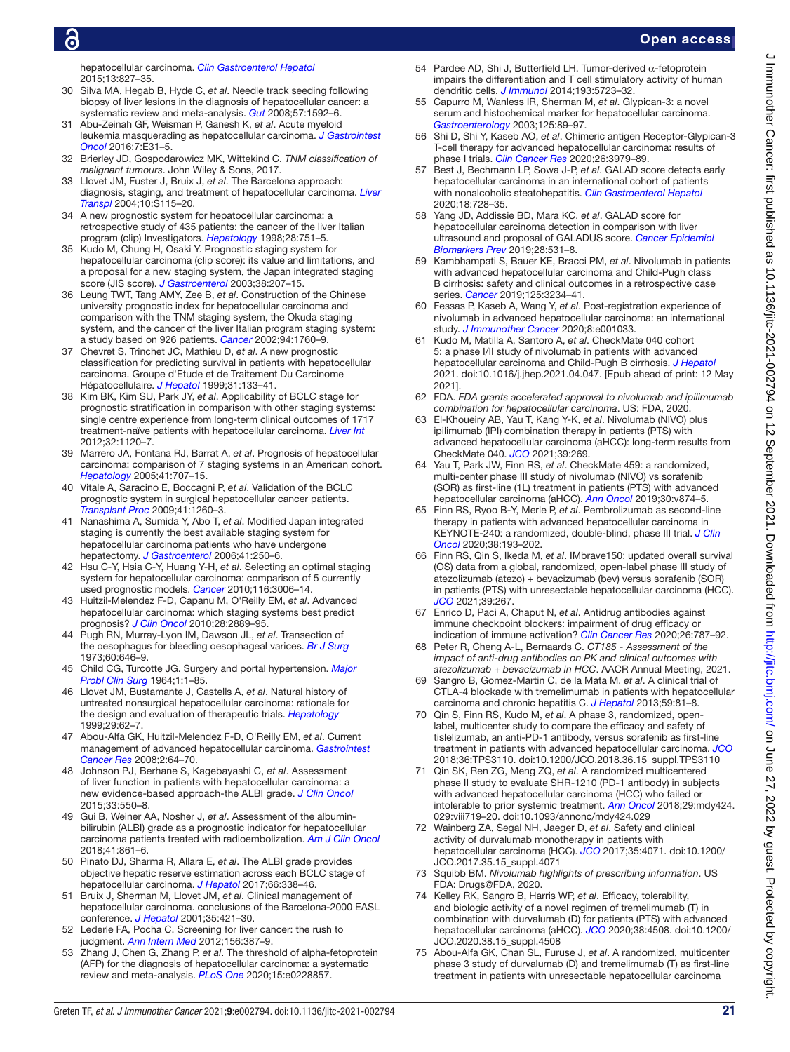hepatocellular carcinoma. *Clin Gastroenterol Hepatol* 2015;13:827–35.

30 Silva MA, Hegab B, Hyde C, *et al*. Needle track seeding following biopsy of liver lesions in the diagnosis of hepatocellular cancer: a systematic review and meta-analysis. *Gut* 2008;57:1592–6.
31 Abu-Zeinah GF, Weisman P, Ganesh K, *et al*. Acute myeloid leukemia masquerading as hepatocellular carcinoma. *J Gastrointest Oncol* 2016;7:E31–5.
32 Brierley JD, Gospodarowicz MK, Wittekind C. *TNM classification of malignant tumours*. John Wiley & Sons, 2017.
33 Llovet JM, Fuster J, Bruix J, *et al*. The Barcelona approach: diagnosis, staging, and treatment of hepatocellular carcinoma. *Liver Transpl* 2004;10:S115–20.
34 A new prognostic system for hepatocellular carcinoma: a retrospective study of 435 patients: the cancer of the liver Italian program (clip) Investigators. *Hepatology* 1998;28:751–5.
35 Kudo M, Chung H, Osaki Y. Prognostic staging system for hepatocellular carcinoma (clip score): its value and limitations, and a proposal for a new staging system, the Japan integrated staging score (JIS score). *J Gastroenterol* 2003;38:207–15.
36 Leung TWT, Tang AMY, Zee B, *et al*. Construction of the Chinese university prognostic index for hepatocellular carcinoma and comparison with the TNM staging system, the Okuda staging system, and the cancer of the liver Italian program staging system: a study based on 926 patients. *Cancer* 2002;94:1760–9.
37 Chevret S, Trinchet JC, Mathieu D, *et al*. A new prognostic classification for predicting survival in patients with hepatocellular carcinoma. Groupe d'Etude et de Traitement Du Carcinome Hépatocellulaire. *J Hepatol* 1999;31:133–41.
38 Kim BK, Kim SU, Park JY, *et al*. Applicability of BCLC stage for prognostic stratification in comparison with other staging systems: single centre experience from long-term clinical outcomes of 1717 treatment-naïve patients with hepatocellular carcinoma. *Liver Int* 2012;32:1120–7.
39 Marrero JA, Fontana RJ, Barrat A, *et al*. Prognosis of hepatocellular carcinoma: comparison of 7 staging systems in an American cohort. *Hepatology* 2005;41:707–15.
40 Vitale A, Saracino E, Boccagni P, *et al*. Validation of the BCLC prognostic system in surgical hepatocellular cancer patients. *Transplant Proc* 2009;41:1260–3.
41 Nanashima A, Sumida Y, Abo T, *et al*. Modified Japan integrated staging is currently the best available staging system for hepatocellular carcinoma patients who have undergone hepatectomy. *J Gastroenterol* 2006;41:250–6.
42 Hsu C-Y, Hsia C-Y, Huang Y-H, *et al*. Selecting an optimal staging system for hepatocellular carcinoma: comparison of 5 currently used prognostic models. *Cancer* 2010;116:3006–14.
43 Huitzil-Melendez F-D, Capanu M, O'Reilly EM, *et al*. Advanced hepatocellular carcinoma: which staging systems best predict prognosis? *J Clin Oncol* 2010;28:2889–95.
44 Pugh RN, Murray-Lyon IM, Dawson JL, *et al*. Transection of the oesophagus for bleeding oesophageal varices. *Br J Surg* 1973;60:646–9.
45 Child CG, Turcotte JG. Surgery and portal hypertension. *Major Probl Clin Surg* 1964;1:1–85.
46 Llovet JM, Bustamante J, Castells A, *et al*. Natural history of untreated nonsurgical hepatocellular carcinoma: rationale for the design and evaluation of therapeutic trials. *Hepatology* 1999;29:62–7.
47 Abou-Alfa GK, Huitzil-Melendez F-D, O'Reilly EM, *et al*. Current management of advanced hepatocellular carcinoma. *Gastrointest Cancer Res* 2008;2:64–70.
48 Johnson PJ, Berhane S, Kagebayashi C, *et al*. Assessment of liver function in patients with hepatocellular carcinoma: a new evidence-based approach-the ALBI grade. *J Clin Oncol* 2015;33:550–8.
49 Gui B, Weiner AA, Nosher J, *et al*. Assessment of the albumin-bilirubin (ALBI) grade as a prognostic indicator for hepatocellular carcinoma patients treated with radioembolization. *Am J Clin Oncol* 2018;41:861–6.
50 Pinato DJ, Sharma R, Allara E, *et al*. The ALBI grade provides objective hepatic reserve estimation across each BCLC stage of hepatocellular carcinoma. *J Hepatol* 2017;66:338–46.
51 Bruix J, Sherman M, Llovet JM, *et al*. Clinical management of hepatocellular carcinoma. conclusions of the Barcelona-2000 EASL conference. *J Hepatol* 2001;35:421–30.
52 Lederle FA, Pocha C. Screening for liver cancer: the rush to judgment. *Ann Intern Med* 2012;156:387–9.
53 Zhang J, Chen G, Zhang P, *et al*. The threshold of alpha-fetoprotein (AFP) for the diagnosis of hepatocellular carcinoma: a systematic review and meta-analysis. *PLoS One* 2020;15:e0228857.
54 Pardee AD, Shi J, Butterfield LH. Tumor-derived α-fetoprotein impairs the differentiation and T cell stimulatory activity of human dendritic cells. *J Immunol* 2014;193:5723–32.
55 Capurro M, Wanless IR, Sherman M, *et al*. Glypican-3: a novel serum and histochemical marker for hepatocellular carcinoma. *Gastroenterology* 2003;125:89–97.
56 Shi D, Shi Y, Kaseb AO, *et al*. Chimeric antigen Receptor-Glypican-3 T-cell therapy for advanced hepatocellular carcinoma: results of phase I trials. *Clin Cancer Res* 2020;26:3979–89.
57 Best J, Bechmann LP, Sowa J-P, *et al*. GALAD score detects early hepatocellular carcinoma in an international cohort of patients with nonalcoholic steatohepatitis. *Clin Gastroenterol Hepatol* 2020;18:728–35.
58 Yang JD, Addissie BD, Mara KC, *et al*. GALAD score for hepatocellular carcinoma detection in comparison with liver ultrasound and proposal of GALADUS score. *Cancer Epidemiol Biomarkers Prev* 2019;28:531–8.
59 Kambhampati S, Bauer KE, Bracci PM, *et al*. Nivolumab in patients with advanced hepatocellular carcinoma and Child-Pugh class B cirrhosis: safety and clinical outcomes in a retrospective case series. *Cancer* 2019;125:3234–41.
60 Fessas P, Kaseb A, Wang Y, *et al*. Post-registration experience of nivolumab in advanced hepatocellular carcinoma: an international study. *J Immunother Cancer* 2020;8:e001033.
61 Kudo M, Matilla A, Santoro A, *et al*. CheckMate 040 cohort 5: a phase I/II study of nivolumab in patients with advanced hepatocellular carcinoma and Child-Pugh B cirrhosis. *J Hepatol* 2021. doi:10.1016/j.jhep.2021.04.047. [Epub ahead of print: 12 May 2021].
62 FDA. *FDA grants accelerated approval to nivolumab and ipilimumab combination for hepatocellular carcinoma*. US: FDA, 2020.
63 El-Khoueiry AB, Yau T, Kang Y-K, *et al*. Nivolumab (NIVO) plus ipilimumab (IPI) combination therapy in patients (PTS) with advanced hepatocellular carcinoma (aHCC): long-term results from CheckMate 040. *JCO* 2021;39:269.
64 Yau T, Park JW, Finn RS, *et al*. CheckMate 459: a randomized, multi-center phase III study of nivolumab (NIVO) vs sorafenib (SOR) as first-line (1L) treatment in patients (PTS) with advanced hepatocellular carcinoma (aHCC). *Ann Oncol* 2019;30:v874–5.
65 Finn RS, Ryoo B-Y, Merle P, *et al*. Pembrolizumab as second-line therapy in patients with advanced hepatocellular carcinoma in KEYNOTE-240: a randomized, double-blind, phase III trial. *J Clin Oncol* 2020;38:193–202.
66 Finn RS, Qin S, Ikeda M, *et al*. IMbrave150: updated overall survival (OS) data from a global, randomized, open-label phase III study of atezolizumab (atezo) + bevacizumab (bev) versus sorafenib (SOR) in patients (PTS) with unresectable hepatocellular carcinoma (HCC). *JCO* 2021;39:267.
67 Enrico D, Paci A, Chaput N, *et al*. Antidrug antibodies against immune checkpoint blockers: impairment of drug efficacy or indication of immune activation? *Clin Cancer Res* 2020;26:787–92.
68 Peter R, Cheng A-L, Bernaards C. *CT185 - Assessment of the impact of anti-drug antibodies on PK and clinical outcomes with atezolizumab + bevacizumab in HCC*. AACR Annual Meeting, 2021.
69 Sangro B, Gomez-Martin C, de la Mata M, *et al*. A clinical trial of CTLA-4 blockade with tremelimumab in patients with hepatocellular carcinoma and chronic hepatitis C. *J Hepatol* 2013;59:81–8.
70 Qin S, Finn RS, Kudo M, *et al*. A phase 3, randomized, open-label, multicenter study to compare the efficacy and safety of tislelizumab, an anti-PD-1 antibody, versus sorafenib as first-line treatment in patients with advanced hepatocellular carcinoma. *JCO* 2018;36:TPS3110. doi:10.1200/JCO.2018.36.15_suppl.TPS3110
71 Qin SK, Ren ZG, Meng ZQ, *et al*. A randomized multicentered phase II study to evaluate SHR-1210 (PD-1 antibody) in subjects with advanced hepatocellular carcinoma (HCC) who failed or intolerable to prior systemic treatment. *Ann Oncol* 2018;29:mdy424.029:viii719–20. doi:10.1093/annonc/mdy424.029
72 Wainberg ZA, Segal NH, Jaeger D, *et al*. Safety and clinical activity of durvalumab monotherapy in patients with hepatocellular carcinoma (HCC). *JCO* 2017;35:4071. doi:10.1200/JCO.2017.35.15_suppl.4071
73 Squibb BM. *Nivolumab highlights of prescribing information*. US FDA: Drugs@FDA, 2020.
74 Kelley RK, Sangro B, Harris WP, *et al*. Efficacy, tolerability, and biologic activity of a novel regimen of tremelimumab (T) in combination with durvalumab (D) for patients (PTS) with advanced hepatocellular carcinoma (aHCC). *JCO* 2020;38:4508. doi:10.1200/JCO.2020.38.15_suppl.4508
75 Abou-Alfa GK, Chan SL, Furuse J, *et al*. A randomized, multicenter phase 3 study of durvalumab (D) and tremelimumab (T) as first-line treatment in patients with unresectable hepatocellular carcinoma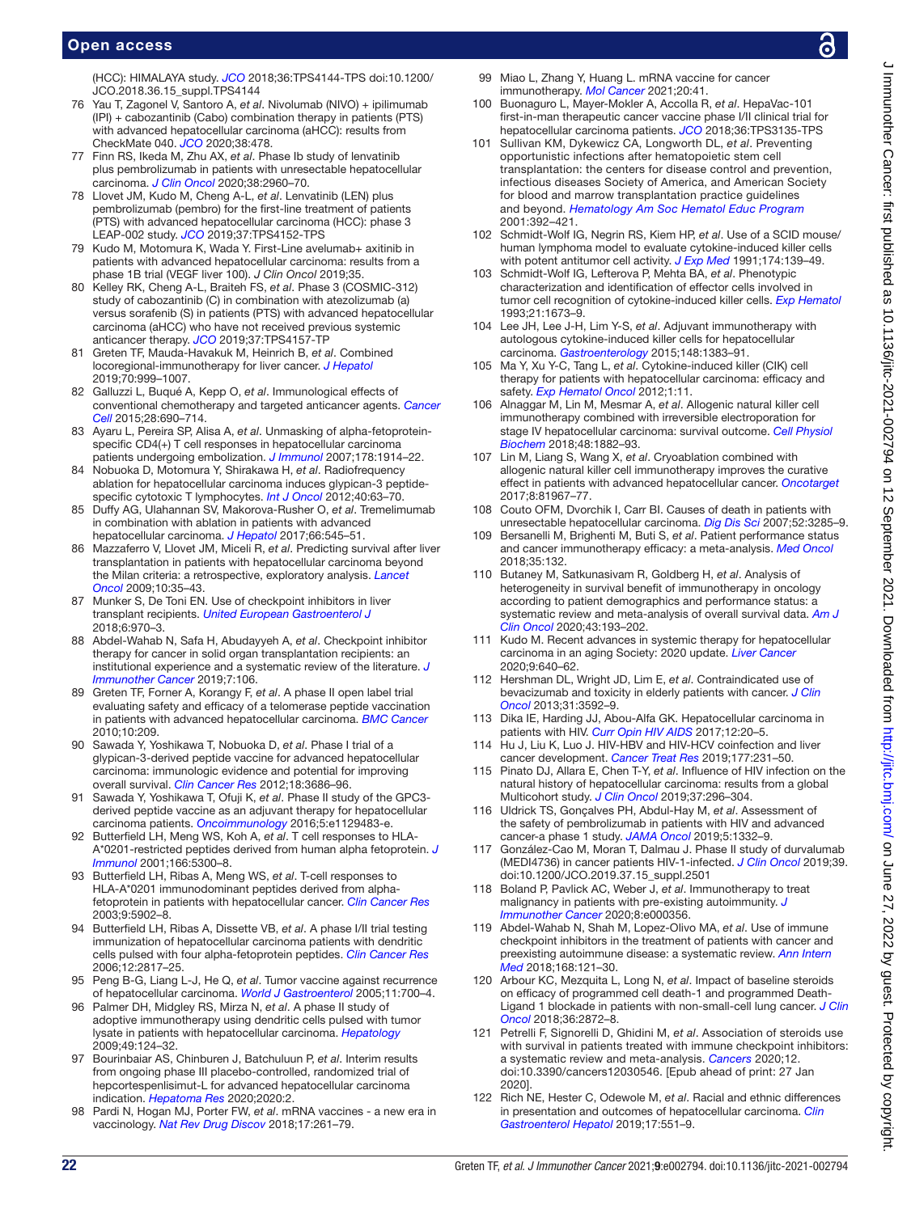(HCC): HIMALAYA study. *JCO* 2018;36:TPS4144-TPS doi:10.1200/JCO.2018.36.15_suppl.TPS4144

76 Yau T, Zagonel V, Santoro A, *et al*. Nivolumab (NIVO) + ipilimumab (IPI) + cabozantinib (Cabo) combination therapy in patients (PTS) with advanced hepatocellular carcinoma (aHCC): results from CheckMate 040. *JCO* 2020;38:478.

77 Finn RS, Ikeda M, Zhu AX, *et al*. Phase Ib study of lenvatinib plus pembrolizumab in patients with unresectable hepatocellular carcinoma. *J Clin Oncol* 2020;38:2960–70.

78 Llovet JM, Kudo M, Cheng A-L, *et al*. Lenvatinib (LEN) plus pembrolizumab (pembro) for the first-line treatment of patients (PTS) with advanced hepatocellular carcinoma (HCC): phase 3 LEAP-002 study. *JCO* 2019;37:TPS4152-TPS

79 Kudo M, Motomura K, Wada Y. First-Line avelumab+ axitinib in patients with advanced hepatocellular carcinoma: results from a phase 1B trial (VEGF liver 100). *J Clin Oncol* 2019;35.

80 Kelley RK, Cheng A-L, Braiteh FS, *et al*. Phase 3 (COSMIC-312) study of cabozantinib (C) in combination with atezolizumab (a) versus sorafenib (S) in patients (PTS) with advanced hepatocellular carcinoma (aHCC) who have not received previous systemic anticancer therapy. *JCO* 2019;37:TPS4157-TP

81 Greten TF, Mauda-Havakuk M, Heinrich B, *et al*. Combined locoregional-immunotherapy for liver cancer. *J Hepatol* 2019;70:999–1007.

82 Galluzzi L, Buqué A, Kepp O, *et al*. Immunological effects of conventional chemotherapy and targeted anticancer agents. *Cancer Cell* 2015;28:690–714.

83 Ayaru L, Pereira SP, Alisa A, *et al*. Unmasking of alpha-fetoprotein-specific CD4(+) T cell responses in hepatocellular carcinoma patients undergoing embolization. *J Immunol* 2007;178:1914–22.

84 Nobuoka D, Motomura Y, Shirakawa H, *et al*. Radiofrequency ablation for hepatocellular carcinoma induces glypican-3 peptide-specific cytotoxic T lymphocytes. *Int J Oncol* 2012;40:63–70.

85 Duffy AG, Ulahannan SV, Makorova-Rusher O, *et al*. Tremelimumab in combination with ablation in patients with advanced hepatocellular carcinoma. *J Hepatol* 2017;66:545–51.

86 Mazzaferro V, Llovet JM, Miceli R, *et al*. Predicting survival after liver transplantation in patients with hepatocellular carcinoma beyond the Milan criteria: a retrospective, exploratory analysis. *Lancet Oncol* 2009;10:35–43.

87 Munker S, De Toni EN. Use of checkpoint inhibitors in liver transplant recipients. *United European Gastroenterol J* 2018;6:970–3.

88 Abdel-Wahab N, Safa H, Abudayyeh A, *et al*. Checkpoint inhibitor therapy for cancer in solid organ transplantation recipients: an institutional experience and a systematic review of the literature. *J Immunother Cancer* 2019;7:106.

89 Greten TF, Forner A, Korangy F, *et al*. A phase II open label trial evaluating safety and efficacy of a telomerase peptide vaccination in patients with advanced hepatocellular carcinoma. *BMC Cancer* 2010;10:209.

90 Sawada Y, Yoshikawa T, Nobuoka D, *et al*. Phase I trial of a glypican-3-derived peptide vaccine for advanced hepatocellular carcinoma: immunologic evidence and potential for improving overall survival. *Clin Cancer Res* 2012;18:3686–96.

91 Sawada Y, Yoshikawa T, Ofuji K, *et al*. Phase II study of the GPC3-derived peptide vaccine as an adjuvant therapy for hepatocellular carcinoma patients. *Oncoimmunology* 2016;5:e1129483-e.

92 Butterfield LH, Meng WS, Koh A, *et al*. T cell responses to HLA-A*0201-restricted peptides derived from human alpha fetoprotein. *J Immunol* 2001;166:5300–8.

93 Butterfield LH, Ribas A, Meng WS, *et al*. T-cell responses to HLA-A*0201 immunodominant peptides derived from alpha-fetoprotein in patients with hepatocellular cancer. *Clin Cancer Res* 2003;9:5902–8.

94 Butterfield LH, Ribas A, Dissette VB, *et al*. A phase I/II trial testing immunization of hepatocellular carcinoma patients with dendritic cells pulsed with four alpha-fetoprotein peptides. *Clin Cancer Res* 2006;12:2817–25.

95 Peng B-G, Liang L-J, He Q, *et al*. Tumor vaccine against recurrence of hepatocellular carcinoma. *World J Gastroenterol* 2005;11:700–4.

96 Palmer DH, Midgley RS, Mirza N, *et al*. A phase II study of adoptive immunotherapy using dendritic cells pulsed with tumor lysate in patients with hepatocellular carcinoma. *Hepatology* 2009;49:124–32.

97 Bourinbaiar AS, Chinburen J, Batchuluun P, *et al*. Interim results from ongoing phase III placebo-controlled, randomized trial of hepcortespenlisimut-L for advanced hepatocellular carcinoma indication. *Hepatoma Res* 2020;2020:2.

98 Pardi N, Hogan MJ, Porter FW, *et al*. mRNA vaccines - a new era in vaccinology. *Nat Rev Drug Discov* 2018;17:261–79.

99 Miao L, Zhang Y, Huang L. mRNA vaccine for cancer immunotherapy. *Mol Cancer* 2021;20:41.

100 Buonaguro L, Mayer-Mokler A, Accolla R, *et al*. HepaVac-101 first-in-man therapeutic cancer vaccine phase I/II clinical trial for hepatocellular carcinoma patients. *JCO* 2018;36:TPS3135-TPS

101 Sullivan KM, Dykewicz CA, Longworth DL, *et al*. Preventing opportunistic infections after hematopoietic stem cell transplantation: the centers for disease control and prevention, infectious diseases Society of America, and American Society for blood and marrow transplantation practice guidelines and beyond. *Hematology Am Soc Hematol Educ Program* 2001:392–421.

102 Schmidt-Wolf IG, Negrin RS, Kiem HP, *et al*. Use of a SCID mouse/human lymphoma model to evaluate cytokine-induced killer cells with potent antitumor cell activity. *J Exp Med* 1991;174:139–49.

103 Schmidt-Wolf IG, Lefterova P, Mehta BA, *et al*. Phenotypic characterization and identification of effector cells involved in tumor cell recognition of cytokine-induced killer cells. *Exp Hematol* 1993;21:1673–9.

104 Lee JH, Lee J-H, Lim Y-S, *et al*. Adjuvant immunotherapy with autologous cytokine-induced killer cells for hepatocellular carcinoma. *Gastroenterology* 2015;148:1383–91.

105 Ma Y, Xu Y-C, Tang L, *et al*. Cytokine-induced killer (CIK) cell therapy for patients with hepatocellular carcinoma: efficacy and safety. *Exp Hematol Oncol* 2012;1:11.

106 Alnaggar M, Lin M, Mesmar A, *et al*. Allogenic natural killer cell immunotherapy combined with irreversible electroporation for stage IV hepatocellular carcinoma: survival outcome. *Cell Physiol Biochem* 2018;48:1882–93.

107 Lin M, Liang S, Wang X, *et al*. Cryoablation combined with allogenic natural killer cell immunotherapy improves the curative effect in patients with advanced hepatocellular cancer. *Oncotarget* 2017;8:81967–77.

108 Couto OFM, Dvorchik I, Carr BI. Causes of death in patients with unresectable hepatocellular carcinoma. *Dig Dis Sci* 2007;52:3285–9.

109 Bersanelli M, Brighenti M, Buti S, *et al*. Patient performance status and cancer immunotherapy efficacy: a meta-analysis. *Med Oncol* 2018;35:132.

110 Butaney M, Satkunasivam R, Goldberg H, *et al*. Analysis of heterogeneity in survival benefit of immunotherapy in oncology according to patient demographics and performance status: a systematic review and meta-analysis of overall survival data. *Am J Clin Oncol* 2020;43:193–202.

111 Kudo M. Recent advances in systemic therapy for hepatocellular carcinoma in an aging Society: 2020 update. *Liver Cancer* 2020;9:640–62.

112 Hershman DL, Wright JD, Lim E, *et al*. Contraindicated use of bevacizumab and toxicity in elderly patients with cancer. *J Clin Oncol* 2013;31:3592–9.

113 Dika IE, Harding JJ, Abou-Alfa GK. Hepatocellular carcinoma in patients with HIV. *Curr Opin HIV AIDS* 2017;12:20–5.

114 Hu J, Liu K, Luo J. HIV-HBV and HIV-HCV coinfection and liver cancer development. *Cancer Treat Res* 2019;177:231–50.

115 Pinato DJ, Allara E, Chen T-Y, *et al*. Influence of HIV infection on the natural history of hepatocellular carcinoma: results from a global Multicohort study. *J Clin Oncol* 2019;37:296–304.

116 Uldrick TS, Gonçalves PH, Abdul-Hay M, *et al*. Assessment of the safety of pembrolizumab in patients with HIV and advanced cancer-a phase 1 study. *JAMA Oncol* 2019;5:1332–9.

117 González-Cao M, Moran T, Dalmau J. Phase II study of durvalumab (MEDI4736) in cancer patients HIV-1-infected. *J Clin Oncol* 2019;39. doi:10.1200/JCO.2019.37.15_suppl.2501

118 Boland P, Pavlick AC, Weber J, *et al*. Immunotherapy to treat malignancy in patients with pre-existing autoimmunity. *J Immunother Cancer* 2020;8:e000356.

119 Abdel-Wahab N, Shah M, Lopez-Olivo MA, *et al*. Use of immune checkpoint inhibitors in the treatment of patients with cancer and preexisting autoimmune disease: a systematic review. *Ann Intern Med* 2018;168:121–30.

120 Arbour KC, Mezquita L, Long N, *et al*. Impact of baseline steroids on efficacy of programmed cell death-1 and programmed Death-Ligand 1 blockade in patients with non-small-cell lung cancer. *J Clin Oncol* 2018;36:2872–8.

121 Petrelli F, Signorelli D, Ghidini M, *et al*. Association of steroids use with survival in patients treated with immune checkpoint inhibitors: a systematic review and meta-analysis. *Cancers* 2020;12. doi:10.3390/cancers12030546. [Epub ahead of print: 27 Jan 2020].

122 Rich NE, Hester C, Odewole M, *et al*. Racial and ethnic differences in presentation and outcomes of hepatocellular carcinoma. *Clin Gastroenterol Hepatol* 2019;17:551–9.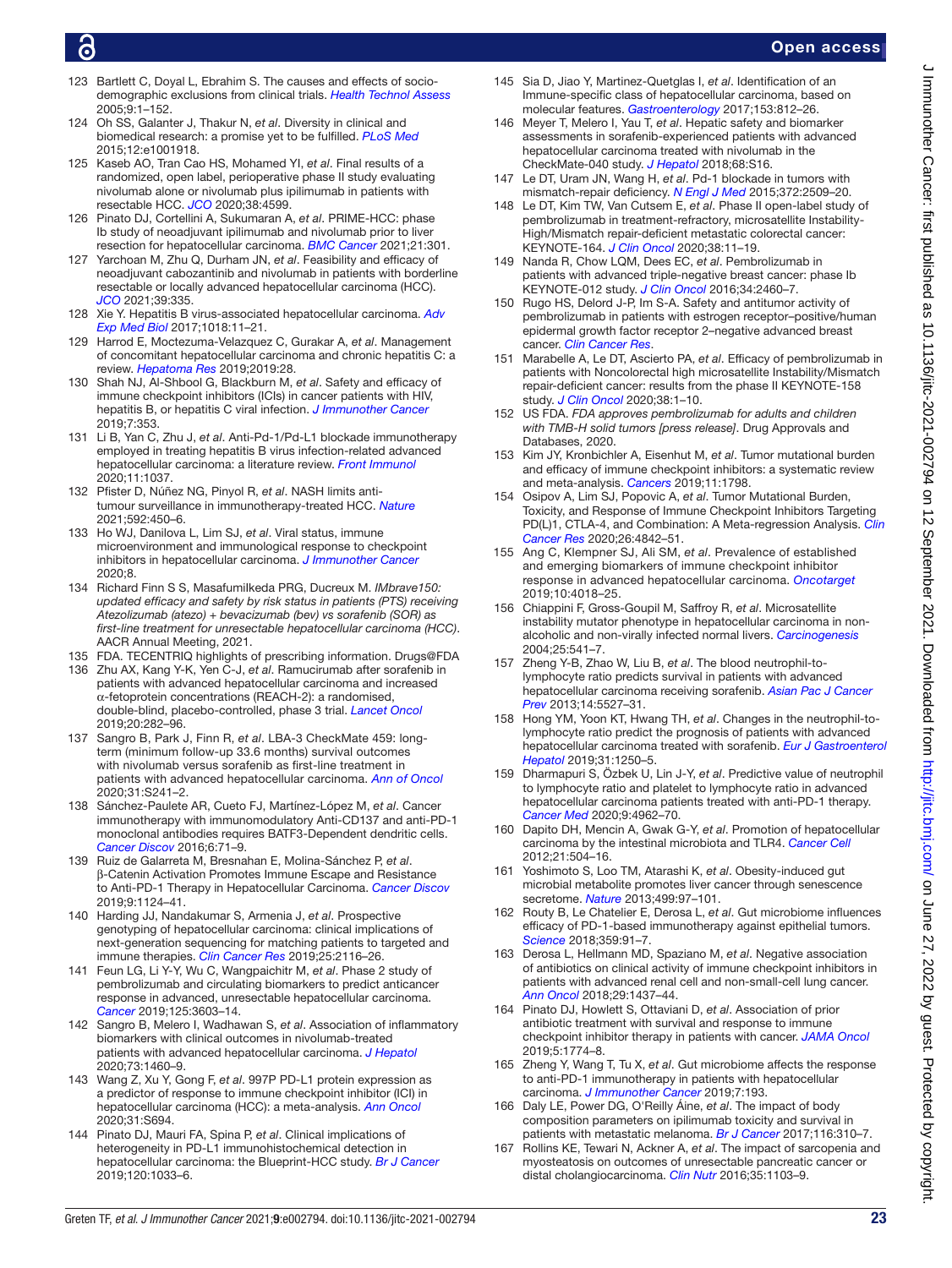123 Bartlett C, Doyal L, Ebrahim S. The causes and effects of socio-demographic exclusions from clinical trials. *Health Technol Assess* 2005;9:1–152.

124 Oh SS, Galanter J, Thakur N, *et al*. Diversity in clinical and biomedical research: a promise yet to be fulfilled. *PLoS Med* 2015;12:e1001918.

125 Kaseb AO, Tran Cao HS, Mohamed YI, *et al*. Final results of a randomized, open label, perioperative phase II study evaluating nivolumab alone or nivolumab plus ipilimumab in patients with resectable HCC. *JCO* 2020;38:4599.

126 Pinato DJ, Cortellini A, Sukumaran A, *et al*. PRIME-HCC: phase Ib study of neoadjuvant ipilimumab and nivolumab prior to liver resection for hepatocellular carcinoma. *BMC Cancer* 2021;21:301.

127 Yarchoan M, Zhu Q, Durham JN, *et al*. Feasibility and efficacy of neoadjuvant cabozantinib and nivolumab in patients with borderline resectable or locally advanced hepatocellular carcinoma (HCC). *JCO* 2021;39:335.

128 Xie Y. Hepatitis B virus-associated hepatocellular carcinoma. *Adv Exp Med Biol* 2017;1018:11–21.

129 Harrod E, Moctezuma-Velazquez C, Gurakar A, *et al*. Management of concomitant hepatocellular carcinoma and chronic hepatitis C: a review. *Hepatoma Res* 2019;2019:28.

130 Shah NJ, Al-Shbool G, Blackburn M, *et al*. Safety and efficacy of immune checkpoint inhibitors (ICIs) in cancer patients with HIV, hepatitis B, or hepatitis C viral infection. *J Immunother Cancer* 2019;7:353.

131 Li B, Yan C, Zhu J, *et al*. Anti-Pd-1/Pd-L1 blockade immunotherapy employed in treating hepatitis B virus infection-related advanced hepatocellular carcinoma: a literature review. *Front Immunol* 2020;11:1037.

132 Pfister D, Núñez NG, Pinyol R, *et al*. NASH limits anti-tumour surveillance in immunotherapy-treated HCC. *Nature* 2021;592:450–6.

133 Ho WJ, Danilova L, Lim SJ, *et al*. Viral status, immune microenvironment and immunological response to checkpoint inhibitors in hepatocellular carcinoma. *J Immunother Cancer* 2020;8.

134 Richard Finn S S, Masafumikeda PRG, Ducreux M. *IMbrave150: updated efficacy and safety by risk status in patients (PTS) receiving Atezolizumab (atezo) + bevacizumab (bev) vs sorafenib (SOR) as first-line treatment for unresectable hepatocellular carcinoma (HCC)*. AACR Annual Meeting, 2021.

135 FDA. TECENTRIQ highlights of prescribing information. Drugs@FDA

136 Zhu AX, Kang Y-K, Yen C-J, *et al*. Ramucirumab after sorafenib in patients with advanced hepatocellular carcinoma and increased α-fetoprotein concentrations (REACH-2): a randomised, double-blind, placebo-controlled, phase 3 trial. *Lancet Oncol* 2019;20:282–96.

137 Sangro B, Park J, Finn R, *et al*. LBA-3 CheckMate 459: long-term (minimum follow-up 33.6 months) survival outcomes with nivolumab versus sorafenib as first-line treatment in patients with advanced hepatocellular carcinoma. *Ann of Oncol* 2020;31:S241–2.

138 Sánchez-Paulete AR, Cueto FJ, Martínez-López M, *et al*. Cancer immunotherapy with immunomodulatory Anti-CD137 and anti-PD-1 monoclonal antibodies requires BATF3-Dependent dendritic cells. *Cancer Discov* 2016;6:71–9.

139 Ruiz de Galarreta M, Bresnahan E, Molina-Sánchez P, *et al*. β-Catenin Activation Promotes Immune Escape and Resistance to Anti-PD-1 Therapy in Hepatocellular Carcinoma. *Cancer Discov* 2019;9:1124–41.

140 Harding JJ, Nandakumar S, Armenia J, *et al*. Prospective genotyping of hepatocellular carcinoma: clinical implications of next-generation sequencing for matching patients to targeted and immune therapies. *Clin Cancer Res* 2019;25:2116–26.

141 Feun LG, Li Y-Y, Wu C, Wangpaichitr M, *et al*. Phase 2 study of pembrolizumab and circulating biomarkers to predict anticancer response in advanced, unresectable hepatocellular carcinoma. *Cancer* 2019;125:3603–14.

142 Sangro B, Melero I, Wadhawan S, *et al*. Association of inflammatory biomarkers with clinical outcomes in nivolumab-treated patients with advanced hepatocellular carcinoma. *J Hepatol* 2020;73:1460–9.

143 Wang Z, Xu Y, Gong F, *et al*. 997P PD-L1 protein expression as a predictor of response to immune checkpoint inhibitor (ICI) in hepatocellular carcinoma (HCC): a meta-analysis. *Ann Oncol* 2020;31:S694.

144 Pinato DJ, Mauri FA, Spina P, *et al*. Clinical implications of heterogeneity in PD-L1 immunohistochemical detection in hepatocellular carcinoma: the Blueprint-HCC study. *Br J Cancer* 2019;120:1033–6.

145 Sia D, Jiao Y, Martinez-Quetglas I, *et al*. Identification of an Immune-specific class of hepatocellular carcinoma, based on molecular features. *Gastroenterology* 2017;153:812–26.

146 Meyer T, Melero I, Yau T, *et al*. Hepatic safety and biomarker assessments in sorafenib-experienced patients with advanced hepatocellular carcinoma treated with nivolumab in the CheckMate-040 study. *J Hepatol* 2018;68:S16.

147 Le DT, Uram JN, Wang H, *et al*. Pd-1 blockade in tumors with mismatch-repair deficiency. *N Engl J Med* 2015;372:2509–20.

148 Le DT, Kim TW, Van Cutsem E, *et al*. Phase II open-label study of pembrolizumab in treatment-refractory, microsatellite Instability-High/Mismatch repair-deficient metastatic colorectal cancer: KEYNOTE-164. *J Clin Oncol* 2020;38:11–19.

149 Nanda R, Chow LQM, Dees EC, *et al*. Pembrolizumab in patients with advanced triple-negative breast cancer: phase Ib KEYNOTE-012 study. *J Clin Oncol* 2016;34:2460–7.

150 Rugo HS, Delord J-P, Im S-A. Safety and antitumor activity of pembrolizumab in patients with estrogen receptor–positive/human epidermal growth factor receptor 2–negative advanced breast cancer. *Clin Cancer Res*.

151 Marabelle A, Le DT, Ascierto PA, *et al*. Efficacy of pembrolizumab in patients with Noncolorectal high microsatellite Instability/Mismatch repair-deficient cancer: results from the phase II KEYNOTE-158 study. *J Clin Oncol* 2020;38:1–10.

152 US FDA. *FDA approves pembrolizumab for adults and children with TMB-H solid tumors [press release]*. Drug Approvals and Databases, 2020.

153 Kim JY, Kronbichler A, Eisenhut M, *et al*. Tumor mutational burden and efficacy of immune checkpoint inhibitors: a systematic review and meta-analysis. *Cancers* 2019;11:1798.

154 Osipov A, Lim SJ, Popovic A, *et al*. Tumor Mutational Burden, Toxicity, and Response of Immune Checkpoint Inhibitors Targeting PD(L)1, CTLA-4, and Combination: A Meta-regression Analysis. *Clin Cancer Res* 2020;26:4842–51.

155 Ang C, Klempner SJ, Ali SM, *et al*. Prevalence of established and emerging biomarkers of immune checkpoint inhibitor response in advanced hepatocellular carcinoma. *Oncotarget* 2019;10:4018–25.

156 Chiappini F, Gross-Goupil M, Saffroy R, *et al*. Microsatellite instability mutator phenotype in hepatocellular carcinoma in non-alcoholic and non-virally infected normal livers. *Carcinogenesis* 2004;25:541–7.

157 Zheng Y-B, Zhao W, Liu B, *et al*. The blood neutrophil-to-lymphocyte ratio predicts survival in patients with advanced hepatocellular carcinoma receiving sorafenib. *Asian Pac J Cancer Prev* 2013;14:5527–31.

158 Hong YM, Yoon KT, Hwang TH, *et al*. Changes in the neutrophil-to-lymphocyte ratio predict the prognosis of patients with advanced hepatocellular carcinoma treated with sorafenib. *Eur J Gastroenterol Hepatol* 2019;31:1250–5.

159 Dharmapuri S, Özbek U, Lin J-Y, *et al*. Predictive value of neutrophil to lymphocyte ratio and platelet to lymphocyte ratio in advanced hepatocellular carcinoma patients treated with anti-PD-1 therapy. *Cancer Med* 2020;9:4962–70.

160 Dapito DH, Mencin A, Gwak G-Y, *et al*. Promotion of hepatocellular carcinoma by the intestinal microbiota and TLR4. *Cancer Cell* 2012;21:504–16.

161 Yoshimoto S, Loo TM, Atarashi K, *et al*. Obesity-induced gut microbial metabolite promotes liver cancer through senescence secretome. *Nature* 2013;499:97–101.

162 Routy B, Le Chatelier E, Derosa L, *et al*. Gut microbiome influences efficacy of PD-1-based immunotherapy against epithelial tumors. *Science* 2018;359:91–7.

163 Derosa L, Hellmann MD, Spaziano M, *et al*. Negative association of antibiotics on clinical activity of immune checkpoint inhibitors in patients with advanced renal cell and non-small-cell lung cancer. *Ann Oncol* 2018;29:1437–44.

164 Pinato DJ, Howlett S, Ottaviani D, *et al*. Association of prior antibiotic treatment with survival and response to immune checkpoint inhibitor therapy in patients with cancer. *JAMA Oncol* 2019;5:1774–8.

165 Zheng Y, Wang T, Tu X, *et al*. Gut microbiome affects the response to anti-PD-1 immunotherapy in patients with hepatocellular carcinoma. *J Immunother Cancer* 2019;7:193.

166 Daly LE, Power DG, O'Reilly Áine, *et al*. The impact of body composition parameters on ipilimumab toxicity and survival in patients with metastatic melanoma. *Br J Cancer* 2017;116:310–7.

167 Rollins KE, Tewari N, Ackner A, *et al*. The impact of sarcopenia and myosteatosis on outcomes of unresectable pancreatic cancer or distal cholangiocarcinoma. *Clin Nutr* 2016;35:1103–9.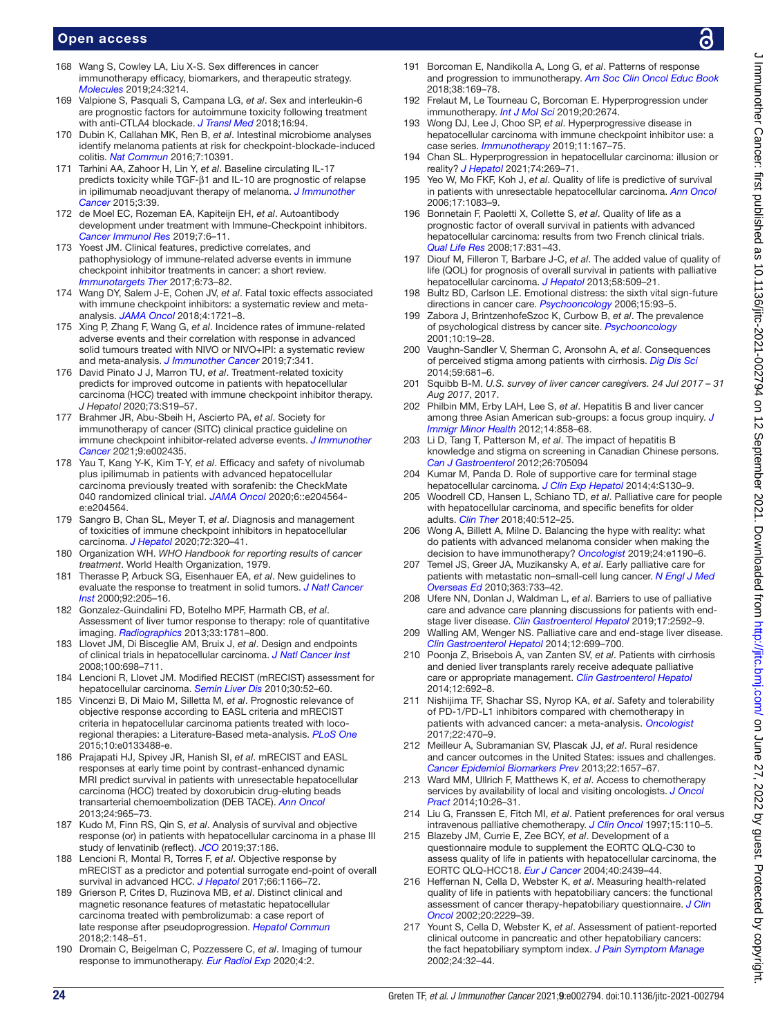168 Wang S, Cowley LA, Liu X-S. Sex differences in cancer immunotherapy efficacy, biomarkers, and therapeutic strategy. *Molecules* 2019;24:3214.
169 Valpione S, Pasquali S, Campana LG, *et al*. Sex and interleukin-6 are prognostic factors for autoimmune toxicity following treatment with anti-CTLA4 blockade. *J Transl Med* 2018;16:94.
170 Dubin K, Callahan MK, Ren B, *et al*. Intestinal microbiome analyses identify melanoma patients at risk for checkpoint-blockade-induced colitis. *Nat Commun* 2016;7:10391.
171 Tarhini AA, Zahoor H, Lin Y, *et al*. Baseline circulating IL-17 predicts toxicity while TGF-β1 and IL-10 are prognostic of relapse in ipilimumab neoadjuvant therapy of melanoma. *J Immunother Cancer* 2015;3:39.
172 de Moel EC, Rozeman EA, Kapiteijn EH, *et al*. Autoantibody development under treatment with Immune-Checkpoint inhibitors. *Cancer Immunol Res* 2019;7:6–11.
173 Yoest JM. Clinical features, predictive correlates, and pathophysiology of immune-related adverse events in immune checkpoint inhibitor treatments in cancer: a short review. *Immunotargets Ther* 2017;6:73–82.
174 Wang DY, Salem J-E, Cohen JV, *et al*. Fatal toxic effects associated with immune checkpoint inhibitors: a systematic review and meta-analysis. *JAMA Oncol* 2018;4:1721–8.
175 Xing P, Zhang F, Wang G, *et al*. Incidence rates of immune-related adverse events and their correlation with response in advanced solid tumours treated with NIVO or NIVO+IPI: a systematic review and meta-analysis. *J Immunother Cancer* 2019;7:341.
176 David Pinato J J, Marron TU, *et al*. Treatment-related toxicity predicts for improved outcome in patients with hepatocellular carcinoma (HCC) treated with immune checkpoint inhibitor therapy. *J Hepatol* 2020;73:S19–57.
177 Brahmer JR, Abu-Sbeih H, Ascierto PA, *et al*. Society for immunotherapy of cancer (SITC) clinical practice guideline on immune checkpoint inhibitor-related adverse events. *J Immunother Cancer* 2021;9:e002435.
178 Yau T, Kang Y-K, Kim T-Y, *et al*. Efficacy and safety of nivolumab plus ipilimumab in patients with advanced hepatocellular carcinoma previously treated with sorafenib: the CheckMate 040 randomized clinical trial. *JAMA Oncol* 2020;6::e204564-e:e204564.
179 Sangro B, Chan SL, Meyer T, *et al*. Diagnosis and management of toxicities of immune checkpoint inhibitors in hepatocellular carcinoma. *J Hepatol* 2020;72:320–41.
180 Organization WH. *WHO Handbook for reporting results of cancer treatment*. World Health Organization, 1979.
181 Therasse P, Arbuck SG, Eisenhauer EA, *et al*. New guidelines to evaluate the response to treatment in solid tumors. *J Natl Cancer Inst* 2000;92:205–16.
182 Gonzalez-Guindalini FD, Botelho MPF, Harmath CB, *et al*. Assessment of liver tumor response to therapy: role of quantitative imaging. *Radiographics* 2013;33:1781–800.
183 Llovet JM, Di Bisceglie AM, Bruix J, *et al*. Design and endpoints of clinical trials in hepatocellular carcinoma. *J Natl Cancer Inst* 2008;100:698–711.
184 Lencioni R, Llovet JM. Modified RECIST (mRECIST) assessment for hepatocellular carcinoma. *Semin Liver Dis* 2010;30:52–60.
185 Vincenzi B, Di Maio M, Silletta M, *et al*. Prognostic relevance of objective response according to EASL criteria and mRECIST criteria in hepatocellular carcinoma patients treated with loco-regional therapies: a Literature-Based meta-analysis. *PLoS One* 2015;10:e0133488-e.
186 Prajapati HJ, Spivey JR, Hanish SI, *et al*. mRECIST and EASL responses at early time point by contrast-enhanced dynamic MRI predict survival in patients with unresectable hepatocellular carcinoma (HCC) treated by doxorubicin drug-eluting beads transarterial chemoembolization (DEB TACE). *Ann Oncol* 2013;24:965–73.
187 Kudo M, Finn RS, Qin S, *et al*. Analysis of survival and objective response (or) in patients with hepatocellular carcinoma in a phase III study of lenvatinib (reflect). *JCO* 2019;37:186.
188 Lencioni R, Montal R, Torres F, *et al*. Objective response by mRECIST as a predictor and potential surrogate end-point of overall survival in advanced HCC. *J Hepatol* 2017;66:1166–72.
189 Grierson P, Crites D, Ruzinova MB, *et al*. Distinct clinical and magnetic resonance features of metastatic hepatocellular carcinoma treated with pembrolizumab: a case report of late response after pseudoprogression. *Hepatol Commun* 2018;2:148–51.
190 Dromain C, Beigelman C, Pozzessere C, *et al*. Imaging of tumour response to immunotherapy. *Eur Radiol Exp* 2020;4:2.
191 Borcoman E, Nandikolla A, Long G, *et al*. Patterns of response and progression to immunotherapy. *Am Soc Clin Oncol Educ Book* 2018;38:169–78.
192 Frelaut M, Le Tourneau C, Borcoman E. Hyperprogression under immunotherapy. *Int J Mol Sci* 2019;20:2674.
193 Wong DJ, Lee J, Choo SP, *et al*. Hyperprogressive disease in hepatocellular carcinoma with immune checkpoint inhibitor use: a case series. *Immunotherapy* 2019;11:167–75.
194 Chan SL. Hyperprogression in hepatocellular carcinoma: illusion or reality? *J Hepatol* 2021;74:269–71.
195 Yeo W, Mo FKF, Koh J, *et al*. Quality of life is predictive of survival in patients with unresectable hepatocellular carcinoma. *Ann Oncol* 2006;17:1083–9.
196 Bonnetain F, Paoletti X, Collette S, *et al*. Quality of life as a prognostic factor of overall survival in patients with advanced hepatocellular carcinoma: results from two French clinical trials. *Qual Life Res* 2008;17:831–43.
197 Diouf M, Filleron T, Barbare J-C, *et al*. The added value of quality of life (QOL) for prognosis of overall survival in patients with palliative hepatocellular carcinoma. *J Hepatol* 2013;58:509–21.
198 Bultz BD, Carlson LE. Emotional distress: the sixth vital sign-future directions in cancer care. *Psychooncology* 2006;15:93–5.
199 Zabora J, BrintzenhofeSzoc K, Curbow B, *et al*. The prevalence of psychological distress by cancer site. *Psychooncology* 2001;10:19–28.
200 Vaughn-Sandler V, Sherman C, Aronsohn A, *et al*. Consequences of perceived stigma among patients with cirrhosis. *Dig Dis Sci* 2014;59:681–6.
201 Squibb B-M. *U.S. survey of liver cancer caregivers. 24 Jul 2017 – 31 Aug 2017*, 2017.
202 Philbin MM, Erby LAH, Lee S, *et al*. Hepatitis B and liver cancer among three Asian American sub-groups: a focus group inquiry. *J Immigr Minor Health* 2012;14:858–68.
203 Li D, Tang T, Patterson M, *et al*. The impact of hepatitis B knowledge and stigma on screening in Canadian Chinese persons. *Can J Gastroenterol* 2012;26:705094
204 Kumar M, Panda D. Role of supportive care for terminal stage hepatocellular carcinoma. *J Clin Exp Hepatol* 2014;4:S130–9.
205 Woodrell CD, Hansen L, Schiano TD, *et al*. Palliative care for people with hepatocellular carcinoma, and specific benefits for older adults. *Clin Ther* 2018;40:512–25.
206 Wong A, Billett A, Milne D. Balancing the hype with reality: what do patients with advanced melanoma consider when making the decision to have immunotherapy? *Oncologist* 2019;24:e1190–6.
207 Temel JS, Greer JA, Muzikansky A, *et al*. Early palliative care for patients with metastatic non–small-cell lung cancer. *N Engl J Med Overseas Ed* 2010;363:733–42.
208 Ufere NN, Donlan J, Waldman L, *et al*. Barriers to use of palliative care and advance care planning discussions for patients with end-stage liver disease. *Clin Gastroenterol Hepatol* 2019;17:2592–9.
209 Walling AM, Wenger NS. Palliative care and end-stage liver disease. *Clin Gastroenterol Hepatol* 2014;12:699–700.
210 Poonja Z, Brisebois A, van Zanten SV, *et al*. Patients with cirrhosis and denied liver transplants rarely receive adequate palliative care or appropriate management. *Clin Gastroenterol Hepatol* 2014;12:692–8.
211 Nishijima TF, Shachar SS, Nyrop KA, *et al*. Safety and tolerability of PD-1/PD-L1 inhibitors compared with chemotherapy in patients with advanced cancer: a meta-analysis. *Oncologist* 2017;22:470–9.
212 Meilleur A, Subramanian SV, Plascak JJ, *et al*. Rural residence and cancer outcomes in the United States: issues and challenges. *Cancer Epidemiol Biomarkers Prev* 2013;22:1657–67.
213 Ward MM, Ullrich F, Matthews K, *et al*. Access to chemotherapy services by availability of local and visiting oncologists. *J Oncol Pract* 2014;10:26–31.
214 Liu G, Franssen E, Fitch MI, *et al*. Patient preferences for oral versus intravenous palliative chemotherapy. *J Clin Oncol* 1997;15:110–5.
215 Blazeby JM, Currie E, Zee BCY, *et al*. Development of a questionnaire module to supplement the EORTC QLQ-C30 to assess quality of life in patients with hepatocellular carcinoma, the EORTC QLQ-HCC18. *Eur J Cancer* 2004;40:2439–44.
216 Heffernan N, Cella D, Webster K, *et al*. Measuring health-related quality of life in patients with hepatobiliary cancers: the functional assessment of cancer therapy-hepatobiliary questionnaire. *J Clin Oncol* 2002;20:2229–39.
217 Yount S, Cella D, Webster K, *et al*. Assessment of patient-reported clinical outcome in pancreatic and other hepatobiliary cancers: the fact hepatobiliary symptom index. *J Pain Symptom Manage* 2002;24:32–44.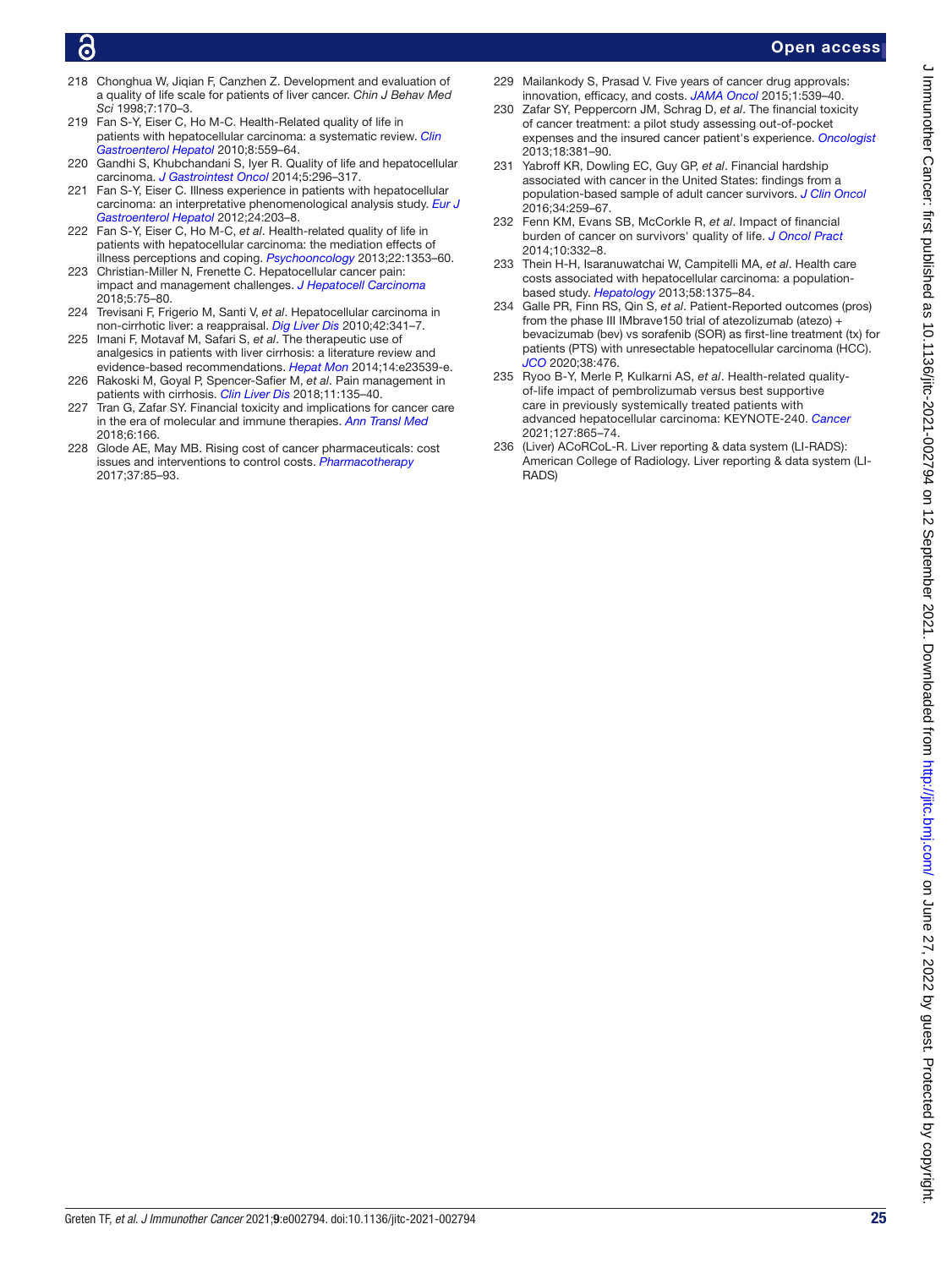218 Chonghua W, Jiqian F, Canzhen Z. Development and evaluation of a quality of life scale for patients of liver cancer. *Chin J Behav Med Sci* 1998;7:170–3.

219 Fan S-Y, Eiser C, Ho M-C. Health-Related quality of life in patients with hepatocellular carcinoma: a systematic review. *Clin Gastroenterol Hepatol* 2010;8:559–64.

220 Gandhi S, Khubchandani S, Iyer R. Quality of life and hepatocellular carcinoma. *J Gastrointest Oncol* 2014;5:296–317.

221 Fan S-Y, Eiser C. Illness experience in patients with hepatocellular carcinoma: an interpretative phenomenological analysis study. *Eur J Gastroenterol Hepatol* 2012;24:203–8.

222 Fan S-Y, Eiser C, Ho M-C, *et al*. Health-related quality of life in patients with hepatocellular carcinoma: the mediation effects of illness perceptions and coping. *Psychooncology* 2013;22:1353–60.

223 Christian-Miller N, Frenette C. Hepatocellular cancer pain: impact and management challenges. *J Hepatocell Carcinoma* 2018;5:75–80.

224 Trevisani F, Frigerio M, Santi V, *et al*. Hepatocellular carcinoma in non-cirrhotic liver: a reappraisal. *Dig Liver Dis* 2010;42:341–7.

225 Imani F, Motavaf M, Safari S, *et al*. The therapeutic use of analgesics in patients with liver cirrhosis: a literature review and evidence-based recommendations. *Hepat Mon* 2014;14:e23539-e.

226 Rakoski M, Goyal P, Spencer-Safier M, *et al*. Pain management in patients with cirrhosis. *Clin Liver Dis* 2018;11:135–40.

227 Tran G, Zafar SY. Financial toxicity and implications for cancer care in the era of molecular and immune therapies. *Ann Transl Med* 2018;6:166.

228 Glode AE, May MB. Rising cost of cancer pharmaceuticals: cost issues and interventions to control costs. *Pharmacotherapy* 2017;37:85–93.

229 Mailankody S, Prasad V. Five years of cancer drug approvals: innovation, efficacy, and costs. *JAMA Oncol* 2015;1:539–40.

230 Zafar SY, Peppercorn JM, Schrag D, *et al*. The financial toxicity of cancer treatment: a pilot study assessing out-of-pocket expenses and the insured cancer patient's experience. *Oncologist* 2013;18:381–90.

231 Yabroff KR, Dowling EC, Guy GP, *et al*. Financial hardship associated with cancer in the United States: findings from a population-based sample of adult cancer survivors. *J Clin Oncol* 2016;34:259–67.

232 Fenn KM, Evans SB, McCorkle R, *et al*. Impact of financial burden of cancer on survivors' quality of life. *J Oncol Pract* 2014;10:332–8.

233 Thein H-H, Isaranuwatchai W, Campitelli MA, *et al*. Health care costs associated with hepatocellular carcinoma: a population-based study. *Hepatology* 2013;58:1375–84.

234 Galle PR, Finn RS, Qin S, *et al*. Patient-Reported outcomes (pros) from the phase III IMbrave150 trial of atezolizumab (atezo) + bevacizumab (bev) vs sorafenib (SOR) as first-line treatment (tx) for patients (PTS) with unresectable hepatocellular carcinoma (HCC). *JCO* 2020;38:476.

235 Ryoo B-Y, Merle P, Kulkarni AS, *et al*. Health-related quality-of-life impact of pembrolizumab versus best supportive care in previously systemically treated patients with advanced hepatocellular carcinoma: KEYNOTE-240. *Cancer* 2021;127:865–74.

236 (Liver) ACoRCoL-R. Liver reporting & data system (LI-RADS): American College of Radiology. Liver reporting & data system (LI-RADS)